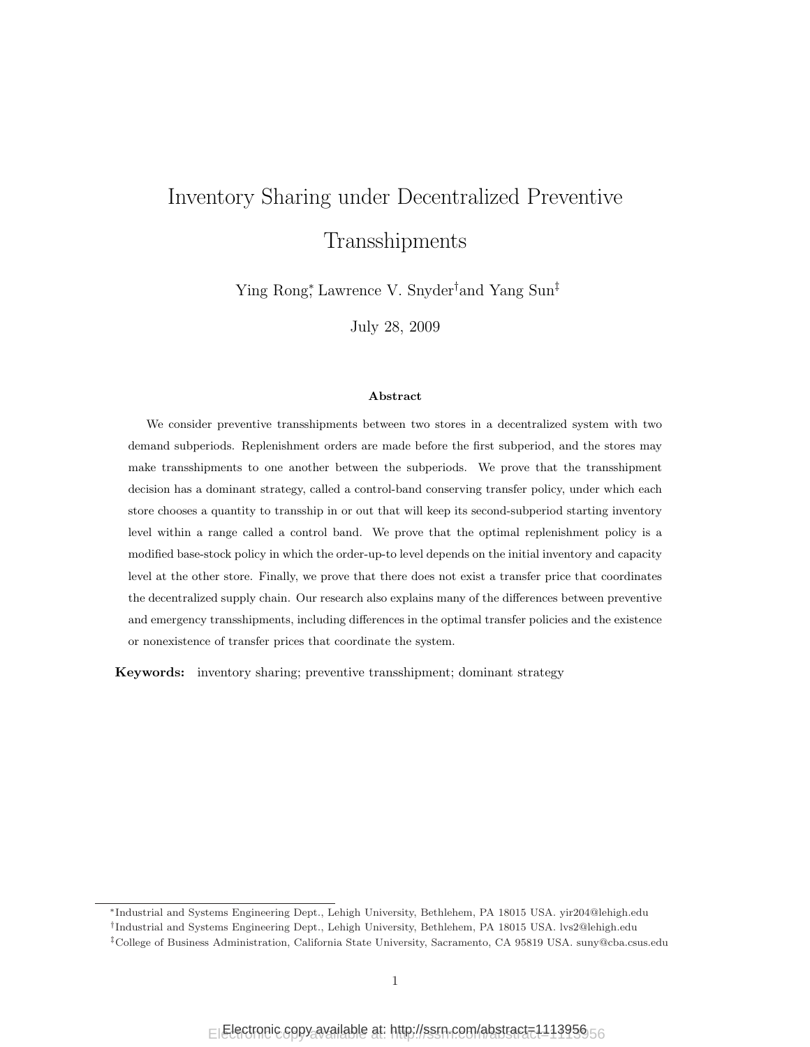# Inventory Sharing under Decentralized Preventive Transshipments

Ying Rong[*], Lawrence V. Snyder[†] and Yang Sun[‡]

July 28, 2009

### Abstract

We consider preventive transshipments between two stores in a decentralized system with two demand subperiods. Replenishment orders are made before the first subperiod, and the stores may make transshipments to one another between the subperiods. We prove that the transshipment decision has a dominant strategy, called a control-band conserving transfer policy, under which each store chooses a quantity to transship in or out that will keep its second-subperiod starting inventory level within a range called a control band. We prove that the optimal replenishment policy is a modified base-stock policy in which the order-up-to level depends on the initial inventory and capacity level at the other store. Finally, we prove that there does not exist a transfer price that coordinates the decentralized supply chain. Our research also explains many of the differences between preventive and emergency transshipments, including differences in the optimal transfer policies and the existence or nonexistence of transfer prices that coordinate the system.

**Keywords:** inventory sharing; preventive transshipment; dominant strategy

---

[*] Industrial and Systems Engineering Dept., Lehigh University, Bethlehem, PA 18015 USA. yir204@lehigh.edu

[†] Industrial and Systems Engineering Dept., Lehigh University, Bethlehem, PA 18015 USA. lvs2@lehigh.edu

[‡] College of Business Administration, California State University, Sacramento, CA 95819 USA. suny@cba.csus.edu

Electronic copy available at: http://ssrn.com/abstract=1113956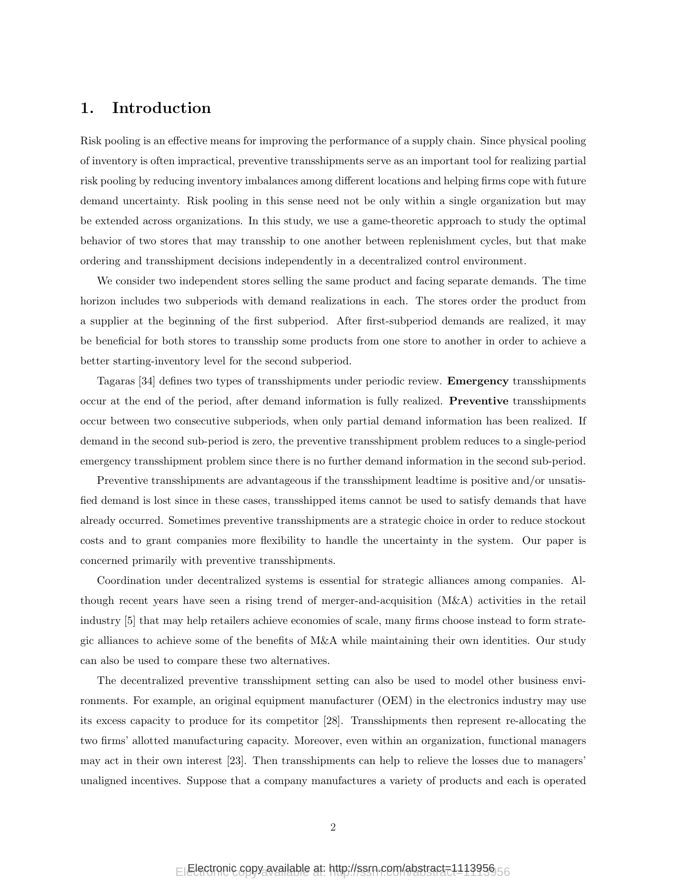# 1. Introduction

Risk pooling is an effective means for improving the performance of a supply chain. Since physical pooling of inventory is often impractical, preventive transshipments serve as an important tool for realizing partial risk pooling by reducing inventory imbalances among different locations and helping firms cope with future demand uncertainty. Risk pooling in this sense need not be only within a single organization but may be extended across organizations. In this study, we use a game-theoretic approach to study the optimal behavior of two stores that may transship to one another between replenishment cycles, but that make ordering and transshipment decisions independently in a decentralized control environment.

We consider two independent stores selling the same product and facing separate demands. The time horizon includes two subperiods with demand realizations in each. The stores order the product from a supplier at the beginning of the first subperiod. After first-subperiod demands are realized, it may be beneficial for both stores to transship some products from one store to another in order to achieve a better starting-inventory level for the second subperiod.

Tagaras [34] defines two types of transshipments under periodic review. **Emergency** transshipments occur at the end of the period, after demand information is fully realized. **Preventive** transshipments occur between two consecutive subperiods, when only partial demand information has been realized. If demand in the second sub-period is zero, the preventive transshipment problem reduces to a single-period emergency transshipment problem since there is no further demand information in the second sub-period.

Preventive transshipments are advantageous if the transshipment leadtime is positive and/or unsatisfied demand is lost since in these cases, transshipped items cannot be used to satisfy demands that have already occurred. Sometimes preventive transshipments are a strategic choice in order to reduce stockout costs and to grant companies more flexibility to handle the uncertainty in the system. Our paper is concerned primarily with preventive transshipments.

Coordination under decentralized systems is essential for strategic alliances among companies. Although recent years have seen a rising trend of merger-and-acquisition (M&A) activities in the retail industry [5] that may help retailers achieve economies of scale, many firms choose instead to form strategic alliances to achieve some of the benefits of M&A while maintaining their own identities. Our study can also be used to compare these two alternatives.

The decentralized preventive transshipment setting can also be used to model other business environments. For example, an original equipment manufacturer (OEM) in the electronics industry may use its excess capacity to produce for its competitor [28]. Transshipments then represent re-allocating the two firms' allotted manufacturing capacity. Moreover, even within an organization, functional managers may act in their own interest [23]. Then transshipments can help to relieve the losses due to managers' unaligned incentives. Suppose that a company manufactures a variety of products and each is operated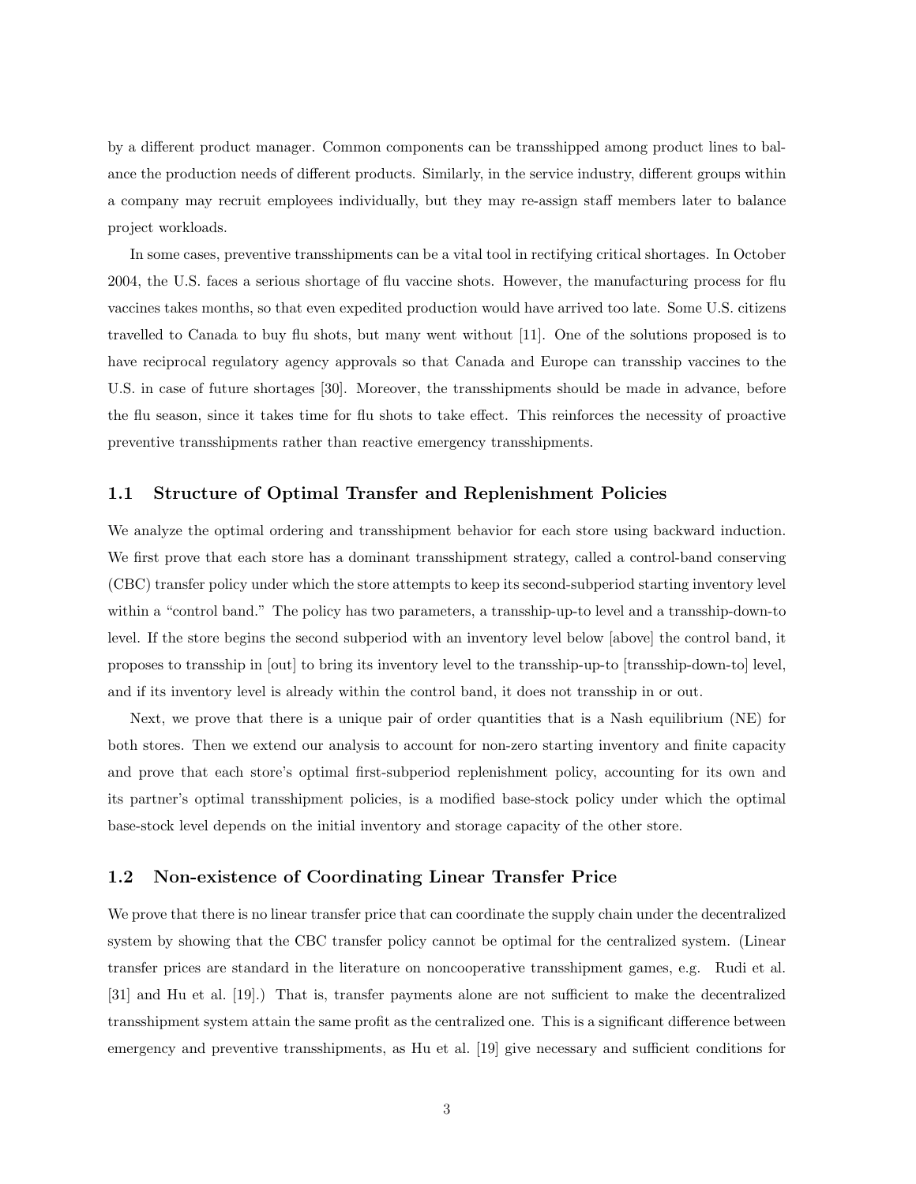by a different product manager. Common components can be transshipped among product lines to balance the production needs of different products. Similarly, in the service industry, different groups within a company may recruit employees individually, but they may re-assign staff members later to balance project workloads.

In some cases, preventive transshipments can be a vital tool in rectifying critical shortages. In October 2004, the U.S. faces a serious shortage of flu vaccine shots. However, the manufacturing process for flu vaccines takes months, so that even expedited production would have arrived too late. Some U.S. citizens travelled to Canada to buy flu shots, but many went without [11]. One of the solutions proposed is to have reciprocal regulatory agency approvals so that Canada and Europe can transship vaccines to the U.S. in case of future shortages [30]. Moreover, the transshipments should be made in advance, before the flu season, since it takes time for flu shots to take effect. This reinforces the necessity of proactive preventive transshipments rather than reactive emergency transshipments.

## 1.1 Structure of Optimal Transfer and Replenishment Policies

We analyze the optimal ordering and transshipment behavior for each store using backward induction. We first prove that each store has a dominant transshipment strategy, called a control-band conserving (CBC) transfer policy under which the store attempts to keep its second-subperiod starting inventory level within a "control band." The policy has two parameters, a transship-up-to level and a transship-down-to level. If the store begins the second subperiod with an inventory level below [above] the control band, it proposes to transship in [out] to bring its inventory level to the transship-up-to [transship-down-to] level, and if its inventory level is already within the control band, it does not transship in or out.

Next, we prove that there is a unique pair of order quantities that is a Nash equilibrium (NE) for both stores. Then we extend our analysis to account for non-zero starting inventory and finite capacity and prove that each store's optimal first-subperiod replenishment policy, accounting for its own and its partner's optimal transshipment policies, is a modified base-stock policy under which the optimal base-stock level depends on the initial inventory and storage capacity of the other store.

## 1.2 Non-existence of Coordinating Linear Transfer Price

We prove that there is no linear transfer price that can coordinate the supply chain under the decentralized system by showing that the CBC transfer policy cannot be optimal for the centralized system. (Linear transfer prices are standard in the literature on noncooperative transshipment games, e.g. Rudi et al. [31] and Hu et al. [19].) That is, transfer payments alone are not sufficient to make the decentralized transshipment system attain the same profit as the centralized one. This is a significant difference between emergency and preventive transshipments, as Hu et al. [19] give necessary and sufficient conditions for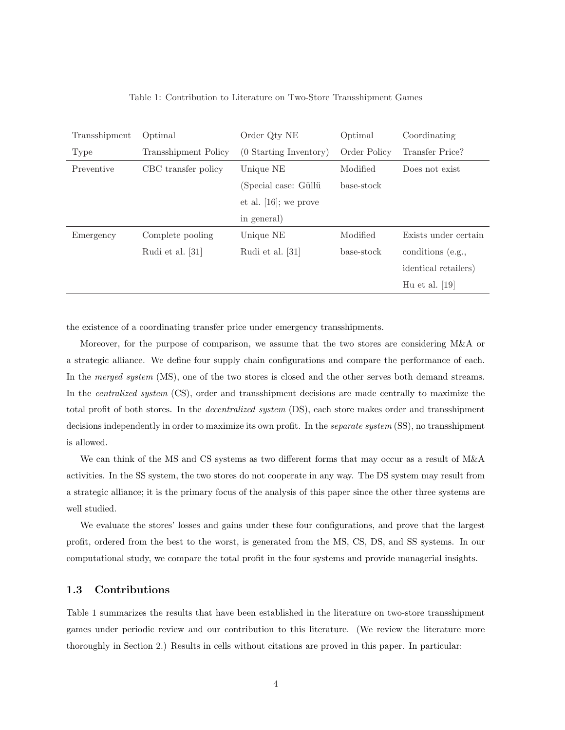Table 1: Contribution to Literature on Two-Store Transshipment Games

| Transshipment Type | Optimal Transshipment Policy | Order Qty NE (0 Starting Inventory) | Optimal Order Policy | Coordinating Transfer Price? |
|---|---|---|---|---|
| Preventive | CBC transfer policy | Unique NE (Special case: Güllü et al. [16]; we prove in general) | Modified base-stock | Does not exist |
| Emergency | Complete pooling Rudi et al. [31] | Unique NE Rudi et al. [31] | Modified base-stock | Exists under certain conditions (e.g., identical retailers) Hu et al. [19] |

the existence of a coordinating transfer price under emergency transshipments.

Moreover, for the purpose of comparison, we assume that the two stores are considering M&A or a strategic alliance. We define four supply chain configurations and compare the performance of each. In the *merged system* (MS), one of the two stores is closed and the other serves both demand streams. In the *centralized system* (CS), order and transshipment decisions are made centrally to maximize the total profit of both stores. In the *decentralized system* (DS), each store makes order and transshipment decisions independently in order to maximize its own profit. In the *separate system* (SS), no transshipment is allowed.

We can think of the MS and CS systems as two different forms that may occur as a result of M&A activities. In the SS system, the two stores do not cooperate in any way. The DS system may result from a strategic alliance; it is the primary focus of the analysis of this paper since the other three systems are well studied.

We evaluate the stores' losses and gains under these four configurations, and prove that the largest profit, ordered from the best to the worst, is generated from the MS, CS, DS, and SS systems. In our computational study, we compare the total profit in the four systems and provide managerial insights.

### 1.3 Contributions

Table 1 summarizes the results that have been established in the literature on two-store transshipment games under periodic review and our contribution to this literature. (We review the literature more thoroughly in Section 2.) Results in cells without citations are proved in this paper. In particular: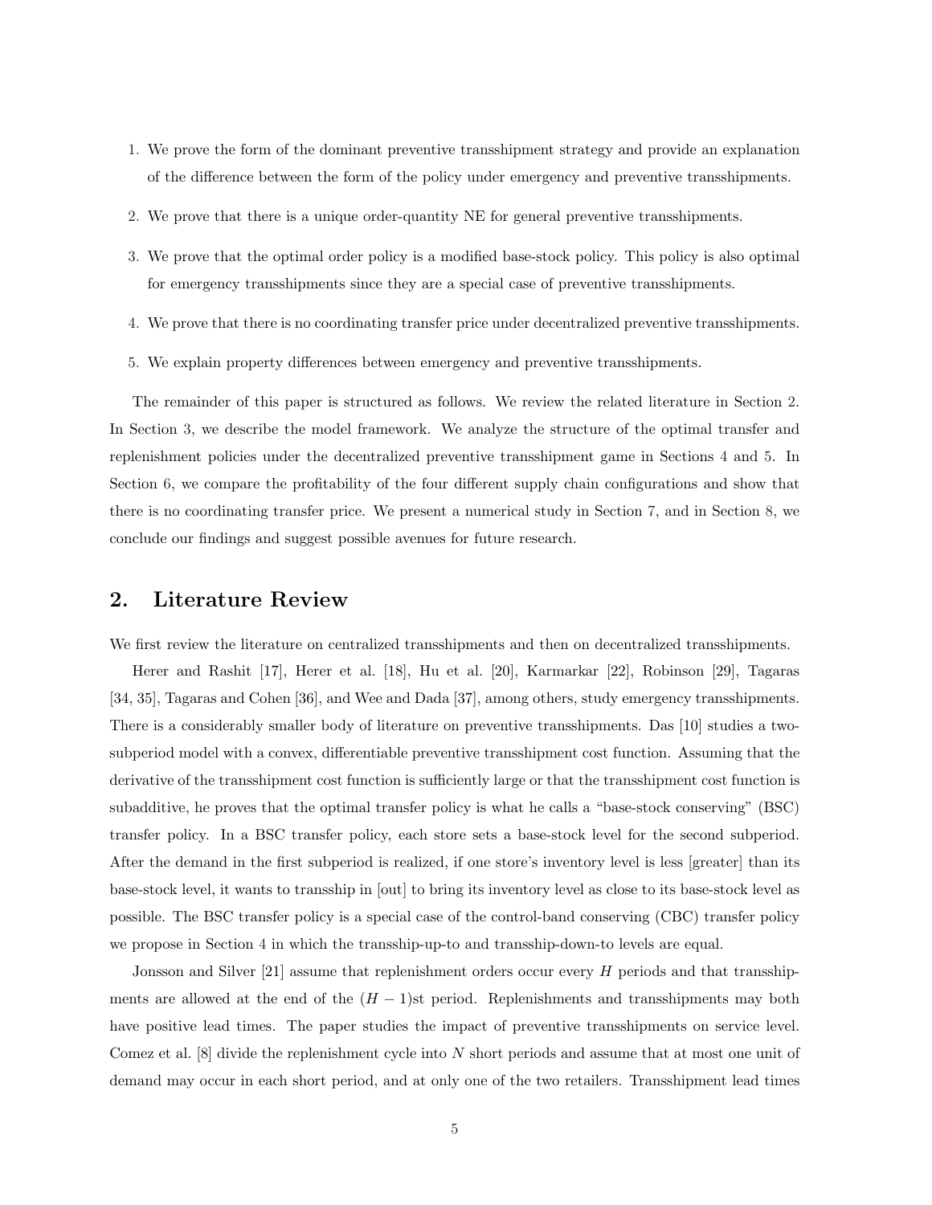1. We prove the form of the dominant preventive transshipment strategy and provide an explanation of the difference between the form of the policy under emergency and preventive transshipments.
2. We prove that there is a unique order-quantity NE for general preventive transshipments.
3. We prove that the optimal order policy is a modified base-stock policy. This policy is also optimal for emergency transshipments since they are a special case of preventive transshipments.
4. We prove that there is no coordinating transfer price under decentralized preventive transshipments.
5. We explain property differences between emergency and preventive transshipments.

The remainder of this paper is structured as follows. We review the related literature in Section 2. In Section 3, we describe the model framework. We analyze the structure of the optimal transfer and replenishment policies under the decentralized preventive transshipment game in Sections 4 and 5. In Section 6, we compare the profitability of the four different supply chain configurations and show that there is no coordinating transfer price. We present a numerical study in Section 7, and in Section 8, we conclude our findings and suggest possible avenues for future research.

## 2. Literature Review

We first review the literature on centralized transshipments and then on decentralized transshipments.

Herer and Rashit [17], Herer et al. [18], Hu et al. [20], Karmarkar [22], Robinson [29], Tagaras [34, 35], Tagaras and Cohen [36], and Wee and Dada [37], among others, study emergency transshipments. There is a considerably smaller body of literature on preventive transshipments. Das [10] studies a two-subperiod model with a convex, differentiable preventive transshipment cost function. Assuming that the derivative of the transshipment cost function is sufficiently large or that the transshipment cost function is subadditive, he proves that the optimal transfer policy is what he calls a "base-stock conserving" (BSC) transfer policy. In a BSC transfer policy, each store sets a base-stock level for the second subperiod. After the demand in the first subperiod is realized, if one store's inventory level is less [greater] than its base-stock level, it wants to transship in [out] to bring its inventory level as close to its base-stock level as possible. The BSC transfer policy is a special case of the control-band conserving (CBC) transfer policy we propose in Section 4 in which the transship-up-to and transship-down-to levels are equal.

Jonsson and Silver [21] assume that replenishment orders occur every $H$ periods and that transshipments are allowed at the end of the $(H-1)$st period. Replenishments and transshipments may both have positive lead times. The paper studies the impact of preventive transshipments on service level. Comez et al. [8] divide the replenishment cycle into $N$ short periods and assume that at most one unit of demand may occur in each short period, and at only one of the two retailers. Transshipment lead times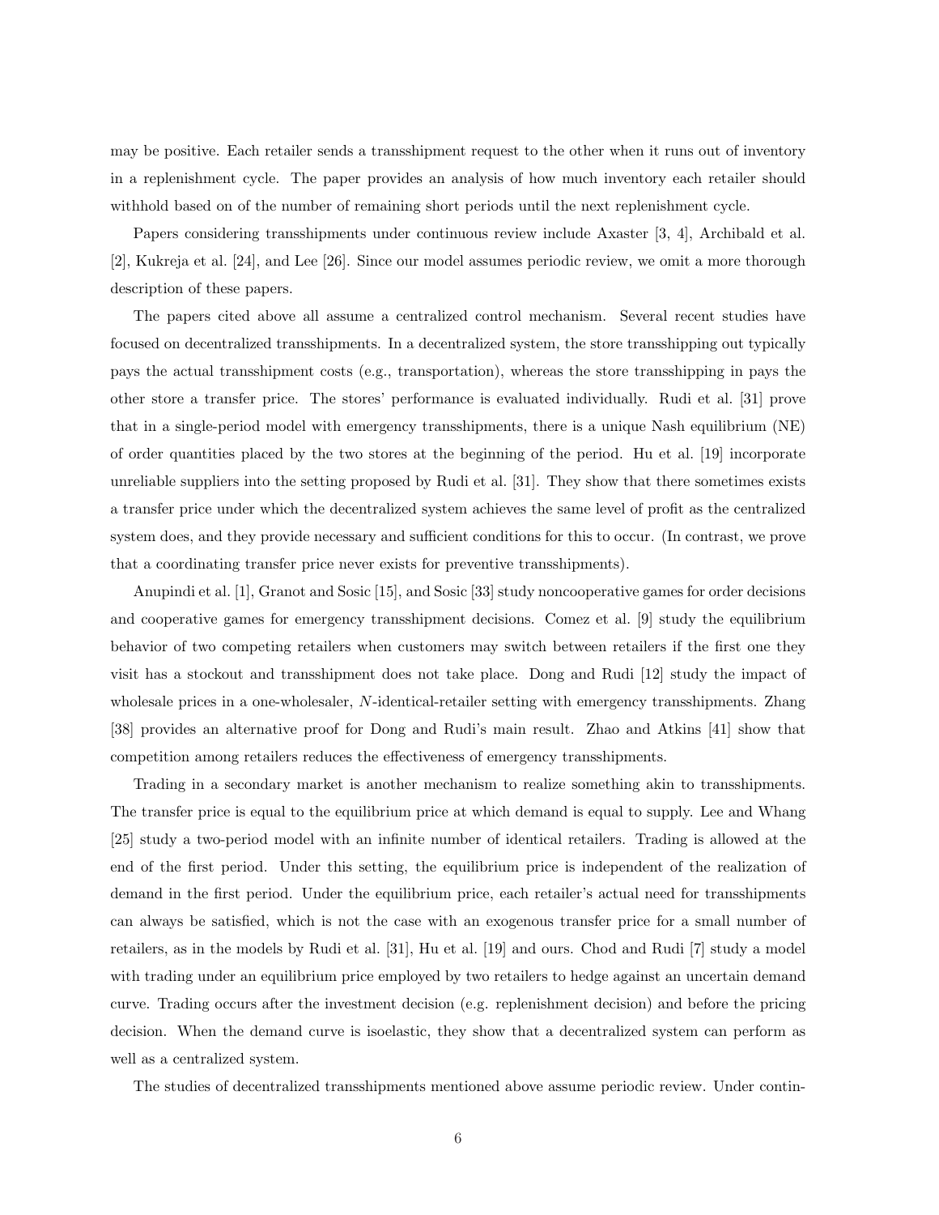may be positive. Each retailer sends a transshipment request to the other when it runs out of inventory in a replenishment cycle. The paper provides an analysis of how much inventory each retailer should withhold based on of the number of remaining short periods until the next replenishment cycle.

Papers considering transshipments under continuous review include Axaster [3, 4], Archibald et al. [2], Kukreja et al. [24], and Lee [26]. Since our model assumes periodic review, we omit a more thorough description of these papers.

The papers cited above all assume a centralized control mechanism. Several recent studies have focused on decentralized transshipments. In a decentralized system, the store transshipping out typically pays the actual transshipment costs (e.g., transportation), whereas the store transshipping in pays the other store a transfer price. The stores' performance is evaluated individually. Rudi et al. [31] prove that in a single-period model with emergency transshipments, there is a unique Nash equilibrium (NE) of order quantities placed by the two stores at the beginning of the period. Hu et al. [19] incorporate unreliable suppliers into the setting proposed by Rudi et al. [31]. They show that there sometimes exists a transfer price under which the decentralized system achieves the same level of profit as the centralized system does, and they provide necessary and sufficient conditions for this to occur. (In contrast, we prove that a coordinating transfer price never exists for preventive transshipments).

Anupindi et al. [1], Granot and Sosic [15], and Sosic [33] study noncooperative games for order decisions and cooperative games for emergency transshipment decisions. Comez et al. [9] study the equilibrium behavior of two competing retailers when customers may switch between retailers if the first one they visit has a stockout and transshipment does not take place. Dong and Rudi [12] study the impact of wholesale prices in a one-wholesaler, $N$-identical-retailer setting with emergency transshipments. Zhang [38] provides an alternative proof for Dong and Rudi's main result. Zhao and Atkins [41] show that competition among retailers reduces the effectiveness of emergency transshipments.

Trading in a secondary market is another mechanism to realize something akin to transshipments. The transfer price is equal to the equilibrium price at which demand is equal to supply. Lee and Whang [25] study a two-period model with an infinite number of identical retailers. Trading is allowed at the end of the first period. Under this setting, the equilibrium price is independent of the realization of demand in the first period. Under the equilibrium price, each retailer's actual need for transshipments can always be satisfied, which is not the case with an exogenous transfer price for a small number of retailers, as in the models by Rudi et al. [31], Hu et al. [19] and ours. Chod and Rudi [7] study a model with trading under an equilibrium price employed by two retailers to hedge against an uncertain demand curve. Trading occurs after the investment decision (e.g. replenishment decision) and before the pricing decision. When the demand curve is isoelastic, they show that a decentralized system can perform as well as a centralized system.

The studies of decentralized transshipments mentioned above assume periodic review. Under contin-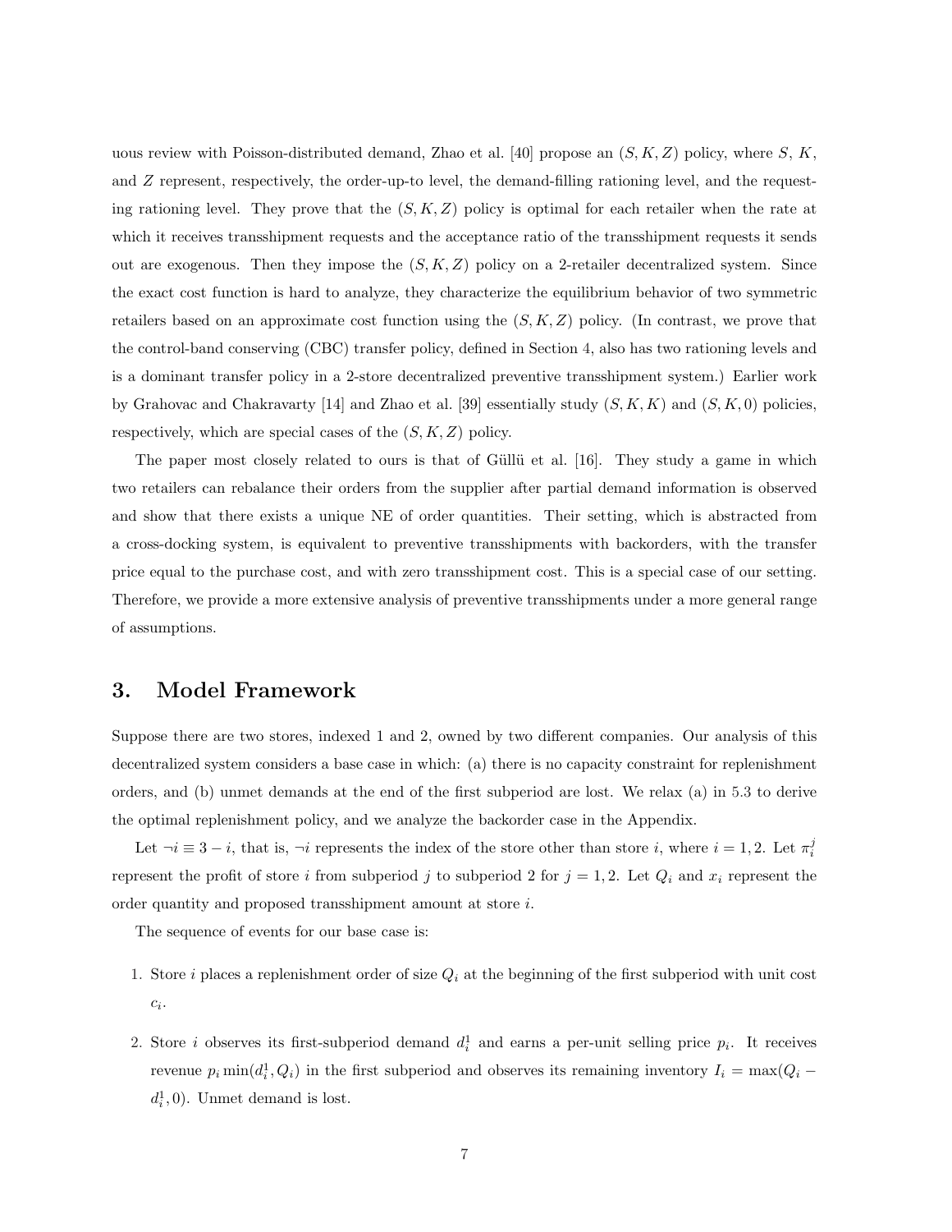uous review with Poisson-distributed demand, Zhao et al. [40] propose an $(S, K, Z)$ policy, where $S$, $K$, and $Z$ represent, respectively, the order-up-to level, the demand-filling rationing level, and the requesting rationing level. They prove that the $(S, K, Z)$ policy is optimal for each retailer when the rate at which it receives transshipment requests and the acceptance ratio of the transshipment requests it sends out are exogenous. Then they impose the $(S, K, Z)$ policy on a 2-retailer decentralized system. Since the exact cost function is hard to analyze, they characterize the equilibrium behavior of two symmetric retailers based on an approximate cost function using the $(S, K, Z)$ policy. (In contrast, we prove that the control-band conserving (CBC) transfer policy, defined in Section 4, also has two rationing levels and is a dominant transfer policy in a 2-store decentralized preventive transshipment system.) Earlier work by Grahovac and Chakravarty [14] and Zhao et al. [39] essentially study $(S, K, K)$ and $(S, K, 0)$ policies, respectively, which are special cases of the $(S, K, Z)$ policy.

The paper most closely related to ours is that of Güllü et al. [16]. They study a game in which two retailers can rebalance their orders from the supplier after partial demand information is observed and show that there exists a unique NE of order quantities. Their setting, which is abstracted from a cross-docking system, is equivalent to preventive transshipments with backorders, with the transfer price equal to the purchase cost, and with zero transshipment cost. This is a special case of our setting. Therefore, we provide a more extensive analysis of preventive transshipments under a more general range of assumptions.

## 3. Model Framework

Suppose there are two stores, indexed 1 and 2, owned by two different companies. Our analysis of this decentralized system considers a base case in which: (a) there is no capacity constraint for replenishment orders, and (b) unmet demands at the end of the first subperiod are lost. We relax (a) in 5.3 to derive the optimal replenishment policy, and we analyze the backorder case in the Appendix.

Let $\neg i \equiv 3 - i$, that is, $\neg i$ represents the index of the store other than store $i$, where $i = 1, 2$. Let $\pi_i^j$ represent the profit of store $i$ from subperiod $j$ to subperiod 2 for $j = 1, 2$. Let $Q_i$ and $x_i$ represent the order quantity and proposed transshipment amount at store $i$.

The sequence of events for our base case is:

1. Store $i$ places a replenishment order of size $Q_i$ at the beginning of the first subperiod with unit cost $c_i$.
2. Store $i$ observes its first-subperiod demand $d_i^1$ and earns a per-unit selling price $p_i$. It receives revenue $p_i \min(d_i^1, Q_i)$ in the first subperiod and observes its remaining inventory $I_i = \max(Q_i - d_i^1, 0)$. Unmet demand is lost.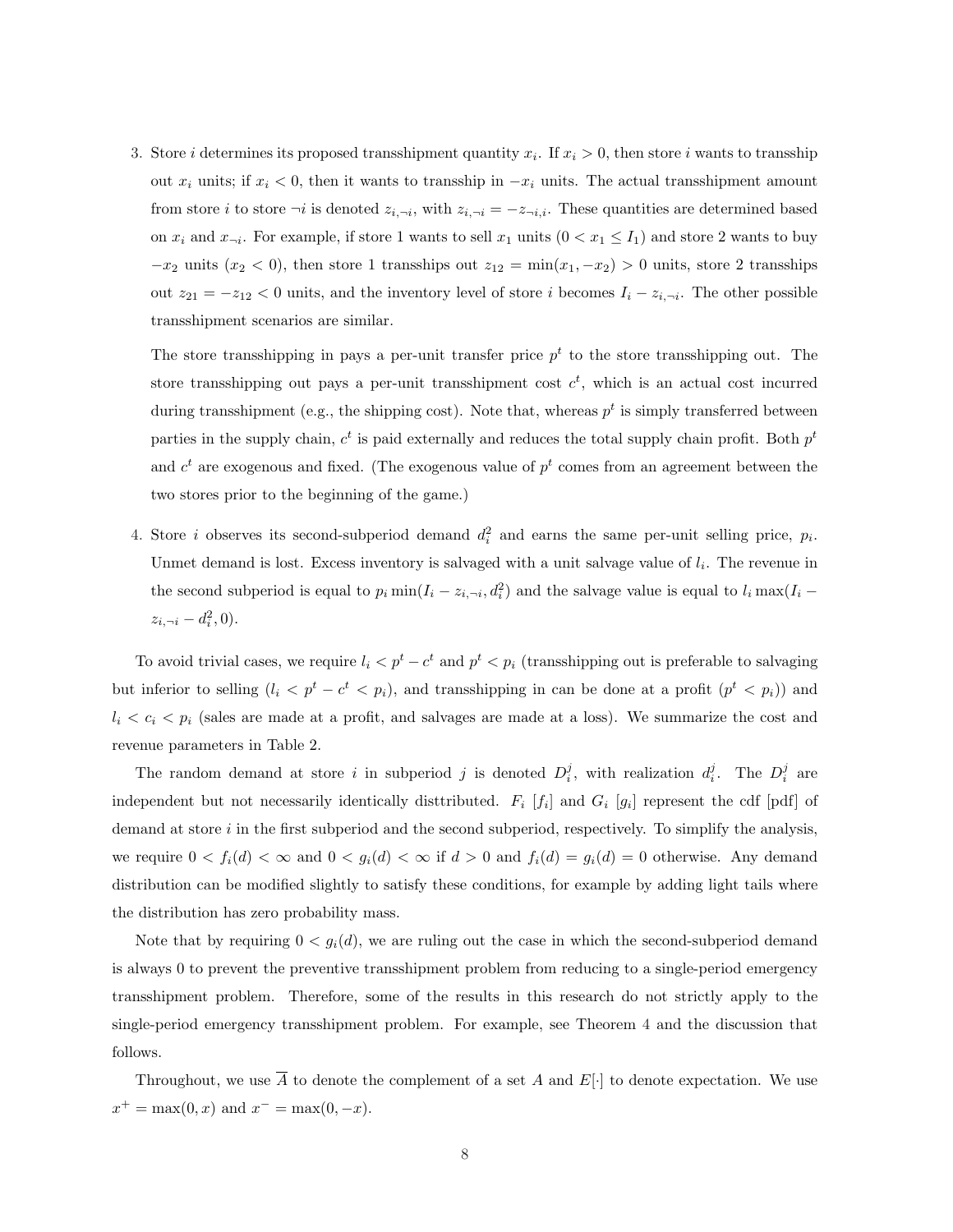3. Store $i$ determines its proposed transshipment quantity $x_i$. If $x_i > 0$, then store $i$ wants to transship out $x_i$ units; if $x_i < 0$, then it wants to transship in $-x_i$ units. The actual transshipment amount from store $i$ to store $\neg i$ is denoted $z_{i,\neg i}$, with $z_{i,\neg i} = -z_{\neg i,i}$. These quantities are determined based on $x_i$ and $x_{\neg i}$. For example, if store 1 wants to sell $x_1$ units ($0 < x_1 \leq I_1$) and store 2 wants to buy $-x_2$ units ($x_2 < 0$), then store 1 transships out $z_{12} = \min(x_1, -x_2) > 0$ units, store 2 transships out $z_{21} = -z_{12} < 0$ units, and the inventory level of store $i$ becomes $I_i - z_{i,\neg i}$. The other possible transshipment scenarios are similar.

   The store transshipping in pays a per-unit transfer price $p^t$ to the store transshipping out. The store transshipping out pays a per-unit transshipment cost $c^t$, which is an actual cost incurred during transshipment (e.g., the shipping cost). Note that, whereas $p^t$ is simply transferred between parties in the supply chain, $c^t$ is paid externally and reduces the total supply chain profit. Both $p^t$ and $c^t$ are exogenous and fixed. (The exogenous value of $p^t$ comes from an agreement between the two stores prior to the beginning of the game.)

4. Store $i$ observes its second-subperiod demand $d_i^2$ and earns the same per-unit selling price, $p_i$. Unmet demand is lost. Excess inventory is salvaged with a unit salvage value of $l_i$. The revenue in the second subperiod is equal to $p_i \min(I_i - z_{i,\neg i}, d_i^2)$ and the salvage value is equal to $l_i \max(I_i - z_{i,\neg i} - d_i^2, 0)$.

To avoid trivial cases, we require $l_i < p^t - c^t$ and $p^t < p_i$ (transshipping out is preferable to salvaging but inferior to selling ($l_i < p^t - c^t < p_i$), and transshipping in can be done at a profit ($p^t < p_i$)) and $l_i < c_i < p_i$ (sales are made at a profit, and salvages are made at a loss). We summarize the cost and revenue parameters in Table 2.

The random demand at store $i$ in subperiod $j$ is denoted $D_i^j$, with realization $d_i^j$. The $D_i^j$ are independent but not necessarily identically disttributed. $F_i$ [$f_i$] and $G_i$ [$g_i$] represent the cdf [pdf] of demand at store $i$ in the first subperiod and the second subperiod, respectively. To simplify the analysis, we require $0 < f_i(d) < \infty$ and $0 < g_i(d) < \infty$ if $d > 0$ and $f_i(d) = g_i(d) = 0$ otherwise. Any demand distribution can be modified slightly to satisfy these conditions, for example by adding light tails where the distribution has zero probability mass.

Note that by requiring $0 < g_i(d)$, we are ruling out the case in which the second-subperiod demand is always 0 to prevent the preventive transshipment problem from reducing to a single-period emergency transshipment problem. Therefore, some of the results in this research do not strictly apply to the single-period emergency transshipment problem. For example, see Theorem 4 and the discussion that follows.

Throughout, we use $\overline{A}$ to denote the complement of a set $A$ and $E[\cdot]$ to denote expectation. We use $x^+ = \max(0, x)$ and $x^- = \max(0, -x)$.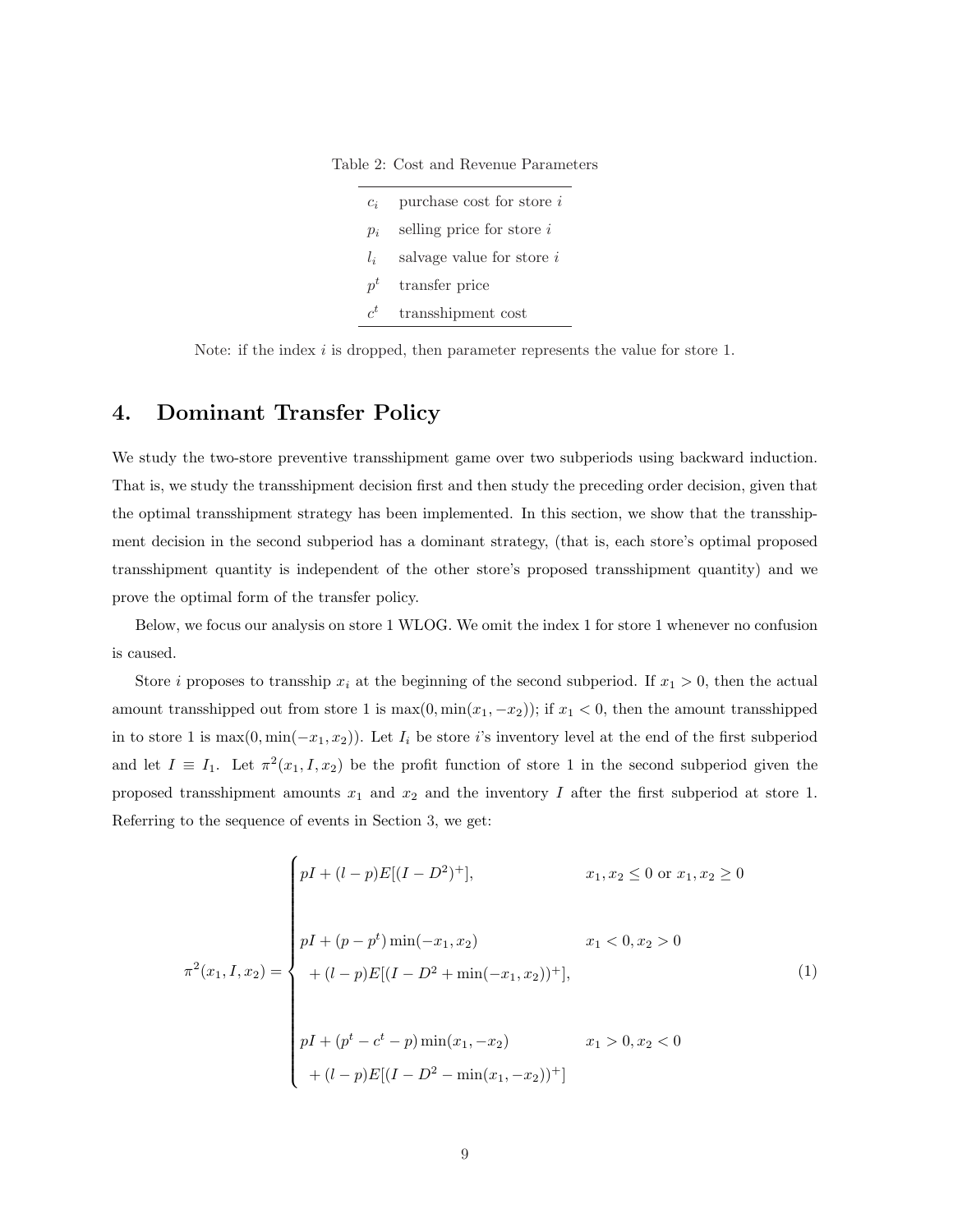Table 2: Cost and Revenue Parameters

| | |
|---|---|
| $c_i$ | purchase cost for store $i$ |
| $p_i$ | selling price for store $i$ |
| $l_i$ | salvage value for store $i$ |
| $p^t$ | transfer price |
| $c^t$ | transshipment cost |

Note: if the index $i$ is dropped, then parameter represents the value for store 1.

# 4. Dominant Transfer Policy

We study the two-store preventive transshipment game over two subperiods using backward induction. That is, we study the transshipment decision first and then study the preceding order decision, given that the optimal transshipment strategy has been implemented. In this section, we show that the transshipment decision in the second subperiod has a dominant strategy, (that is, each store's optimal proposed transshipment quantity is independent of the other store's proposed transshipment quantity) and we prove the optimal form of the transfer policy.

Below, we focus our analysis on store 1 WLOG. We omit the index 1 for store 1 whenever no confusion is caused.

Store $i$ proposes to transship $x_i$ at the beginning of the second subperiod. If $x_1 > 0$, then the actual amount transshipped out from store 1 is $\max(0, \min(x_1, -x_2))$; if $x_1 < 0$, then the amount transshipped in to store 1 is $\max(0, \min(-x_1, x_2))$. Let $I_i$ be store $i$'s inventory level at the end of the first subperiod and let $I \equiv I_1$. Let $\pi^2(x_1, I, x_2)$ be the profit function of store 1 in the second subperiod given the proposed transshipment amounts $x_1$ and $x_2$ and the inventory $I$ after the first subperiod at store 1. Referring to the sequence of events in Section 3, we get:

$$
\pi^2(x_1, I, x_2) = \begin{cases} pI + (l-p)E[(I - D^2)^+], & x_1, x_2 \le 0 \text{ or } x_1, x_2 \ge 0 \\[2em] pI + (p - p^t)\min(-x_1, x_2) & x_1 < 0, x_2 > 0 \\ \quad + (l-p)E[(I - D^2 + \min(-x_1, x_2))^+], & \\[2em] pI + (p^t - c^t - p)\min(x_1, -x_2) & x_1 > 0, x_2 < 0 \\ \quad + (l-p)E[(I - D^2 - \min(x_1, -x_2))^+] & \end{cases} \tag{1}
$$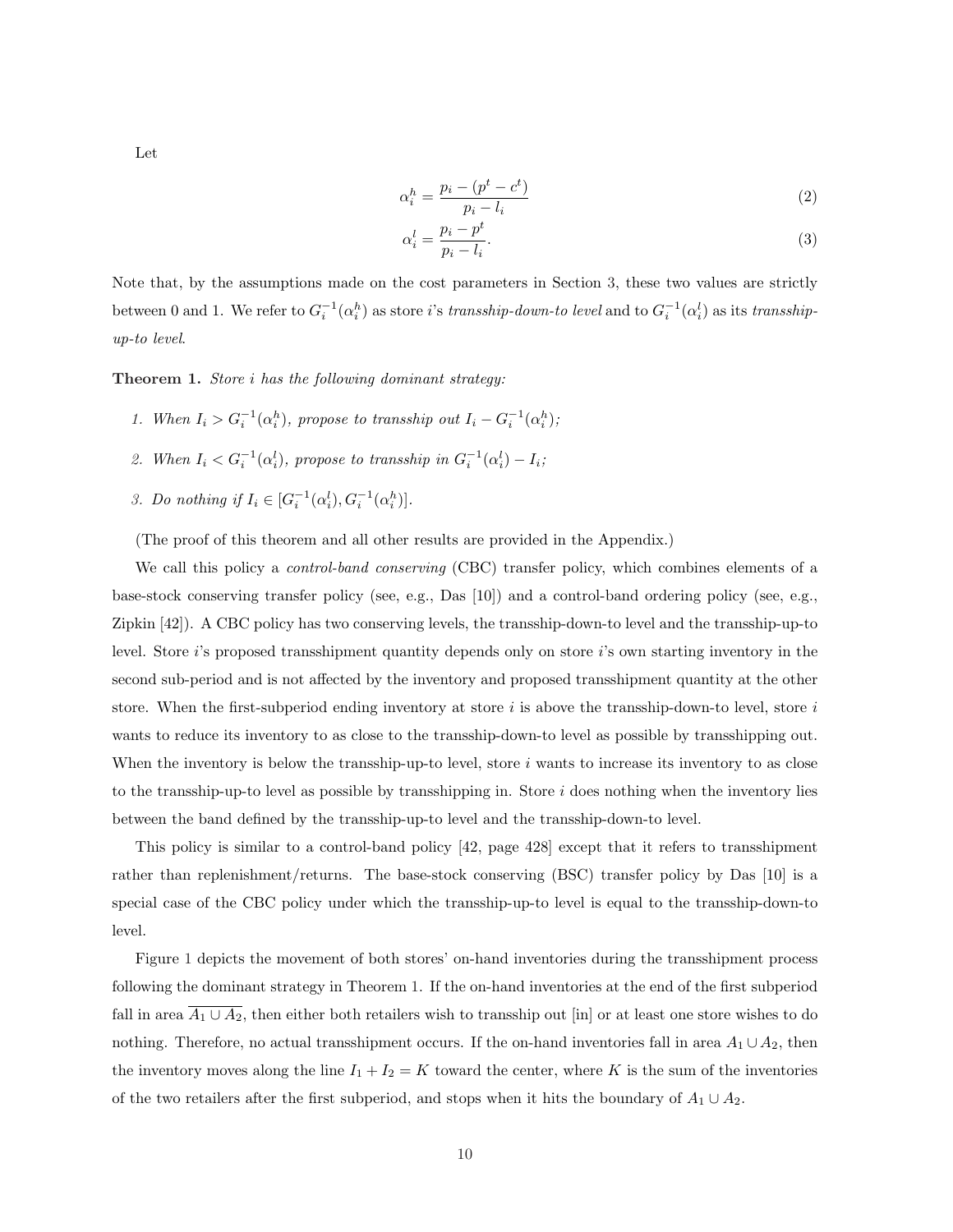Let

$$\alpha_i^h = \frac{p_i - (p^t - c^t)}{p_i - l_i} \tag{2}$$

$$\alpha_i^l = \frac{p_i - p^t}{p_i - l_i}. \tag{3}$$

Note that, by the assumptions made on the cost parameters in Section 3, these two values are strictly between 0 and 1. We refer to $G_i^{-1}(\alpha_i^h)$ as store $i$'s *transship-down-to level* and to $G_i^{-1}(\alpha_i^l)$ as its *transship-up-to level*.

**Theorem 1.** *Store $i$ has the following dominant strategy:*

1. *When $I_i > G_i^{-1}(\alpha_i^h)$, propose to transship out $I_i - G_i^{-1}(\alpha_i^h)$;*
2. *When $I_i < G_i^{-1}(\alpha_i^l)$, propose to transship in $G_i^{-1}(\alpha_i^l) - I_i$;*
3. *Do nothing if $I_i \in [G_i^{-1}(\alpha_i^l), G_i^{-1}(\alpha_i^h)]$.*

(The proof of this theorem and all other results are provided in the Appendix.)

We call this policy a *control-band conserving* (CBC) transfer policy, which combines elements of a base-stock conserving transfer policy (see, e.g., Das [10]) and a control-band ordering policy (see, e.g., Zipkin [42]). A CBC policy has two conserving levels, the transship-down-to level and the transship-up-to level. Store $i$'s proposed transshipment quantity depends only on store $i$'s own starting inventory in the second sub-period and is not affected by the inventory and proposed transshipment quantity at the other store. When the first-subperiod ending inventory at store $i$ is above the transship-down-to level, store $i$ wants to reduce its inventory to as close to the transship-down-to level as possible by transshipping out. When the inventory is below the transship-up-to level, store $i$ wants to increase its inventory to as close to the transship-up-to level as possible by transshipping in. Store $i$ does nothing when the inventory lies between the band defined by the transship-up-to level and the transship-down-to level.

This policy is similar to a control-band policy [42, page 428] except that it refers to transshipment rather than replenishment/returns. The base-stock conserving (BSC) transfer policy by Das [10] is a special case of the CBC policy under which the transship-up-to level is equal to the transship-down-to level.

Figure 1 depicts the movement of both stores' on-hand inventories during the transshipment process following the dominant strategy in Theorem 1. If the on-hand inventories at the end of the first subperiod fall in area $\overline{A_1 \cup A_2}$, then either both retailers wish to transship out [in] or at least one store wishes to do nothing. Therefore, no actual transshipment occurs. If the on-hand inventories fall in area $A_1 \cup A_2$, then the inventory moves along the line $I_1 + I_2 = K$ toward the center, where $K$ is the sum of the inventories of the two retailers after the first subperiod, and stops when it hits the boundary of $A_1 \cup A_2$.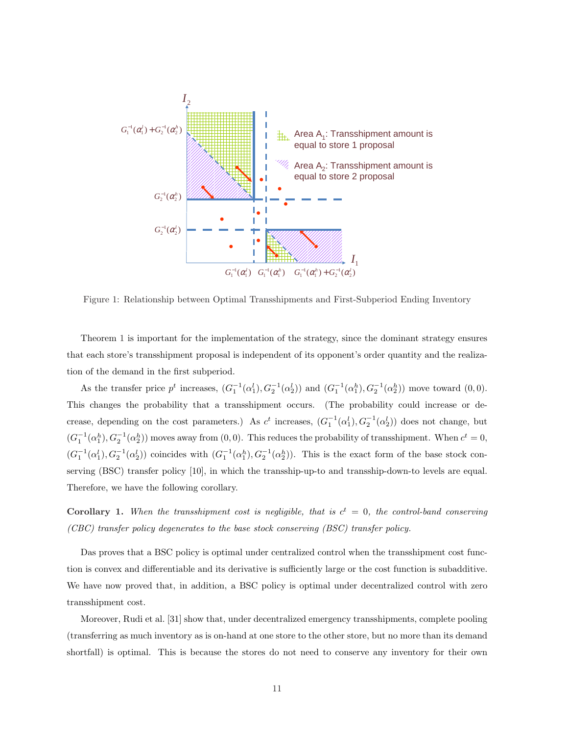Figure 1: Relationship between Optimal Transshipments and First-Subperiod Ending Inventory

Theorem 1 is important for the implementation of the strategy, since the dominant strategy ensures that each store's transshipment proposal is independent of its opponent's order quantity and the realization of the demand in the first subperiod.

As the transfer price $p^t$ increases, $(G_1^{-1}(\alpha_1^l), G_2^{-1}(\alpha_2^l))$ and $(G_1^{-1}(\alpha_1^h), G_2^{-1}(\alpha_2^h))$ move toward $(0,0)$. This changes the probability that a transshipment occurs. (The probability could increase or decrease, depending on the cost parameters.) As $c^t$ increases, $(G_1^{-1}(\alpha_1^l), G_2^{-1}(\alpha_2^l))$ does not change, but $(G_1^{-1}(\alpha_1^h), G_2^{-1}(\alpha_2^h))$ moves away from $(0,0)$. This reduces the probability of transshipment. When $c^t = 0$, $(G_1^{-1}(\alpha_1^l), G_2^{-1}(\alpha_2^l))$ coincides with $(G_1^{-1}(\alpha_1^h), G_2^{-1}(\alpha_2^h))$. This is the exact form of the base stock conserving (BSC) transfer policy [10], in which the transship-up-to and transship-down-to levels are equal. Therefore, we have the following corollary.

**Corollary 1.** *When the transshipment cost is negligible, that is $c^t = 0$, the control-band conserving (CBC) transfer policy degenerates to the base stock conserving (BSC) transfer policy.*

Das proves that a BSC policy is optimal under centralized control when the transshipment cost function is convex and differentiable and its derivative is sufficiently large or the cost function is subadditive. We have now proved that, in addition, a BSC policy is optimal under decentralized control with zero transshipment cost.

Moreover, Rudi et al. [31] show that, under decentralized emergency transshipments, complete pooling (transferring as much inventory as is on-hand at one store to the other store, but no more than its demand shortfall) is optimal. This is because the stores do not need to conserve any inventory for their own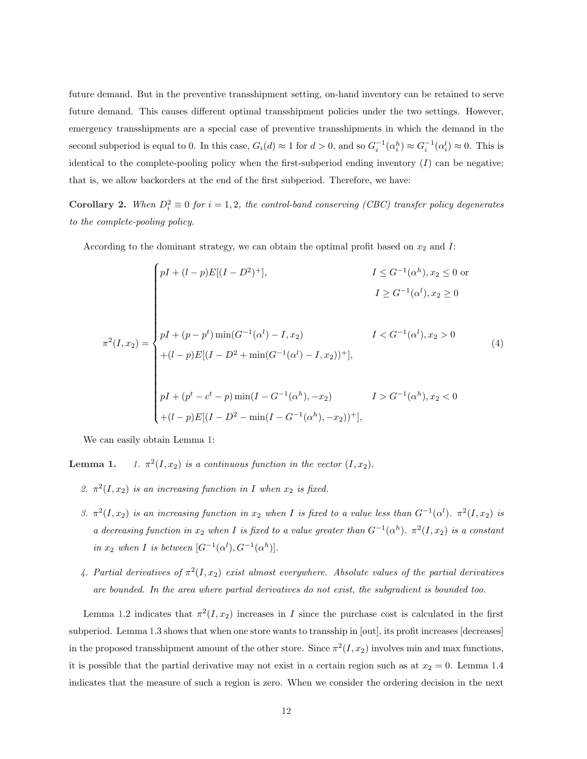future demand. But in the preventive transshipment setting, on-hand inventory can be retained to serve future demand. This causes different optimal transshipment policies under the two settings. However, emergency transshipments are a special case of preventive transshipments in which the demand in the second subperiod is equal to 0. In this case, $G_i(d) \approx 1$ for $d > 0$, and so $G_i^{-1}(\alpha_i^h) \approx G_i^{-1}(\alpha_i^l) \approx 0$. This is identical to the complete-pooling policy when the first-subperiod ending inventory ($I$) can be negative; that is, we allow backorders at the end of the first subperiod. Therefore, we have:

**Corollary 2.** *When $D_i^2 \equiv 0$ for $i = 1, 2$, the control-band conserving (CBC) transfer policy degenerates to the complete-pooling policy.*

According to the dominant strategy, we can obtain the optimal profit based on $x_2$ and $I$:

$$
\pi^2(I, x_2) = \begin{cases} pI + (l-p)E[(I - D^2)^+], & I \le G^{-1}(\alpha^h), x_2 \le 0 \text{ or} \\ & I \ge G^{-1}(\alpha^l), x_2 \ge 0 \\ & \\ pI + (p - p^t)\min(G^{-1}(\alpha^l) - I, x_2) & I < G^{-1}(\alpha^l), x_2 > 0 \\ +(l-p)E[(I - D^2 + \min(G^{-1}(\alpha^l) - I, x_2))^+], & \\ & \\ pI + (p^t - c^t - p)\min(I - G^{-1}(\alpha^h), -x_2) & I > G^{-1}(\alpha^h), x_2 < 0 \\ +(l-p)E[(I - D^2 - \min(I - G^{-1}(\alpha^h), -x_2))^+], & \end{cases} \tag{4}
$$

We can easily obtain Lemma 1:

**Lemma 1.**

1. *$\pi^2(I, x_2)$ is a continuous function in the vector $(I, x_2)$.*
2. *$\pi^2(I, x_2)$ is an increasing function in $I$ when $x_2$ is fixed.*
3. *$\pi^2(I, x_2)$ is an increasing function in $x_2$ when $I$ is fixed to a value less than $G^{-1}(\alpha^l)$. $\pi^2(I, x_2)$ is a decreasing function in $x_2$ when $I$ is fixed to a value greater than $G^{-1}(\alpha^h)$. $\pi^2(I, x_2)$ is a constant in $x_2$ when $I$ is between $[G^{-1}(\alpha^l), G^{-1}(\alpha^h)]$.*
4. *Partial derivatives of $\pi^2(I, x_2)$ exist almost everywhere. Absolute values of the partial derivatives are bounded. In the area where partial derivatives do not exist, the subgradient is bounded too.*

Lemma 1.2 indicates that $\pi^2(I, x_2)$ increases in $I$ since the purchase cost is calculated in the first subperiod. Lemma 1.3 shows that when one store wants to transship in [out], its profit increases [decreases] in the proposed transshipment amount of the other store. Since $\pi^2(I, x_2)$ involves min and max functions, it is possible that the partial derivative may not exist in a certain region such as at $x_2 = 0$. Lemma 1.4 indicates that the measure of such a region is zero. When we consider the ordering decision in the next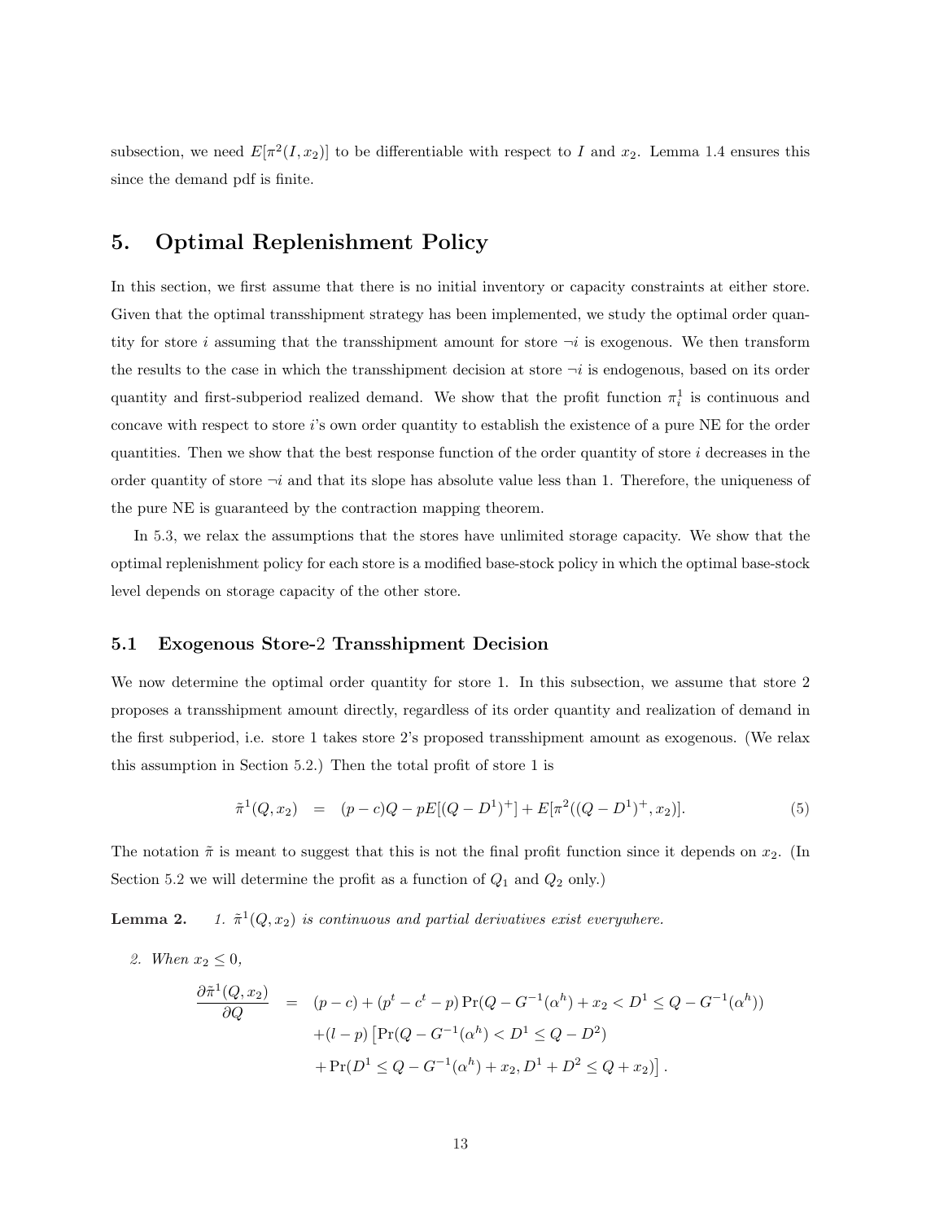subsection, we need $E[\pi^2(I, x_2)]$ to be differentiable with respect to $I$ and $x_2$. Lemma 1.4 ensures this since the demand pdf is finite.

## 5. Optimal Replenishment Policy

In this section, we first assume that there is no initial inventory or capacity constraints at either store. Given that the optimal transshipment strategy has been implemented, we study the optimal order quantity for store $i$ assuming that the transshipment amount for store $\neg i$ is exogenous. We then transform the results to the case in which the transshipment decision at store $\neg i$ is endogenous, based on its order quantity and first-subperiod realized demand. We show that the profit function $\pi_i^1$ is continuous and concave with respect to store $i$'s own order quantity to establish the existence of a pure NE for the order quantities. Then we show that the best response function of the order quantity of store $i$ decreases in the order quantity of store $\neg i$ and that its slope has absolute value less than 1. Therefore, the uniqueness of the pure NE is guaranteed by the contraction mapping theorem.

In 5.3, we relax the assumptions that the stores have unlimited storage capacity. We show that the optimal replenishment policy for each store is a modified base-stock policy in which the optimal base-stock level depends on storage capacity of the other store.

### 5.1 Exogenous Store-2 Transshipment Decision

We now determine the optimal order quantity for store 1. In this subsection, we assume that store 2 proposes a transshipment amount directly, regardless of its order quantity and realization of demand in the first subperiod, i.e. store 1 takes store 2's proposed transshipment amount as exogenous. (We relax this assumption in Section 5.2.) Then the total profit of store 1 is

$$\tilde{\pi}^1(Q, x_2) \quad = \quad (p-c)Q - pE[(Q-D^1)^+] + E[\pi^2((Q-D^1)^+, x_2)]. \tag{5}$$

The notation $\tilde{\pi}$ is meant to suggest that this is not the final profit function since it depends on $x_2$. (In Section 5.2 we will determine the profit as a function of $Q_1$ and $Q_2$ only.)

**Lemma 2.** *1. $\tilde{\pi}^1(Q, x_2)$ is continuous and partial derivatives exist everywhere.*

*2. When $x_2 \leq 0$,*

$$\begin{aligned}
\frac{\partial \tilde{\pi}^1(Q, x_2)}{\partial Q} \quad = \quad & (p-c) + (p^t - c^t - p) \Pr(Q - G^{-1}(\alpha^h) + x_2 < D^1 \leq Q - G^{-1}(\alpha^h)) \\
& + (l-p) \left[ \Pr(Q - G^{-1}(\alpha^h) < D^1 \leq Q - D^2) \right. \\
& \left. + \Pr(D^1 \leq Q - G^{-1}(\alpha^h) + x_2, D^1 + D^2 \leq Q + x_2) \right].
\end{aligned}$$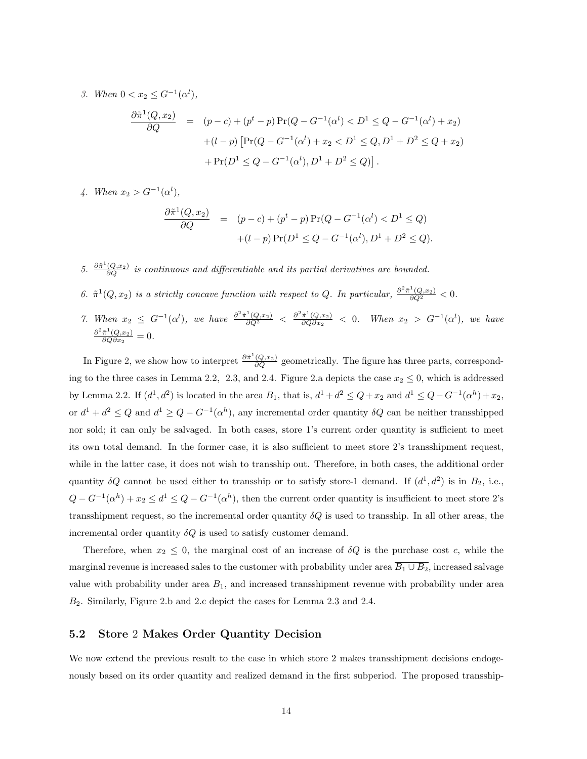3. *When* $0 < x_2 \leq G^{-1}(\alpha^l)$,

$$
\begin{aligned}
\frac{\partial \tilde{\pi}^1(Q, x_2)}{\partial Q} &= (p - c) + (p^t - p) \Pr(Q - G^{-1}(\alpha^l) < D^1 \leq Q - G^{-1}(\alpha^l) + x_2) \\
&\quad + (l - p) \left[ \Pr(Q - G^{-1}(\alpha^l) + x_2 < D^1 \leq Q, D^1 + D^2 \leq Q + x_2) \right. \\
&\quad \left. + \Pr(D^1 \leq Q - G^{-1}(\alpha^l), D^1 + D^2 \leq Q) \right].
\end{aligned}
$$

4. *When* $x_2 > G^{-1}(\alpha^l)$,

$$
\begin{aligned}
\frac{\partial \tilde{\pi}^1(Q, x_2)}{\partial Q} &= (p - c) + (p^t - p) \Pr(Q - G^{-1}(\alpha^l) < D^1 \leq Q) \\
&\quad + (l - p) \Pr(D^1 \leq Q - G^{-1}(\alpha^l), D^1 + D^2 \leq Q).
\end{aligned}
$$

5. $\frac{\partial \tilde{\pi}^1(Q,x_2)}{\partial Q}$ *is continuous and differentiable and its partial derivatives are bounded.*

6. $\tilde{\pi}^1(Q, x_2)$ *is a strictly concave function with respect to* $Q$. *In particular,* $\frac{\partial^2 \tilde{\pi}^1(Q,x_2)}{\partial Q^2} < 0$.

7. *When* $x_2 \leq G^{-1}(\alpha^l)$, *we have* $\frac{\partial^2 \tilde{\pi}^1(Q,x_2)}{\partial Q^2} < \frac{\partial^2 \tilde{\pi}^1(Q,x_2)}{\partial Q \partial x_2} < 0$. *When* $x_2 > G^{-1}(\alpha^l)$, *we have* $\frac{\partial^2 \tilde{\pi}^1(Q,x_2)}{\partial Q \partial x_2} = 0$.

In Figure 2, we show how to interpret $\frac{\partial \tilde{\pi}^1(Q,x_2)}{\partial Q}$ geometrically. The figure has three parts, corresponding to the three cases in Lemma 2.2, 2.3, and 2.4. Figure 2.a depicts the case $x_2 \leq 0$, which is addressed by Lemma 2.2. If $(d^1, d^2)$ is located in the area $B_1$, that is, $d^1 + d^2 \leq Q + x_2$ and $d^1 \leq Q - G^{-1}(\alpha^h) + x_2$, or $d^1 + d^2 \leq Q$ and $d^1 \geq Q - G^{-1}(\alpha^h)$, any incremental order quantity $\delta Q$ can be neither transshipped nor sold; it can only be salvaged. In both cases, store 1's current order quantity is sufficient to meet its own total demand. In the former case, it is also sufficient to meet store 2's transshipment request, while in the latter case, it does not wish to transship out. Therefore, in both cases, the additional order quantity $\delta Q$ cannot be used either to transship or to satisfy store-1 demand. If $(d^1, d^2)$ is in $B_2$, i.e., $Q - G^{-1}(\alpha^h) + x_2 \leq d^1 \leq Q - G^{-1}(\alpha^h)$, then the current order quantity is insufficient to meet store 2's transshipment request, so the incremental order quantity $\delta Q$ is used to transship. In all other areas, the incremental order quantity $\delta Q$ is used to satisfy customer demand.

Therefore, when $x_2 \leq 0$, the marginal cost of an increase of $\delta Q$ is the purchase cost $c$, while the marginal revenue is increased sales to the customer with probability under area $\overline{B_1 \cup B_2}$, increased salvage value with probability under area $B_1$, and increased transshipment revenue with probability under area $B_2$. Similarly, Figure 2.b and 2.c depict the cases for Lemma 2.3 and 2.4.

## 5.2 Store 2 Makes Order Quantity Decision

We now extend the previous result to the case in which store 2 makes transshipment decisions endogenously based on its order quantity and realized demand in the first subperiod. The proposed transship-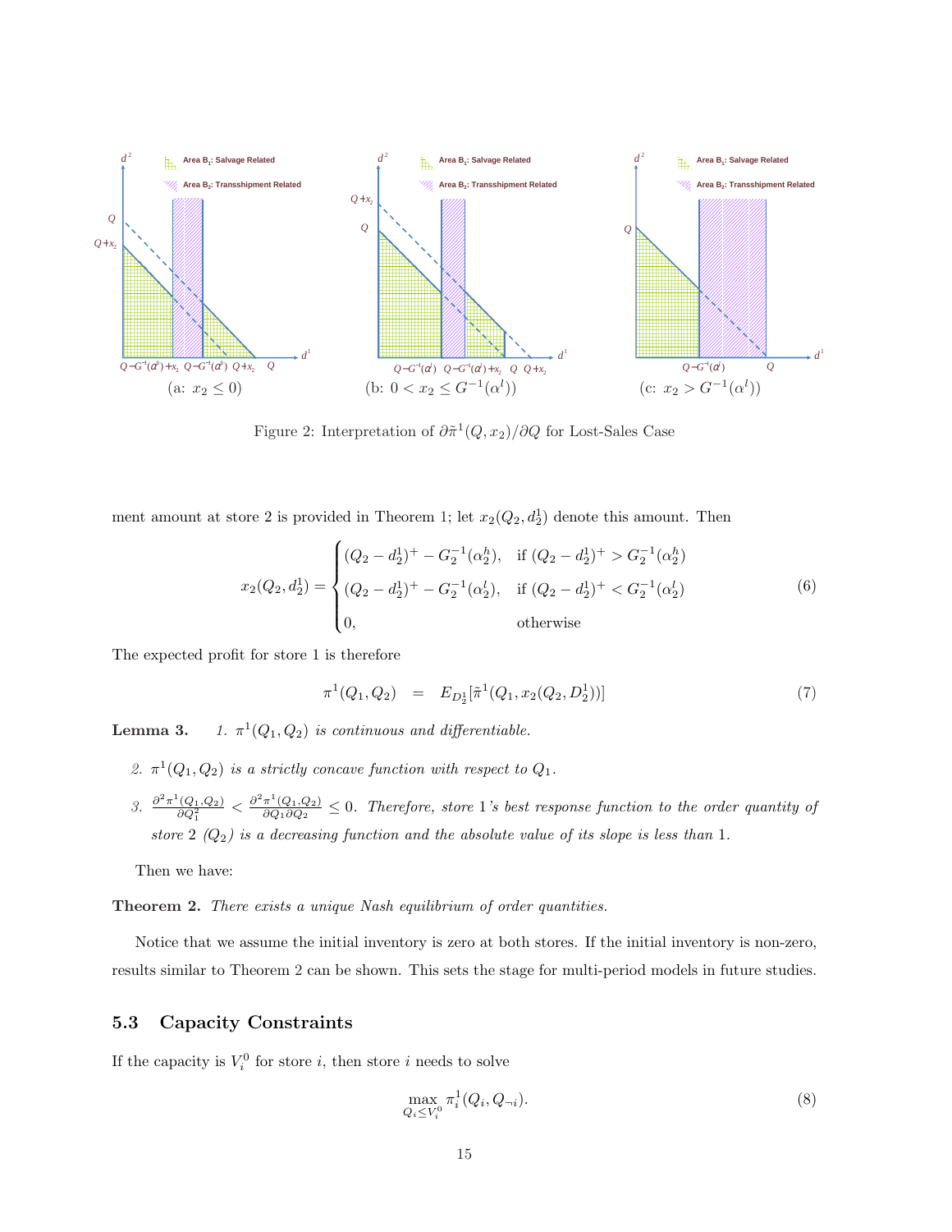Figure 2: Interpretation of $\partial\tilde{\pi}^1(Q, x_2)/\partial Q$ for Lost-Sales Case

ment amount at store 2 is provided in Theorem 1; let $x_2(Q_2, d_2^1)$ denote this amount. Then

$$x_2(Q_2, d_2^1) = \begin{cases} (Q_2 - d_2^1)^+ - G_2^{-1}(\alpha_2^h), & \text{if } (Q_2 - d_2^1)^+ > G_2^{-1}(\alpha_2^h) \\ (Q_2 - d_2^1)^+ - G_2^{-1}(\alpha_2^l), & \text{if } (Q_2 - d_2^1)^+ < G_2^{-1}(\alpha_2^l) \\ 0, & \text{otherwise} \end{cases} \tag{6}$$

The expected profit for store 1 is therefore

$$\pi^1(Q_1, Q_2) \quad = \quad E_{D_2^1}[\tilde{\pi}^1(Q_1, x_2(Q_2, D_2^1))] \tag{7}$$

**Lemma 3.** *1. $\pi^1(Q_1, Q_2)$ is continuous and differentiable.*

*2. $\pi^1(Q_1, Q_2)$ is a strictly concave function with respect to $Q_1$.*

*3. $\frac{\partial^2 \pi^1(Q_1,Q_2)}{\partial Q_1^2} < \frac{\partial^2 \pi^1(Q_1,Q_2)}{\partial Q_1 \partial Q_2} \leq 0$. Therefore, store 1's best response function to the order quantity of store 2 ($Q_2$) is a decreasing function and the absolute value of its slope is less than 1.*

Then we have:

**Theorem 2.** *There exists a unique Nash equilibrium of order quantities.*

Notice that we assume the initial inventory is zero at both stores. If the initial inventory is non-zero, results similar to Theorem 2 can be shown. This sets the stage for multi-period models in future studies.

## 5.3 Capacity Constraints

If the capacity is $V_i^0$ for store $i$, then store $i$ needs to solve

$$\max_{Q_i \leq V_i^0} \pi_i^1(Q_i, Q_{\neg i}). \tag{8}$$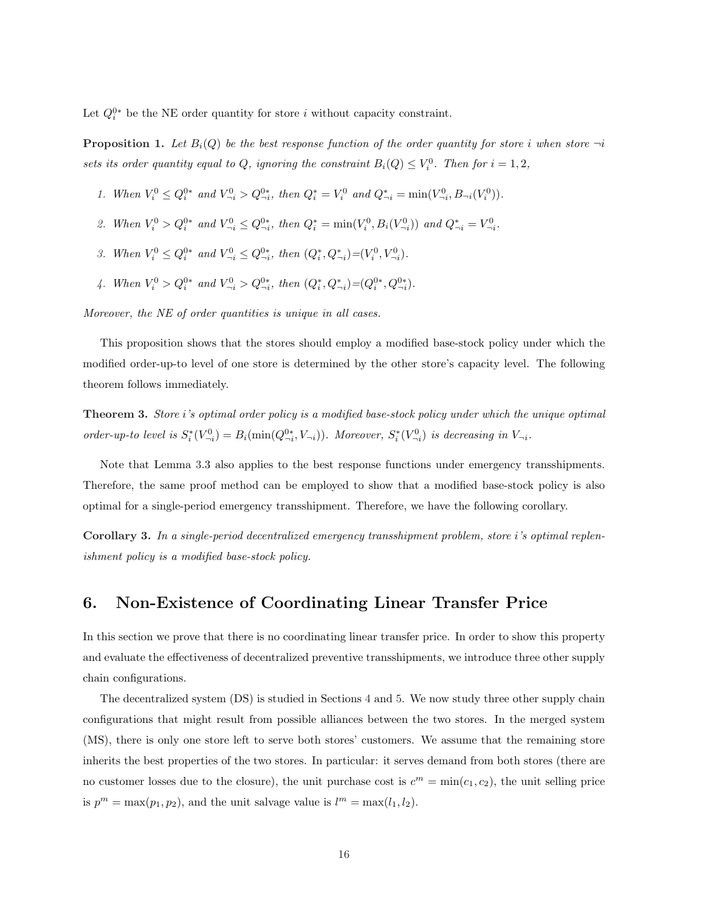Let $Q_i^{0*}$ be the NE order quantity for store $i$ without capacity constraint.

**Proposition 1.** *Let $B_i(Q)$ be the best response function of the order quantity for store $i$ when store $\neg i$ sets its order quantity equal to $Q$, ignoring the constraint $B_i(Q) \leq V_i^0$. Then for $i = 1, 2$,*

1. *When $V_i^0 \leq Q_i^{0*}$ and $V_{\neg i}^0 > Q_{\neg i}^{0*}$, then $Q_i^* = V_i^0$ and $Q_{\neg i}^* = \min(V_{\neg i}^0, B_{\neg i}(V_i^0))$.*
2. *When $V_i^0 > Q_i^{0*}$ and $V_{\neg i}^0 \leq Q_{\neg i}^{0*}$, then $Q_i^* = \min(V_i^0, B_i(V_{\neg i}^0))$ and $Q_{\neg i}^* = V_{\neg i}^0$.*
3. *When $V_i^0 \leq Q_i^{0*}$ and $V_{\neg i}^0 \leq Q_{\neg i}^{0*}$, then $(Q_i^*, Q_{\neg i}^*)$=$(V_i^0, V_{\neg i}^0)$.*
4. *When $V_i^0 > Q_i^{0*}$ and $V_{\neg i}^0 > Q_{\neg i}^{0*}$, then $(Q_i^*, Q_{\neg i}^*)$=$(Q_i^{0*}, Q_{\neg i}^{0*})$.*

*Moreover, the NE of order quantities is unique in all cases.*

This proposition shows that the stores should employ a modified base-stock policy under which the modified order-up-to level of one store is determined by the other store's capacity level. The following theorem follows immediately.

**Theorem 3.** *Store $i$'s optimal order policy is a modified base-stock policy under which the unique optimal order-up-to level is $S_i^*(V_{\neg i}^0) = B_i(\min(Q_{\neg i}^{0*}, V_{\neg i}))$. Moreover, $S_i^*(V_{\neg i}^0)$ is decreasing in $V_{\neg i}$.*

Note that Lemma 3.3 also applies to the best response functions under emergency transshipments. Therefore, the same proof method can be employed to show that a modified base-stock policy is also optimal for a single-period emergency transshipment. Therefore, we have the following corollary.

**Corollary 3.** *In a single-period decentralized emergency transshipment problem, store $i$'s optimal replenishment policy is a modified base-stock policy.*

## 6. Non-Existence of Coordinating Linear Transfer Price

In this section we prove that there is no coordinating linear transfer price. In order to show this property and evaluate the effectiveness of decentralized preventive transshipments, we introduce three other supply chain configurations.

The decentralized system (DS) is studied in Sections 4 and 5. We now study three other supply chain configurations that might result from possible alliances between the two stores. In the merged system (MS), there is only one store left to serve both stores' customers. We assume that the remaining store inherits the best properties of the two stores. In particular: it serves demand from both stores (there are no customer losses due to the closure), the unit purchase cost is $c^m = \min(c_1, c_2)$, the unit selling price is $p^m = \max(p_1, p_2)$, and the unit salvage value is $l^m = \max(l_1, l_2)$.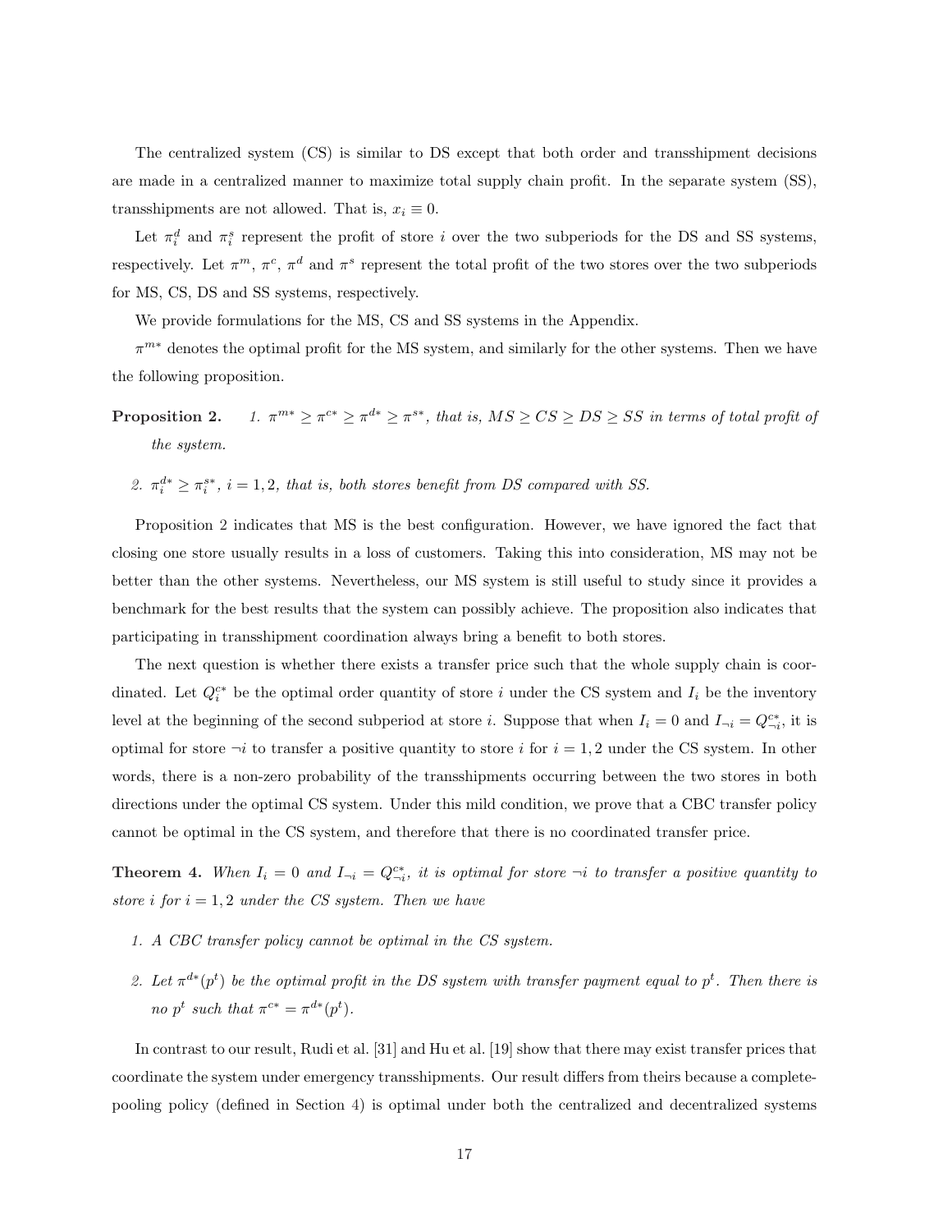The centralized system (CS) is similar to DS except that both order and transshipment decisions are made in a centralized manner to maximize total supply chain profit. In the separate system (SS), transshipments are not allowed. That is, $x_i \equiv 0$.

Let $\pi_i^d$ and $\pi_i^s$ represent the profit of store $i$ over the two subperiods for the DS and SS systems, respectively. Let $\pi^m$, $\pi^c$, $\pi^d$ and $\pi^s$ represent the total profit of the two stores over the two subperiods for MS, CS, DS and SS systems, respectively.

We provide formulations for the MS, CS and SS systems in the Appendix.

$\pi^{m*}$ denotes the optimal profit for the MS system, and similarly for the other systems. Then we have the following proposition.

**Proposition 2.**

1. *$\pi^{m*} \geq \pi^{c*} \geq \pi^{d*} \geq \pi^{s*}$, that is, $MS \geq CS \geq DS \geq SS$ in terms of total profit of the system.*
2. *$\pi_i^{d*} \geq \pi_i^{s*}$, $i = 1, 2$, that is, both stores benefit from DS compared with SS.*

Proposition 2 indicates that MS is the best configuration. However, we have ignored the fact that closing one store usually results in a loss of customers. Taking this into consideration, MS may not be better than the other systems. Nevertheless, our MS system is still useful to study since it provides a benchmark for the best results that the system can possibly achieve. The proposition also indicates that participating in transshipment coordination always bring a benefit to both stores.

The next question is whether there exists a transfer price such that the whole supply chain is coordinated. Let $Q_i^{c*}$ be the optimal order quantity of store $i$ under the CS system and $I_i$ be the inventory level at the beginning of the second subperiod at store $i$. Suppose that when $I_i = 0$ and $I_{\neg i} = Q_{\neg i}^{c*}$, it is optimal for store $\neg i$ to transfer a positive quantity to store $i$ for $i = 1, 2$ under the CS system. In other words, there is a non-zero probability of the transshipments occurring between the two stores in both directions under the optimal CS system. Under this mild condition, we prove that a CBC transfer policy cannot be optimal in the CS system, and therefore that there is no coordinated transfer price.

**Theorem 4.** *When $I_i = 0$ and $I_{\neg i} = Q_{\neg i}^{c*}$, it is optimal for store $\neg i$ to transfer a positive quantity to store $i$ for $i = 1, 2$ under the CS system. Then we have*

1. *A CBC transfer policy cannot be optimal in the CS system.*
2. *Let $\pi^{d*}(p^t)$ be the optimal profit in the DS system with transfer payment equal to $p^t$. Then there is no $p^t$ such that $\pi^{c*} = \pi^{d*}(p^t)$.*

In contrast to our result, Rudi et al. [31] and Hu et al. [19] show that there may exist transfer prices that coordinate the system under emergency transshipments. Our result differs from theirs because a complete-pooling policy (defined in Section 4) is optimal under both the centralized and decentralized systems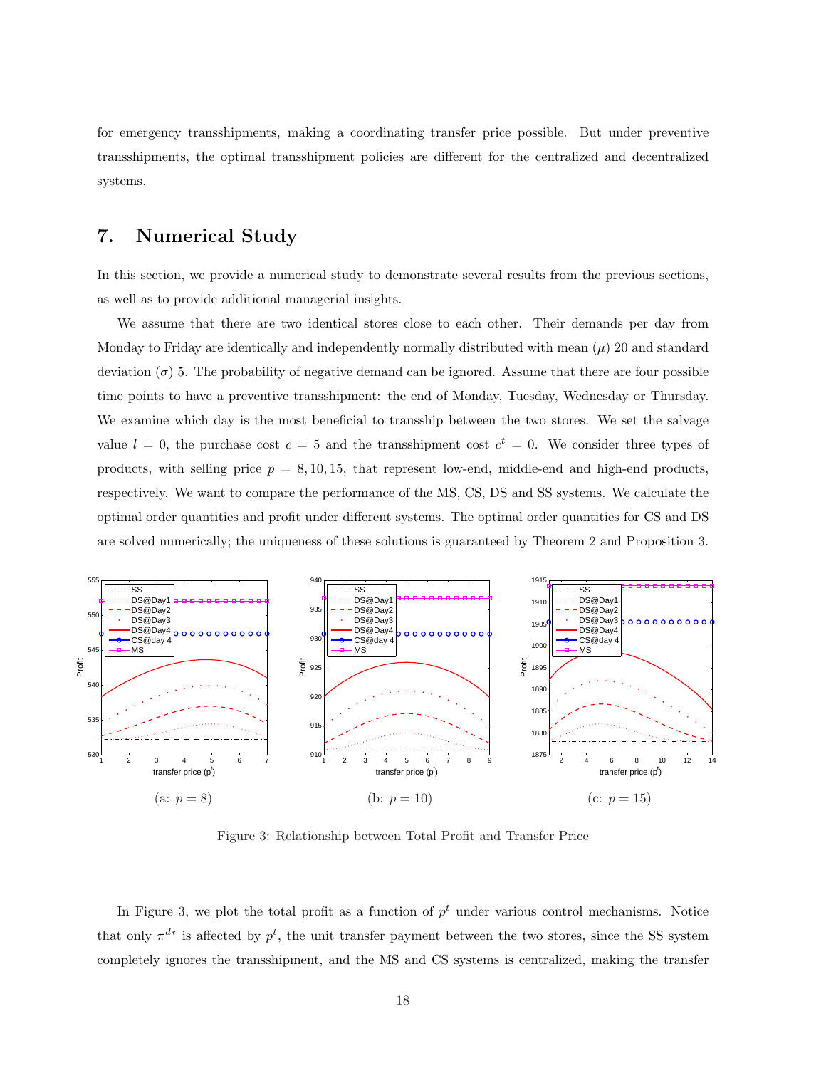for emergency transshipments, making a coordinating transfer price possible. But under preventive transshipments, the optimal transshipment policies are different for the centralized and decentralized systems.

## 7. Numerical Study

In this section, we provide a numerical study to demonstrate several results from the previous sections, as well as to provide additional managerial insights.

We assume that there are two identical stores close to each other. Their demands per day from Monday to Friday are identically and independently normally distributed with mean ($\mu$) 20 and standard deviation ($\sigma$) 5. The probability of negative demand can be ignored. Assume that there are four possible time points to have a preventive transshipment: the end of Monday, Tuesday, Wednesday or Thursday. We examine which day is the most beneficial to transship between the two stores. We set the salvage value $l = 0$, the purchase cost $c = 5$ and the transshipment cost $c^t = 0$. We consider three types of products, with selling price $p = 8, 10, 15$, that represent low-end, middle-end and high-end products, respectively. We want to compare the performance of the MS, CS, DS and SS systems. We calculate the optimal order quantities and profit under different systems. The optimal order quantities for CS and DS are solved numerically; the uniqueness of these solutions is guaranteed by Theorem 2 and Proposition 3.

(a: $p = 8$) (b: $p = 10$) (c: $p = 15$)

Figure 3: Relationship between Total Profit and Transfer Price

In Figure 3, we plot the total profit as a function of $p^t$ under various control mechanisms. Notice that only $\pi^{d*}$ is affected by $p^t$, the unit transfer payment between the two stores, since the SS system completely ignores the transshipment, and the MS and CS systems is centralized, making the transfer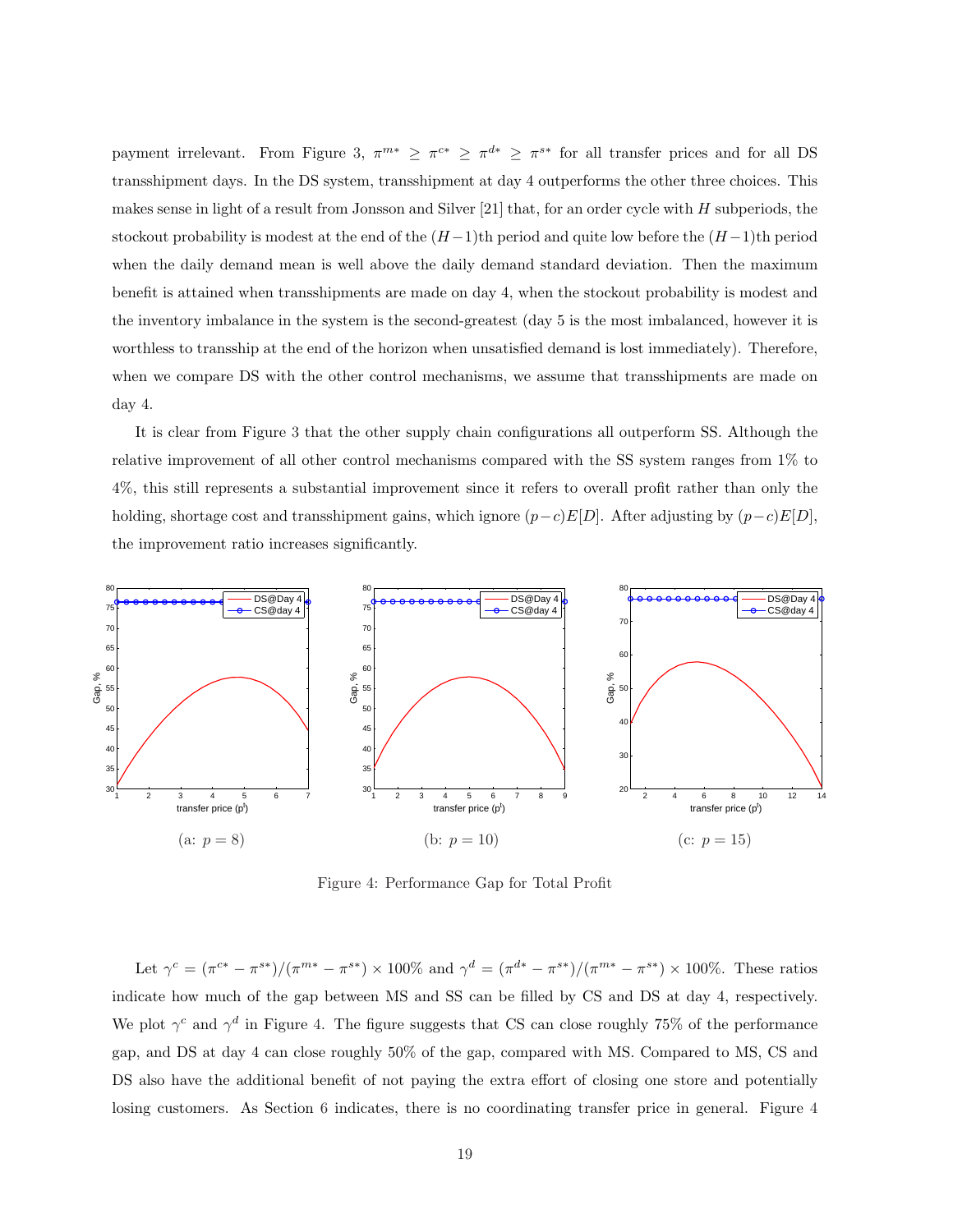payment irrelevant. From Figure 3, $\pi^{m*} \geq \pi^{c*} \geq \pi^{d*} \geq \pi^{s*}$ for all transfer prices and for all DS transshipment days. In the DS system, transshipment at day 4 outperforms the other three choices. This makes sense in light of a result from Jonsson and Silver [21] that, for an order cycle with $H$ subperiods, the stockout probability is modest at the end of the $(H-1)$th period and quite low before the $(H-1)$th period when the daily demand mean is well above the daily demand standard deviation. Then the maximum benefit is attained when transshipments are made on day 4, when the stockout probability is modest and the inventory imbalance in the system is the second-greatest (day 5 is the most imbalanced, however it is worthless to transship at the end of the horizon when unsatisfied demand is lost immediately). Therefore, when we compare DS with the other control mechanisms, we assume that transshipments are made on day 4.

It is clear from Figure 3 that the other supply chain configurations all outperform SS. Although the relative improvement of all other control mechanisms compared with the SS system ranges from 1% to 4%, this still represents a substantial improvement since it refers to overall profit rather than only the holding, shortage cost and transshipment gains, which ignore $(p-c)E[D]$. After adjusting by $(p-c)E[D]$, the improvement ratio increases significantly.

(a: $p = 8$) (b: $p = 10$) (c: $p = 15$)

Figure 4: Performance Gap for Total Profit

Let $\gamma^c = (\pi^{c*} - \pi^{s*})/(\pi^{m*} - \pi^{s*}) \times 100\%$ and $\gamma^d = (\pi^{d*} - \pi^{s*})/(\pi^{m*} - \pi^{s*}) \times 100\%$. These ratios indicate how much of the gap between MS and SS can be filled by CS and DS at day 4, respectively. We plot $\gamma^c$ and $\gamma^d$ in Figure 4. The figure suggests that CS can close roughly 75% of the performance gap, and DS at day 4 can close roughly 50% of the gap, compared with MS. Compared to MS, CS and DS also have the additional benefit of not paying the extra effort of closing one store and potentially losing customers. As Section 6 indicates, there is no coordinating transfer price in general. Figure 4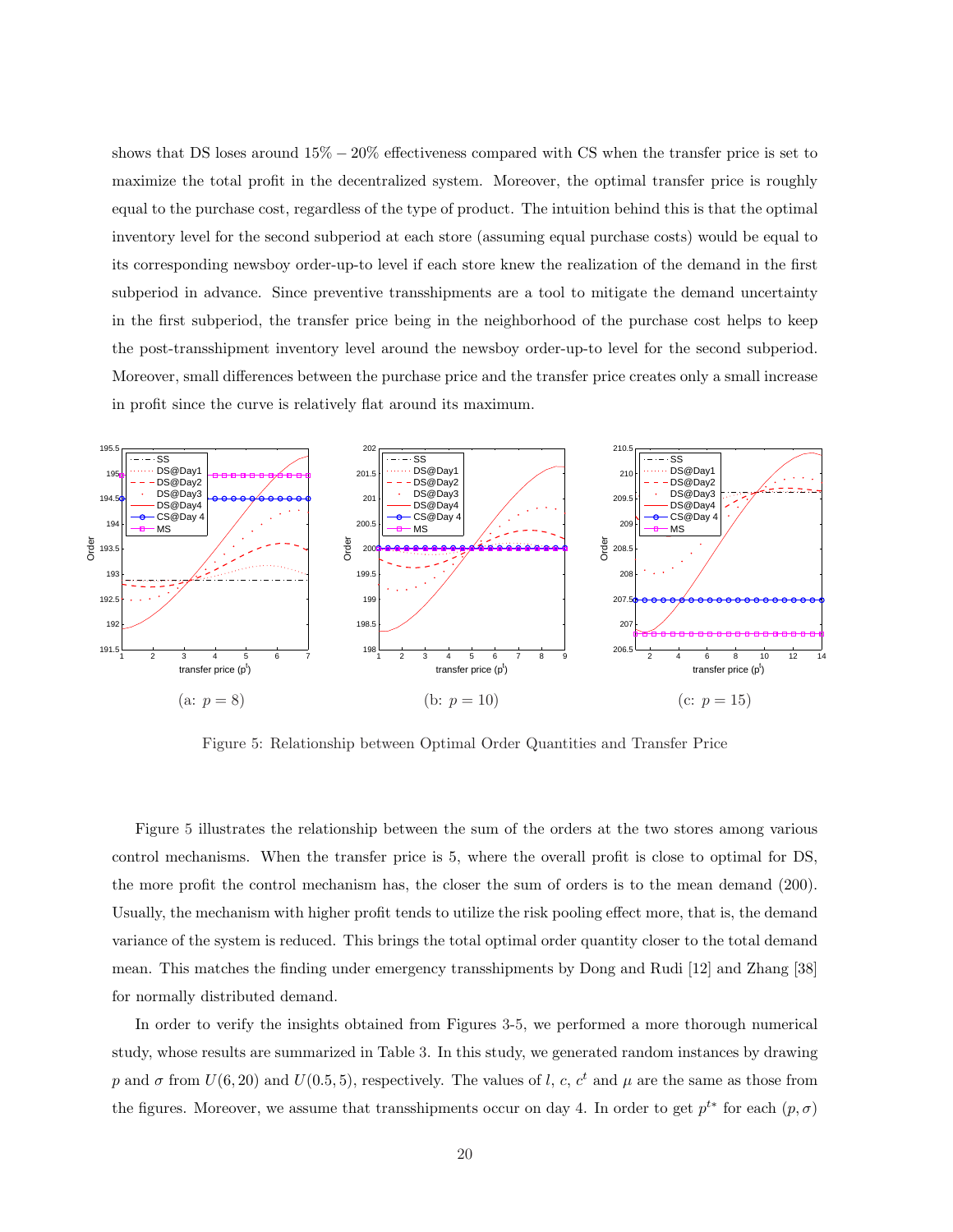shows that DS loses around 15% − 20% effectiveness compared with CS when the transfer price is set to maximize the total profit in the decentralized system. Moreover, the optimal transfer price is roughly equal to the purchase cost, regardless of the type of product. The intuition behind this is that the optimal inventory level for the second subperiod at each store (assuming equal purchase costs) would be equal to its corresponding newsboy order-up-to level if each store knew the realization of the demand in the first subperiod in advance. Since preventive transshipments are a tool to mitigate the demand uncertainty in the first subperiod, the transfer price being in the neighborhood of the purchase cost helps to keep the post-transshipment inventory level around the newsboy order-up-to level for the second subperiod. Moreover, small differences between the purchase price and the transfer price creates only a small increase in profit since the curve is relatively flat around its maximum.

(a: $p = 8$) (b: $p = 10$) (c: $p = 15$)

Figure 5: Relationship between Optimal Order Quantities and Transfer Price

Figure 5 illustrates the relationship between the sum of the orders at the two stores among various control mechanisms. When the transfer price is 5, where the overall profit is close to optimal for DS, the more profit the control mechanism has, the closer the sum of orders is to the mean demand (200). Usually, the mechanism with higher profit tends to utilize the risk pooling effect more, that is, the demand variance of the system is reduced. This brings the total optimal order quantity closer to the total demand mean. This matches the finding under emergency transshipments by Dong and Rudi [12] and Zhang [38] for normally distributed demand.

In order to verify the insights obtained from Figures 3-5, we performed a more thorough numerical study, whose results are summarized in Table 3. In this study, we generated random instances by drawing $p$ and $\sigma$ from $U(6, 20)$ and $U(0.5, 5)$, respectively. The values of $l$, $c$, $c^t$ and $\mu$ are the same as those from the figures. Moreover, we assume that transshipments occur on day 4. In order to get $p^{t*}$ for each $(p, \sigma)$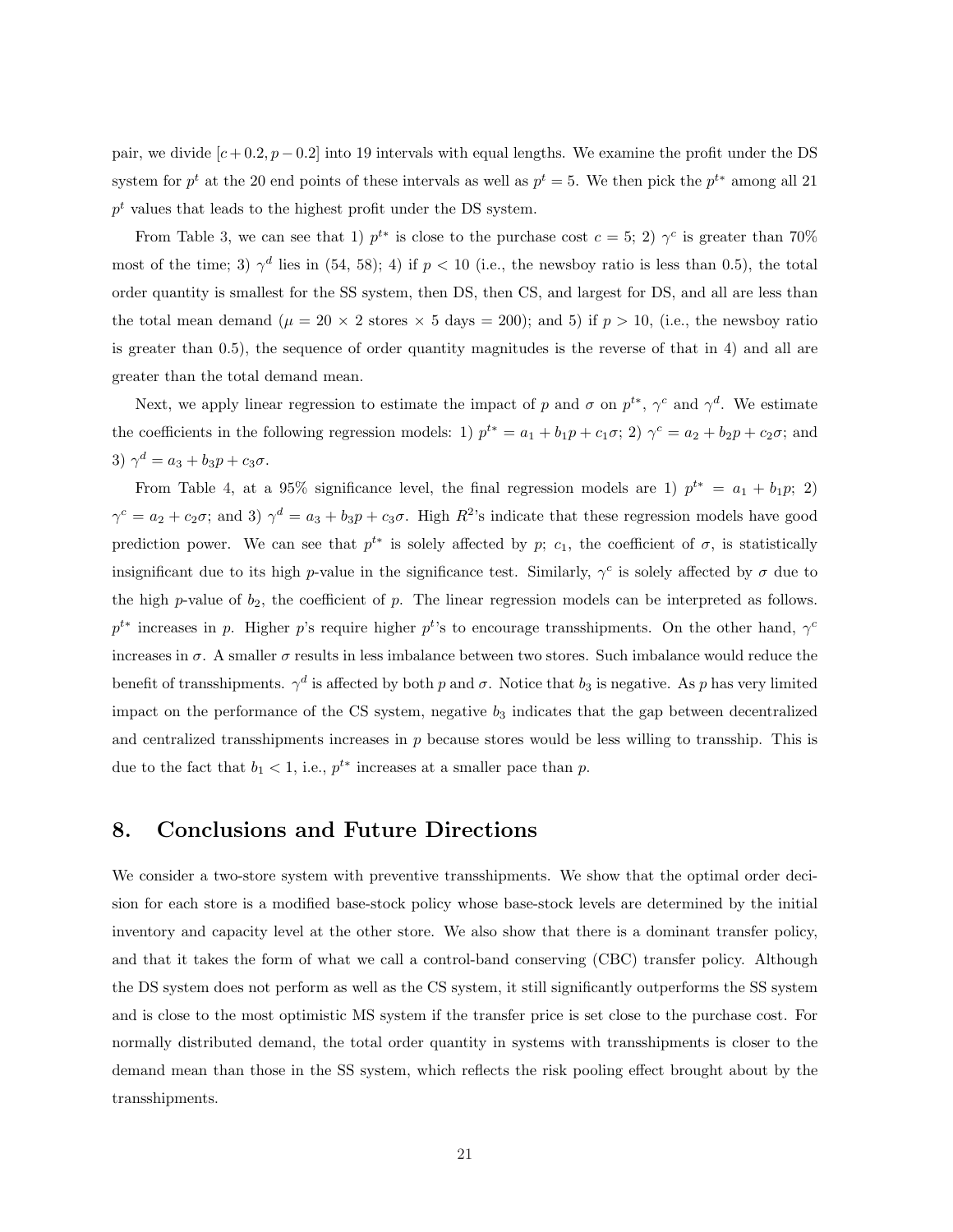pair, we divide $[c+0.2, p-0.2]$ into 19 intervals with equal lengths. We examine the profit under the DS system for $p^t$ at the 20 end points of these intervals as well as $p^t = 5$. We then pick the $p^{t*}$ among all 21 $p^t$ values that leads to the highest profit under the DS system.

From Table 3, we can see that 1) $p^{t*}$ is close to the purchase cost $c = 5$; 2) $\gamma^c$ is greater than 70% most of the time; 3) $\gamma^d$ lies in (54, 58); 4) if $p < 10$ (i.e., the newsboy ratio is less than 0.5), the total order quantity is smallest for the SS system, then DS, then CS, and largest for DS, and all are less than the total mean demand ($\mu = 20 \times 2$ stores $\times$ 5 days = 200); and 5) if $p > 10$, (i.e., the newsboy ratio is greater than 0.5), the sequence of order quantity magnitudes is the reverse of that in 4) and all are greater than the total demand mean.

Next, we apply linear regression to estimate the impact of $p$ and $\sigma$ on $p^{t*}$, $\gamma^c$ and $\gamma^d$. We estimate the coefficients in the following regression models: 1) $p^{t*} = a_1 + b_1 p + c_1 \sigma$; 2) $\gamma^c = a_2 + b_2 p + c_2 \sigma$; and 3) $\gamma^d = a_3 + b_3 p + c_3 \sigma$.

From Table 4, at a 95% significance level, the final regression models are 1) $p^{t*} = a_1 + b_1 p$; 2) $\gamma^c = a_2 + c_2 \sigma$; and 3) $\gamma^d = a_3 + b_3 p + c_3 \sigma$. High $R^2$'s indicate that these regression models have good prediction power. We can see that $p^{t*}$ is solely affected by $p$; $c_1$, the coefficient of $\sigma$, is statistically insignificant due to its high $p$-value in the significance test. Similarly, $\gamma^c$ is solely affected by $\sigma$ due to the high $p$-value of $b_2$, the coefficient of $p$. The linear regression models can be interpreted as follows. $p^{t*}$ increases in $p$. Higher $p$'s require higher $p^t$'s to encourage transshipments. On the other hand, $\gamma^c$ increases in $\sigma$. A smaller $\sigma$ results in less imbalance between two stores. Such imbalance would reduce the benefit of transshipments. $\gamma^d$ is affected by both $p$ and $\sigma$. Notice that $b_3$ is negative. As $p$ has very limited impact on the performance of the CS system, negative $b_3$ indicates that the gap between decentralized and centralized transshipments increases in $p$ because stores would be less willing to transship. This is due to the fact that $b_1 < 1$, i.e., $p^{t*}$ increases at a smaller pace than $p$.

## 8. Conclusions and Future Directions

We consider a two-store system with preventive transshipments. We show that the optimal order decision for each store is a modified base-stock policy whose base-stock levels are determined by the initial inventory and capacity level at the other store. We also show that there is a dominant transfer policy, and that it takes the form of what we call a control-band conserving (CBC) transfer policy. Although the DS system does not perform as well as the CS system, it still significantly outperforms the SS system and is close to the most optimistic MS system if the transfer price is set close to the purchase cost. For normally distributed demand, the total order quantity in systems with transshipments is closer to the demand mean than those in the SS system, which reflects the risk pooling effect brought about by the transshipments.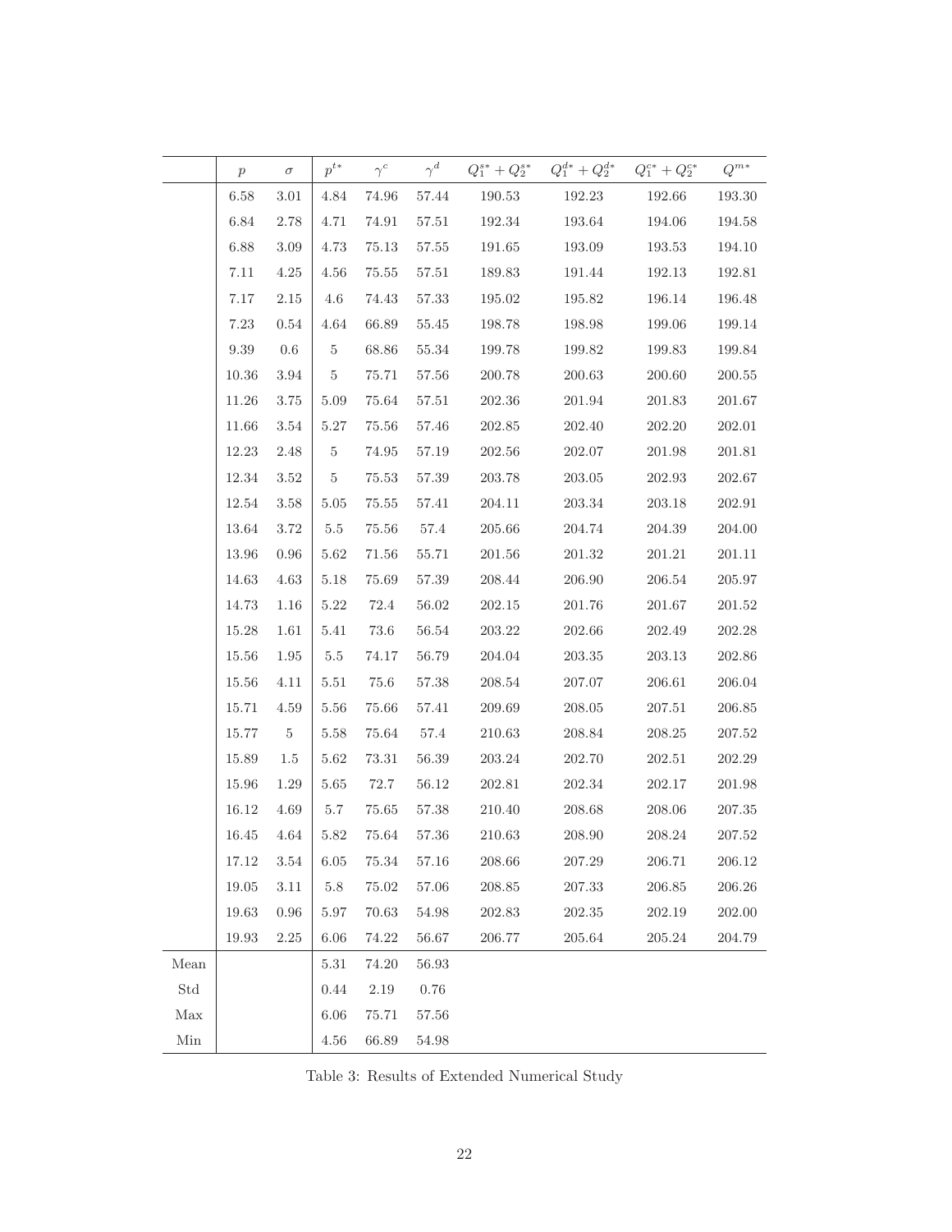|  | $p$ | $\sigma$ | $p^{t*}$ | $\gamma^c$ | $\gamma^d$ | $Q_1^{s*} + Q_2^{s*}$ | $Q_1^{d*} + Q_2^{d*}$ | $Q_1^{c*} + Q_2^{c*}$ | $Q^{m*}$ |
|---|---|---|---|---|---|---|---|---|---|
|  | 6.58 | 3.01 | 4.84 | 74.96 | 57.44 | 190.53 | 192.23 | 192.66 | 193.30 |
|  | 6.84 | 2.78 | 4.71 | 74.91 | 57.51 | 192.34 | 193.64 | 194.06 | 194.58 |
|  | 6.88 | 3.09 | 4.73 | 75.13 | 57.55 | 191.65 | 193.09 | 193.53 | 194.10 |
|  | 7.11 | 4.25 | 4.56 | 75.55 | 57.51 | 189.83 | 191.44 | 192.13 | 192.81 |
|  | 7.17 | 2.15 | 4.6 | 74.43 | 57.33 | 195.02 | 195.82 | 196.14 | 196.48 |
|  | 7.23 | 0.54 | 4.64 | 66.89 | 55.45 | 198.78 | 198.98 | 199.06 | 199.14 |
|  | 9.39 | 0.6 | 5 | 68.86 | 55.34 | 199.78 | 199.82 | 199.83 | 199.84 |
|  | 10.36 | 3.94 | 5 | 75.71 | 57.56 | 200.78 | 200.63 | 200.60 | 200.55 |
|  | 11.26 | 3.75 | 5.09 | 75.64 | 57.51 | 202.36 | 201.94 | 201.83 | 201.67 |
|  | 11.66 | 3.54 | 5.27 | 75.56 | 57.46 | 202.85 | 202.40 | 202.20 | 202.01 |
|  | 12.23 | 2.48 | 5 | 74.95 | 57.19 | 202.56 | 202.07 | 201.98 | 201.81 |
|  | 12.34 | 3.52 | 5 | 75.53 | 57.39 | 203.78 | 203.05 | 202.93 | 202.67 |
|  | 12.54 | 3.58 | 5.05 | 75.55 | 57.41 | 204.11 | 203.34 | 203.18 | 202.91 |
|  | 13.64 | 3.72 | 5.5 | 75.56 | 57.4 | 205.66 | 204.74 | 204.39 | 204.00 |
|  | 13.96 | 0.96 | 5.62 | 71.56 | 55.71 | 201.56 | 201.32 | 201.21 | 201.11 |
|  | 14.63 | 4.63 | 5.18 | 75.69 | 57.39 | 208.44 | 206.90 | 206.54 | 205.97 |
|  | 14.73 | 1.16 | 5.22 | 72.4 | 56.02 | 202.15 | 201.76 | 201.67 | 201.52 |
|  | 15.28 | 1.61 | 5.41 | 73.6 | 56.54 | 203.22 | 202.66 | 202.49 | 202.28 |
|  | 15.56 | 1.95 | 5.5 | 74.17 | 56.79 | 204.04 | 203.35 | 203.13 | 202.86 |
|  | 15.56 | 4.11 | 5.51 | 75.6 | 57.38 | 208.54 | 207.07 | 206.61 | 206.04 |
|  | 15.71 | 4.59 | 5.56 | 75.66 | 57.41 | 209.69 | 208.05 | 207.51 | 206.85 |
|  | 15.77 | 5 | 5.58 | 75.64 | 57.4 | 210.63 | 208.84 | 208.25 | 207.52 |
|  | 15.89 | 1.5 | 5.62 | 73.31 | 56.39 | 203.24 | 202.70 | 202.51 | 202.29 |
|  | 15.96 | 1.29 | 5.65 | 72.7 | 56.12 | 202.81 | 202.34 | 202.17 | 201.98 |
|  | 16.12 | 4.69 | 5.7 | 75.65 | 57.38 | 210.40 | 208.68 | 208.06 | 207.35 |
|  | 16.45 | 4.64 | 5.82 | 75.64 | 57.36 | 210.63 | 208.90 | 208.24 | 207.52 |
|  | 17.12 | 3.54 | 6.05 | 75.34 | 57.16 | 208.66 | 207.29 | 206.71 | 206.12 |
|  | 19.05 | 3.11 | 5.8 | 75.02 | 57.06 | 208.85 | 207.33 | 206.85 | 206.26 |
|  | 19.63 | 0.96 | 5.97 | 70.63 | 54.98 | 202.83 | 202.35 | 202.19 | 202.00 |
|  | 19.93 | 2.25 | 6.06 | 74.22 | 56.67 | 206.77 | 205.64 | 205.24 | 204.79 |
| Mean |  |  | 5.31 | 74.20 | 56.93 |  |  |  |  |
| Std |  |  | 0.44 | 2.19 | 0.76 |  |  |  |  |
| Max |  |  | 6.06 | 75.71 | 57.56 |  |  |  |  |
| Min |  |  | 4.56 | 66.89 | 54.98 |  |  |  |  |

Table 3: Results of Extended Numerical Study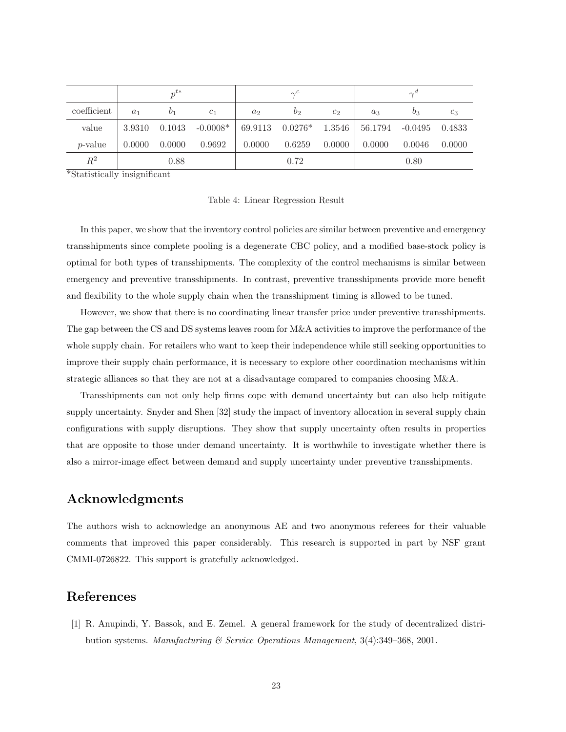| | $p^{t*}$ | | | $\gamma^c$ | | | $\gamma^d$ | | |
|---|---|---|---|---|---|---|---|---|---|
| coefficient | $a_1$ | $b_1$ | $c_1$ | $a_2$ | $b_2$ | $c_2$ | $a_3$ | $b_3$ | $c_3$ |
| value | 3.9310 | 0.1043 | -0.0008* | 69.9113 | 0.0276* | 1.3546 | 56.1794 | -0.0495 | 0.4833 |
| $p$-value | 0.0000 | 0.0000 | 0.9692 | 0.0000 | 0.6259 | 0.0000 | 0.0000 | 0.0046 | 0.0000 |
| $R^2$ | 0.88 | | | 0.72 | | | 0.80 | | |

*Statistically insignificant

Table 4: Linear Regression Result

In this paper, we show that the inventory control policies are similar between preventive and emergency transshipments since complete pooling is a degenerate CBC policy, and a modified base-stock policy is optimal for both types of transshipments. The complexity of the control mechanisms is similar between emergency and preventive transshipments. In contrast, preventive transshipments provide more benefit and flexibility to the whole supply chain when the transshipment timing is allowed to be tuned.

However, we show that there is no coordinating linear transfer price under preventive transshipments. The gap between the CS and DS systems leaves room for M&A activities to improve the performance of the whole supply chain. For retailers who want to keep their independence while still seeking opportunities to improve their supply chain performance, it is necessary to explore other coordination mechanisms within strategic alliances so that they are not at a disadvantage compared to companies choosing M&A.

Transshipments can not only help firms cope with demand uncertainty but can also help mitigate supply uncertainty. Snyder and Shen [32] study the impact of inventory allocation in several supply chain configurations with supply disruptions. They show that supply uncertainty often results in properties that are opposite to those under demand uncertainty. It is worthwhile to investigate whether there is also a mirror-image effect between demand and supply uncertainty under preventive transshipments.

## Acknowledgments

The authors wish to acknowledge an anonymous AE and two anonymous referees for their valuable comments that improved this paper considerably. This research is supported in part by NSF grant CMMI-0726822. This support is gratefully acknowledged.

## References

[1] R. Anupindi, Y. Bassok, and E. Zemel. A general framework for the study of decentralized distribution systems. *Manufacturing & Service Operations Management*, 3(4):349–368, 2001.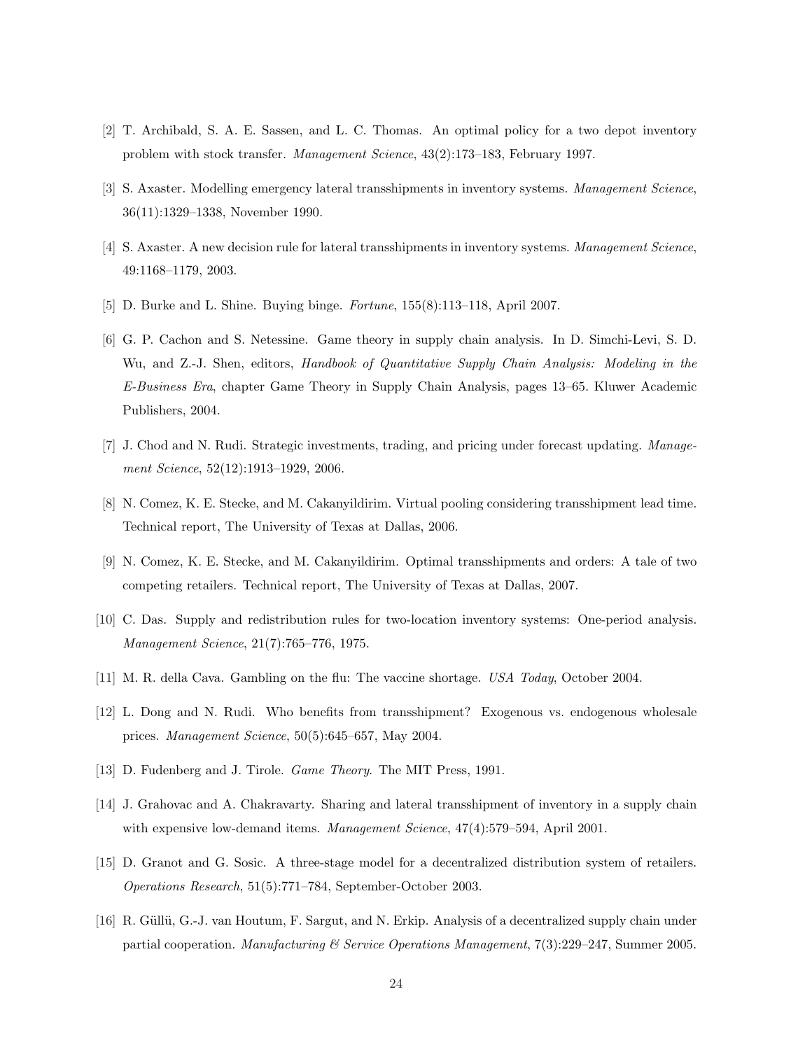[2] T. Archibald, S. A. E. Sassen, and L. C. Thomas. An optimal policy for a two depot inventory problem with stock transfer. *Management Science*, 43(2):173–183, February 1997.

[3] S. Axaster. Modelling emergency lateral transshipments in inventory systems. *Management Science*, 36(11):1329–1338, November 1990.

[4] S. Axaster. A new decision rule for lateral transshipments in inventory systems. *Management Science*, 49:1168–1179, 2003.

[5] D. Burke and L. Shine. Buying binge. *Fortune*, 155(8):113–118, April 2007.

[6] G. P. Cachon and S. Netessine. Game theory in supply chain analysis. In D. Simchi-Levi, S. D. Wu, and Z.-J. Shen, editors, *Handbook of Quantitative Supply Chain Analysis: Modeling in the E-Business Era*, chapter Game Theory in Supply Chain Analysis, pages 13–65. Kluwer Academic Publishers, 2004.

[7] J. Chod and N. Rudi. Strategic investments, trading, and pricing under forecast updating. *Management Science*, 52(12):1913–1929, 2006.

[8] N. Comez, K. E. Stecke, and M. Cakanyildirim. Virtual pooling considering transshipment lead time. Technical report, The University of Texas at Dallas, 2006.

[9] N. Comez, K. E. Stecke, and M. Cakanyildirim. Optimal transshipments and orders: A tale of two competing retailers. Technical report, The University of Texas at Dallas, 2007.

[10] C. Das. Supply and redistribution rules for two-location inventory systems: One-period analysis. *Management Science*, 21(7):765–776, 1975.

[11] M. R. della Cava. Gambling on the flu: The vaccine shortage. *USA Today*, October 2004.

[12] L. Dong and N. Rudi. Who benefits from transshipment? Exogenous vs. endogenous wholesale prices. *Management Science*, 50(5):645–657, May 2004.

[13] D. Fudenberg and J. Tirole. *Game Theory*. The MIT Press, 1991.

[14] J. Grahovac and A. Chakravarty. Sharing and lateral transshipment of inventory in a supply chain with expensive low-demand items. *Management Science*, 47(4):579–594, April 2001.

[15] D. Granot and G. Sosic. A three-stage model for a decentralized distribution system of retailers. *Operations Research*, 51(5):771–784, September-October 2003.

[16] R. Güllü, G.-J. van Houtum, F. Sargut, and N. Erkip. Analysis of a decentralized supply chain under partial cooperation. *Manufacturing & Service Operations Management*, 7(3):229–247, Summer 2005.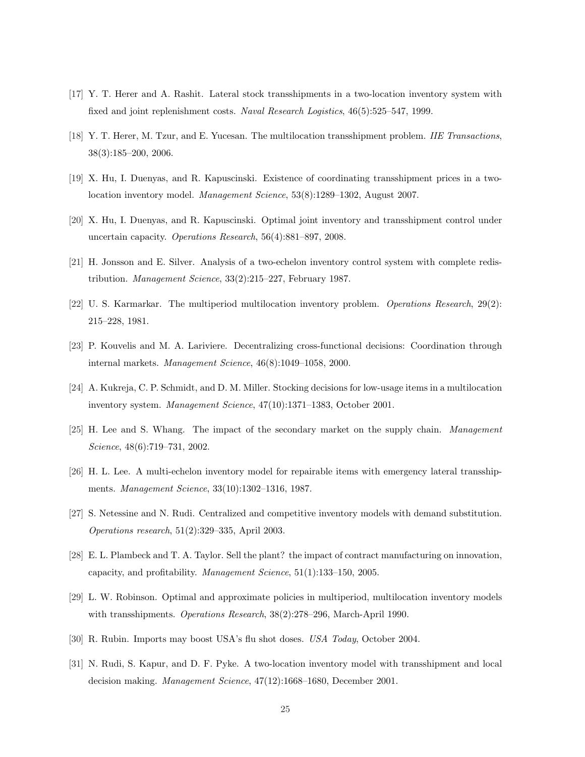[17] Y. T. Herer and A. Rashit. Lateral stock transshipments in a two-location inventory system with fixed and joint replenishment costs. *Naval Research Logistics*, 46(5):525–547, 1999.

[18] Y. T. Herer, M. Tzur, and E. Yucesan. The multilocation transshipment problem. *IIE Transactions*, 38(3):185–200, 2006.

[19] X. Hu, I. Duenyas, and R. Kapuscinski. Existence of coordinating transshipment prices in a two-location inventory model. *Management Science*, 53(8):1289–1302, August 2007.

[20] X. Hu, I. Duenyas, and R. Kapuscinski. Optimal joint inventory and transshipment control under uncertain capacity. *Operations Research*, 56(4):881–897, 2008.

[21] H. Jonsson and E. Silver. Analysis of a two-echelon inventory control system with complete redistribution. *Management Science*, 33(2):215–227, February 1987.

[22] U. S. Karmarkar. The multiperiod multilocation inventory problem. *Operations Research*, 29(2): 215–228, 1981.

[23] P. Kouvelis and M. A. Lariviere. Decentralizing cross-functional decisions: Coordination through internal markets. *Management Science*, 46(8):1049–1058, 2000.

[24] A. Kukreja, C. P. Schmidt, and D. M. Miller. Stocking decisions for low-usage items in a multilocation inventory system. *Management Science*, 47(10):1371–1383, October 2001.

[25] H. Lee and S. Whang. The impact of the secondary market on the supply chain. *Management Science*, 48(6):719–731, 2002.

[26] H. L. Lee. A multi-echelon inventory model for repairable items with emergency lateral transshipments. *Management Science*, 33(10):1302–1316, 1987.

[27] S. Netessine and N. Rudi. Centralized and competitive inventory models with demand substitution. *Operations research*, 51(2):329–335, April 2003.

[28] E. L. Plambeck and T. A. Taylor. Sell the plant? the impact of contract manufacturing on innovation, capacity, and profitability. *Management Science*, 51(1):133–150, 2005.

[29] L. W. Robinson. Optimal and approximate policies in multiperiod, multilocation inventory models with transshipments. *Operations Research*, 38(2):278–296, March-April 1990.

[30] R. Rubin. Imports may boost USA's flu shot doses. *USA Today*, October 2004.

[31] N. Rudi, S. Kapur, and D. F. Pyke. A two-location inventory model with transshipment and local decision making. *Management Science*, 47(12):1668–1680, December 2001.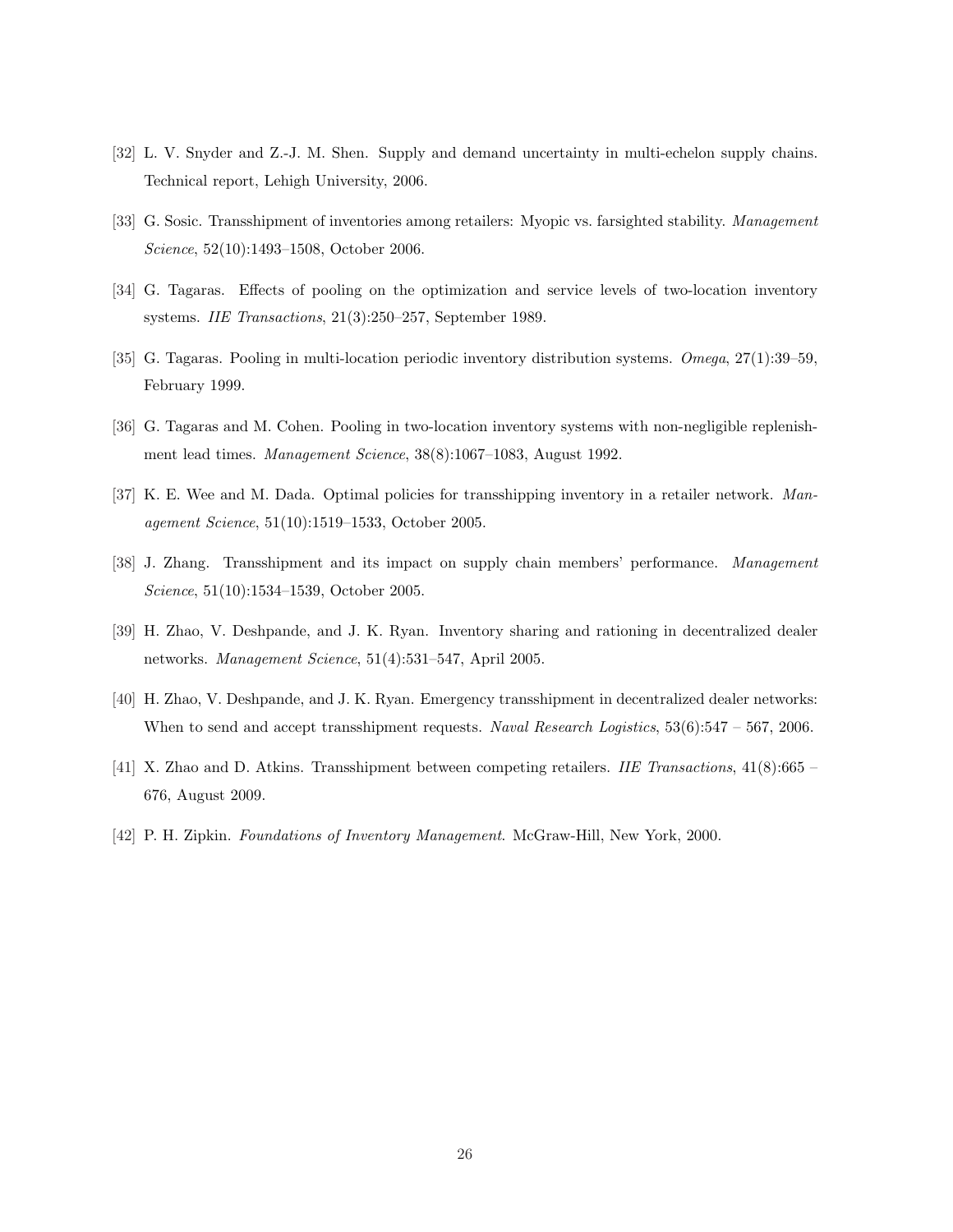[32] L. V. Snyder and Z.-J. M. Shen. Supply and demand uncertainty in multi-echelon supply chains. Technical report, Lehigh University, 2006.

[33] G. Sosic. Transshipment of inventories among retailers: Myopic vs. farsighted stability. *Management Science*, 52(10):1493–1508, October 2006.

[34] G. Tagaras. Effects of pooling on the optimization and service levels of two-location inventory systems. *IIE Transactions*, 21(3):250–257, September 1989.

[35] G. Tagaras. Pooling in multi-location periodic inventory distribution systems. *Omega*, 27(1):39–59, February 1999.

[36] G. Tagaras and M. Cohen. Pooling in two-location inventory systems with non-negligible replenishment lead times. *Management Science*, 38(8):1067–1083, August 1992.

[37] K. E. Wee and M. Dada. Optimal policies for transshipping inventory in a retailer network. *Management Science*, 51(10):1519–1533, October 2005.

[38] J. Zhang. Transshipment and its impact on supply chain members' performance. *Management Science*, 51(10):1534–1539, October 2005.

[39] H. Zhao, V. Deshpande, and J. K. Ryan. Inventory sharing and rationing in decentralized dealer networks. *Management Science*, 51(4):531–547, April 2005.

[40] H. Zhao, V. Deshpande, and J. K. Ryan. Emergency transshipment in decentralized dealer networks: When to send and accept transshipment requests. *Naval Research Logistics*, 53(6):547 – 567, 2006.

[41] X. Zhao and D. Atkins. Transshipment between competing retailers. *IIE Transactions*, 41(8):665 – 676, August 2009.

[42] P. H. Zipkin. *Foundations of Inventory Management*. McGraw-Hill, New York, 2000.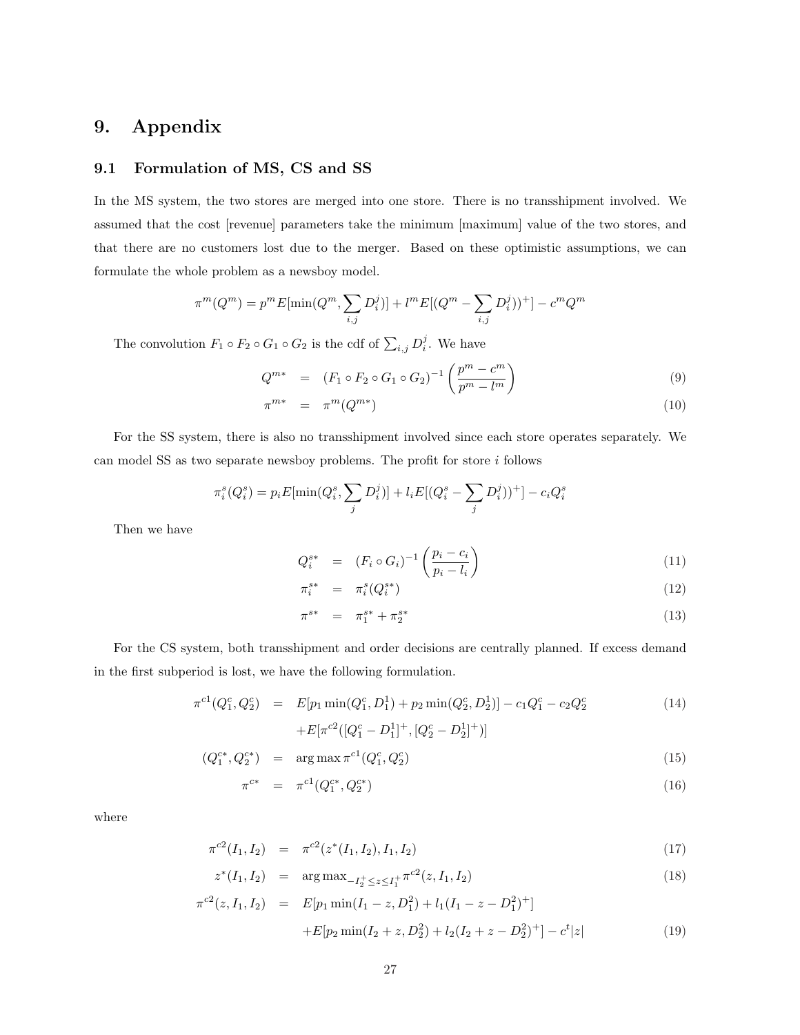# 9. Appendix

## 9.1 Formulation of MS, CS and SS

In the MS system, the two stores are merged into one store. There is no transshipment involved. We assumed that the cost [revenue] parameters take the minimum [maximum] value of the two stores, and that there are no customers lost due to the merger. Based on these optimistic assumptions, we can formulate the whole problem as a newsboy model.

$$\pi^m(Q^m) = p^m E[\min(Q^m, \sum_{i,j} D_i^j)] + l^m E[(Q^m - \sum_{i,j} D_i^j))^+] - c^m Q^m$$

The convolution $F_1 \circ F_2 \circ G_1 \circ G_2$ is the cdf of $\sum_{i,j} D_i^j$. We have

$$Q^{m*} = (F_1 \circ F_2 \circ G_1 \circ G_2)^{-1} \left( \frac{p^m - c^m}{p^m - l^m} \right) \tag{9}$$

$$\pi^{m*} = \pi^m(Q^{m*}) \tag{10}$$

For the SS system, there is also no transshipment involved since each store operates separately. We can model SS as two separate newsboy problems. The profit for store $i$ follows

$$\pi_i^s(Q_i^s) = p_i E[\min(Q_i^s, \sum_j D_i^j)] + l_i E[(Q_i^s - \sum_j D_i^j))^+] - c_i Q_i^s$$

Then we have

$$Q_i^{s*} = (F_i \circ G_i)^{-1} \left( \frac{p_i - c_i}{p_i - l_i} \right) \tag{11}$$

$$\pi_i^{s*} = \pi_i^s(Q_i^{s*}) \tag{12}$$

$$\pi^{s*} = \pi_1^{s*} + \pi_2^{s*} \tag{13}$$

For the CS system, both transshipment and order decisions are centrally planned. If excess demand in the first subperiod is lost, we have the following formulation.

$$\begin{aligned} \pi^{c1}(Q_1^c, Q_2^c) &= E[p_1 \min(Q_1^c, D_1^1) + p_2 \min(Q_2^c, D_2^1)] - c_1 Q_1^c - c_2 Q_2^c \\ &\quad + E[\pi^{c2}([Q_1^c - D_1^1]^+, [Q_2^c - D_2^1]^+)] \end{aligned} \tag{14}$$

$$(Q_1^{c*}, Q_2^{c*}) = \arg\max \pi^{c1}(Q_1^c, Q_2^c) \tag{15}$$

$$\pi^{c*} = \pi^{c1}(Q_1^{c*}, Q_2^{c*}) \tag{16}$$

where

$$\pi^{c2}(I_1, I_2) = \pi^{c2}(z^*(I_1, I_2), I_1, I_2) \tag{17}$$

$$z^*(I_1, I_2) = \arg\max_{-I_2^+ \leq z \leq I_1^+} \pi^{c2}(z, I_1, I_2) \tag{18}$$

$$\begin{aligned} \pi^{c2}(z, I_1, I_2) &= E[p_1 \min(I_1 - z, D_1^2) + l_1(I_1 - z - D_1^2)^+] \\ &\quad + E[p_2 \min(I_2 + z, D_2^2) + l_2(I_2 + z - D_2^2)^+] - c^t |z| \end{aligned} \tag{19}$$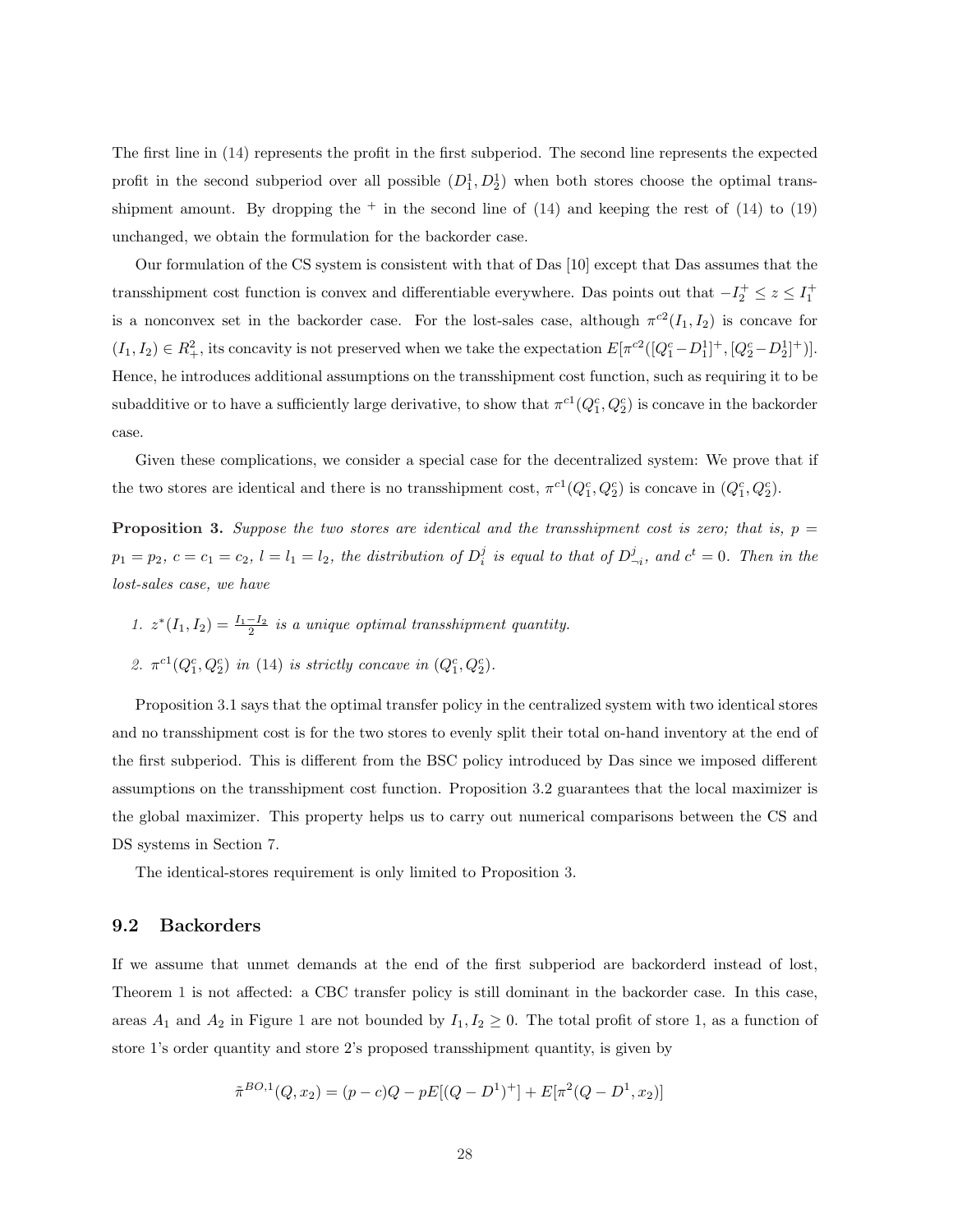The first line in (14) represents the profit in the first subperiod. The second line represents the expected profit in the second subperiod over all possible $(D_1^1, D_2^1)$ when both stores choose the optimal transshipment amount. By dropping the $^+$ in the second line of (14) and keeping the rest of (14) to (19) unchanged, we obtain the formulation for the backorder case.

Our formulation of the CS system is consistent with that of Das [10] except that Das assumes that the transshipment cost function is convex and differentiable everywhere. Das points out that $-I_2^+ \leq z \leq I_1^+$ is a nonconvex set in the backorder case. For the lost-sales case, although $\pi^{c2}(I_1, I_2)$ is concave for $(I_1, I_2) \in R_+^2$, its concavity is not preserved when we take the expectation $E[\pi^{c2}([Q_1^c - D_1^1]^+, [Q_2^c - D_2^1]^+)]$. Hence, he introduces additional assumptions on the transshipment cost function, such as requiring it to be subadditive or to have a sufficiently large derivative, to show that $\pi^{c1}(Q_1^c, Q_2^c)$ is concave in the backorder case.

Given these complications, we consider a special case for the decentralized system: We prove that if the two stores are identical and there is no transshipment cost, $\pi^{c1}(Q_1^c, Q_2^c)$ is concave in $(Q_1^c, Q_2^c)$.

**Proposition 3.** *Suppose the two stores are identical and the transshipment cost is zero; that is,* $p = p_1 = p_2$, $c = c_1 = c_2$, $l = l_1 = l_2$, *the distribution of* $D_i^j$ *is equal to that of* $D_{-i}^j$, *and* $c^t = 0$. *Then in the lost-sales case, we have*

1. $z^*(I_1, I_2) = \frac{I_1 - I_2}{2}$ *is a unique optimal transshipment quantity.*
2. $\pi^{c1}(Q_1^c, Q_2^c)$ *in (14) is strictly concave in* $(Q_1^c, Q_2^c)$.

Proposition 3.1 says that the optimal transfer policy in the centralized system with two identical stores and no transshipment cost is for the two stores to evenly split their total on-hand inventory at the end of the first subperiod. This is different from the BSC policy introduced by Das since we imposed different assumptions on the transshipment cost function. Proposition 3.2 guarantees that the local maximizer is the global maximizer. This property helps us to carry out numerical comparisons between the CS and DS systems in Section 7.

The identical-stores requirement is only limited to Proposition 3.

## 9.2 Backorders

If we assume that unmet demands at the end of the first subperiod are backorderd instead of lost, Theorem 1 is not affected: a CBC transfer policy is still dominant in the backorder case. In this case, areas $A_1$ and $A_2$ in Figure 1 are not bounded by $I_1, I_2 \geq 0$. The total profit of store 1, as a function of store 1's order quantity and store 2's proposed transshipment quantity, is given by

$$\tilde{\pi}^{BO,1}(Q, x_2) = (p - c)Q - pE[(Q - D^1)^+] + E[\pi^2(Q - D^1, x_2)]$$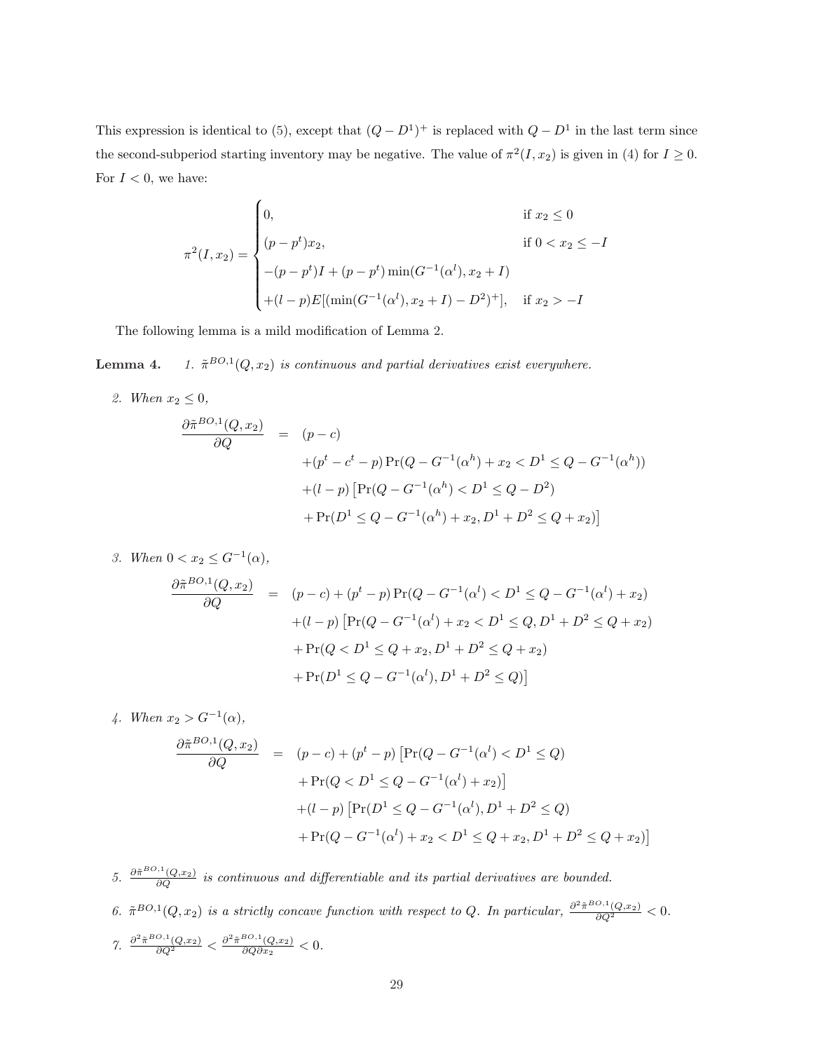This expression is identical to (5), except that $(Q - D^1)^+$ is replaced with $Q - D^1$ in the last term since the second-subperiod starting inventory may be negative. The value of $\pi^2(I, x_2)$ is given in (4) for $I \geq 0$. For $I < 0$, we have:

$$
\pi^2(I, x_2) = \begin{cases} 0, & \text{if } x_2 \leq 0 \\ (p - p^t)x_2, & \text{if } 0 < x_2 \leq -I \\ -(p - p^t)I + (p - p^t)\min(G^{-1}(\alpha^l), x_2 + I) & \\ +(l - p)E[(\min(G^{-1}(\alpha^l), x_2 + I) - D^2)^+], & \text{if } x_2 > -I \end{cases}
$$

The following lemma is a mild modification of Lemma 2.

**Lemma 4.** *1. $\tilde{\pi}^{BO,1}(Q, x_2)$ is continuous and partial derivatives exist everywhere.*

*2. When $x_2 \leq 0$,*

$$
\begin{aligned}
\frac{\partial \tilde{\pi}^{BO,1}(Q, x_2)}{\partial Q} &= (p - c) \\
&\quad + (p^t - c^t - p)\Pr(Q - G^{-1}(\alpha^h) + x_2 < D^1 \leq Q - G^{-1}(\alpha^h)) \\
&\quad + (l - p)\left[\Pr(Q - G^{-1}(\alpha^h) < D^1 \leq Q - D^2) \right. \\
&\quad \left. + \Pr(D^1 \leq Q - G^{-1}(\alpha^h) + x_2, D^1 + D^2 \leq Q + x_2)\right]
\end{aligned}
$$

*3. When $0 < x_2 \leq G^{-1}(\alpha)$,*

$$
\begin{aligned}
\frac{\partial \tilde{\pi}^{BO,1}(Q, x_2)}{\partial Q} &= (p - c) + (p^t - p)\Pr(Q - G^{-1}(\alpha^l) < D^1 \leq Q - G^{-1}(\alpha^l) + x_2) \\
&\quad + (l - p)\left[\Pr(Q - G^{-1}(\alpha^l) + x_2 < D^1 \leq Q, D^1 + D^2 \leq Q + x_2) \right. \\
&\quad + \Pr(Q < D^1 \leq Q + x_2, D^1 + D^2 \leq Q + x_2) \\
&\quad \left. + \Pr(D^1 \leq Q - G^{-1}(\alpha^l), D^1 + D^2 \leq Q)\right]
\end{aligned}
$$

*4. When $x_2 > G^{-1}(\alpha)$,*

$$
\begin{aligned}
\frac{\partial \tilde{\pi}^{BO,1}(Q, x_2)}{\partial Q} &= (p - c) + (p^t - p)\left[\Pr(Q - G^{-1}(\alpha^l) < D^1 \leq Q) \right. \\
&\quad \left. + \Pr(Q < D^1 \leq Q - G^{-1}(\alpha^l) + x_2)\right] \\
&\quad + (l - p)\left[\Pr(D^1 \leq Q - G^{-1}(\alpha^l), D^1 + D^2 \leq Q) \right. \\
&\quad \left. + \Pr(Q - G^{-1}(\alpha^l) + x_2 < D^1 \leq Q + x_2, D^1 + D^2 \leq Q + x_2)\right]
\end{aligned}
$$

*5. $\frac{\partial \tilde{\pi}^{BO,1}(Q, x_2)}{\partial Q}$ is continuous and differentiable and its partial derivatives are bounded.*

*6. $\tilde{\pi}^{BO,1}(Q, x_2)$ is a strictly concave function with respect to $Q$. In particular, $\frac{\partial^2 \tilde{\pi}^{BO,1}(Q, x_2)}{\partial Q^2} < 0$.*

*7. $\frac{\partial^2 \tilde{\pi}^{BO,1}(Q, x_2)}{\partial Q^2} < \frac{\partial^2 \tilde{\pi}^{BO,1}(Q, x_2)}{\partial Q \partial x_2} < 0$.*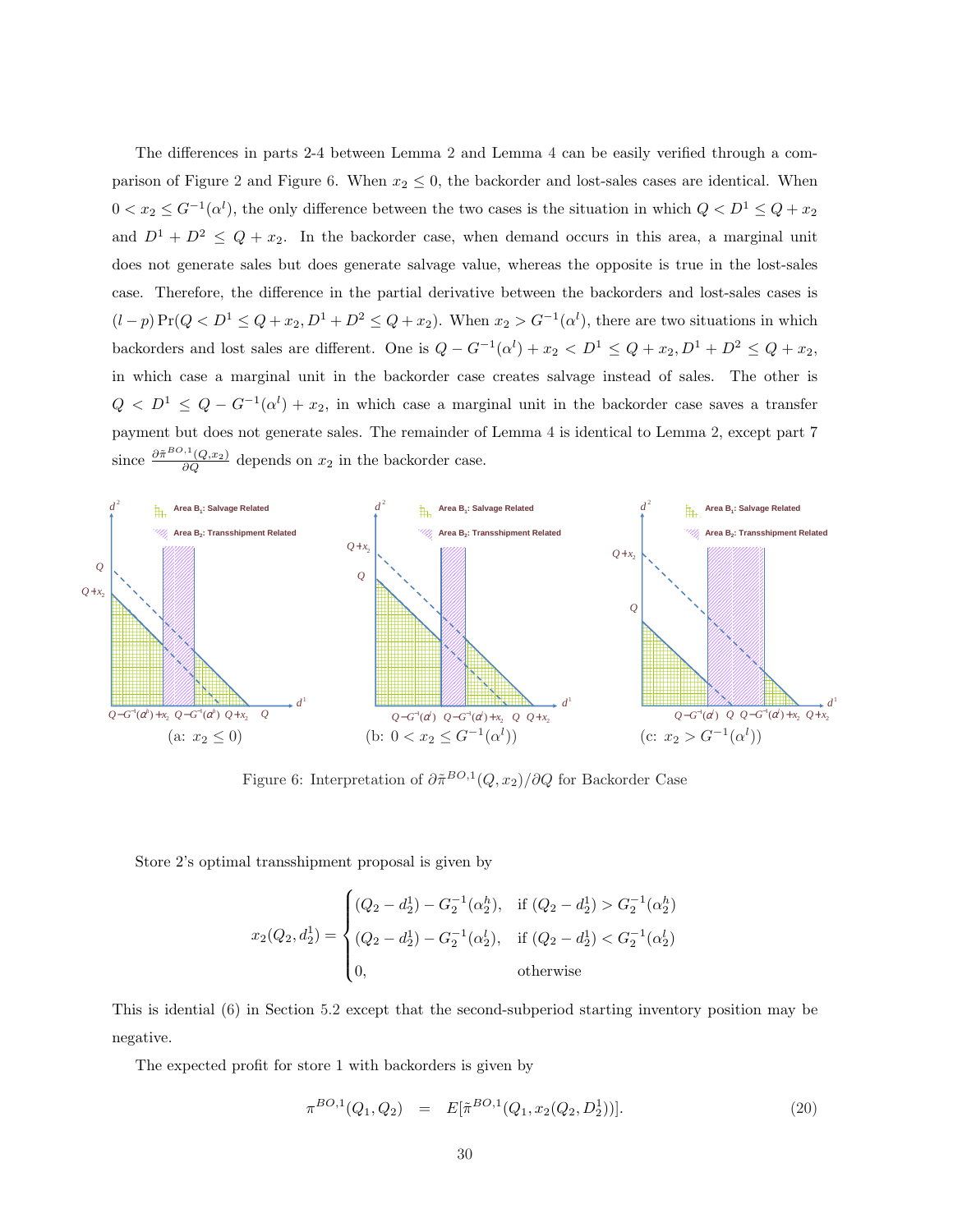The differences in parts 2-4 between Lemma 2 and Lemma 4 can be easily verified through a comparison of Figure 2 and Figure 6. When $x_2 \le 0$, the backorder and lost-sales cases are identical. When $0 < x_2 \le G^{-1}(\alpha^l)$, the only difference between the two cases is the situation in which $Q < D^1 \le Q + x_2$ and $D^1 + D^2 \le Q + x_2$. In the backorder case, when demand occurs in this area, a marginal unit does not generate sales but does generate salvage value, whereas the opposite is true in the lost-sales case. Therefore, the difference in the partial derivative between the backorders and lost-sales cases is $(l - p)\Pr(Q < D^1 \le Q + x_2, D^1 + D^2 \le Q + x_2)$. When $x_2 > G^{-1}(\alpha^l)$, there are two situations in which backorders and lost sales are different. One is $Q - G^{-1}(\alpha^l) + x_2 < D^1 \le Q + x_2, D^1 + D^2 \le Q + x_2$, in which case a marginal unit in the backorder case creates salvage instead of sales. The other is $Q < D^1 \le Q - G^{-1}(\alpha^l) + x_2$, in which case a marginal unit in the backorder case saves a transfer payment but does not generate sales. The remainder of Lemma 4 is identical to Lemma 2, except part 7 since $\frac{\partial \tilde{\pi}^{BO,1}(Q,x_2)}{\partial Q}$ depends on $x_2$ in the backorder case.

Figure 6: Interpretation of $\partial \tilde{\pi}^{BO,1}(Q, x_2)/\partial Q$ for Backorder Case

Store 2's optimal transshipment proposal is given by

$$x_2(Q_2, d_2^1) = \begin{cases} (Q_2 - d_2^1) - G_2^{-1}(\alpha_2^h), & \text{if } (Q_2 - d_2^1) > G_2^{-1}(\alpha_2^h) \\ (Q_2 - d_2^1) - G_2^{-1}(\alpha_2^l), & \text{if } (Q_2 - d_2^1) < G_2^{-1}(\alpha_2^l) \\ 0, & \text{otherwise} \end{cases}$$

This is idential (6) in Section 5.2 except that the second-subperiod starting inventory position may be negative.

The expected profit for store 1 with backorders is given by

$$\pi^{BO,1}(Q_1, Q_2) \;\; = \;\; E[\tilde{\pi}^{BO,1}(Q_1, x_2(Q_2, D_2^1))]. \tag{20}$$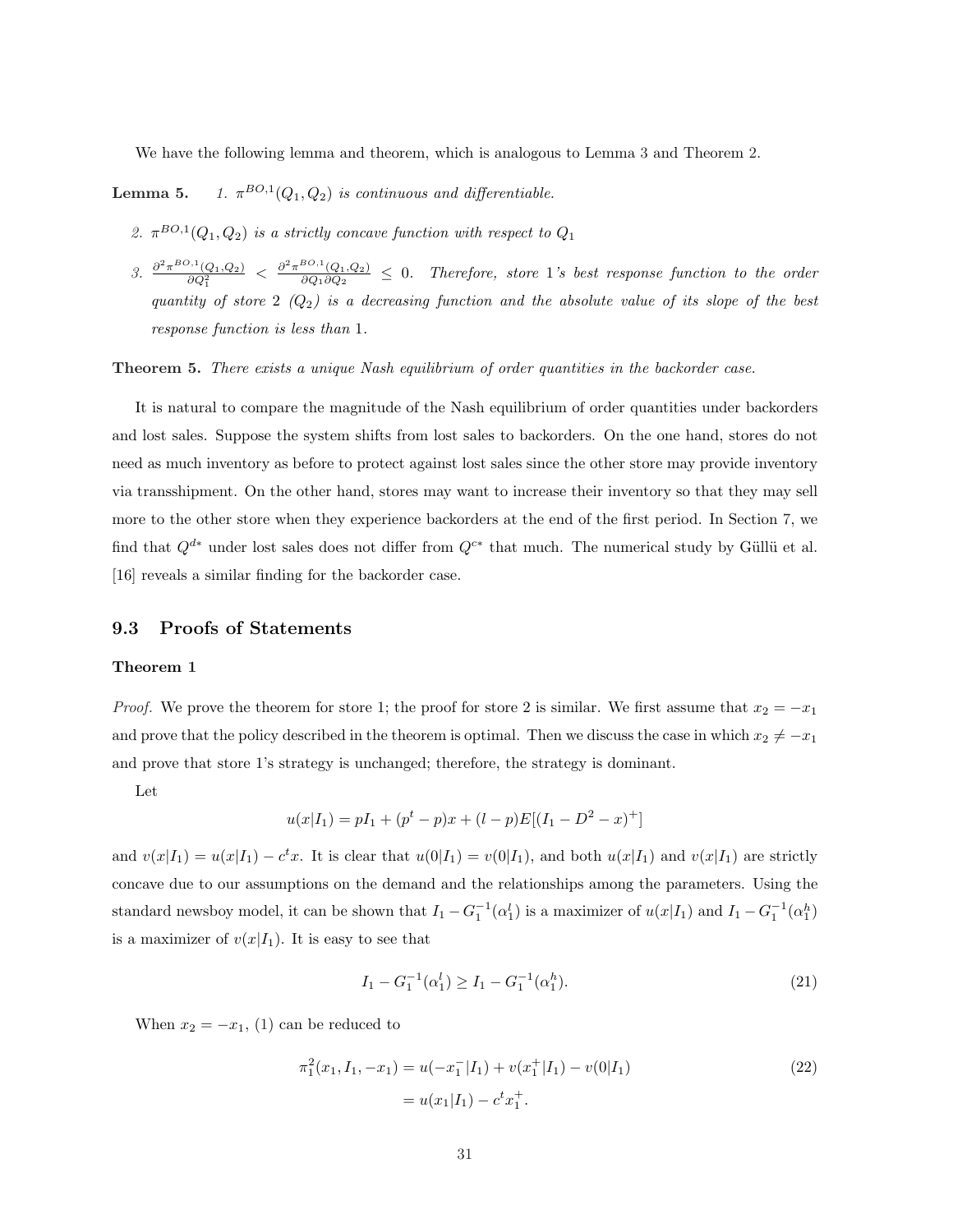We have the following lemma and theorem, which is analogous to Lemma 3 and Theorem 2.

**Lemma 5.** *1. $\pi^{BO,1}(Q_1, Q_2)$ is continuous and differentiable.*

*2. $\pi^{BO,1}(Q_1, Q_2)$ is a strictly concave function with respect to $Q_1$*

*3. $\frac{\partial^2 \pi^{BO,1}(Q_1,Q_2)}{\partial Q_1^2} < \frac{\partial^2 \pi^{BO,1}(Q_1,Q_2)}{\partial Q_1 \partial Q_2} \leq 0$. Therefore, store 1's best response function to the order quantity of store 2 ($Q_2$) is a decreasing function and the absolute value of its slope of the best response function is less than 1.*

**Theorem 5.** *There exists a unique Nash equilibrium of order quantities in the backorder case.*

It is natural to compare the magnitude of the Nash equilibrium of order quantities under backorders and lost sales. Suppose the system shifts from lost sales to backorders. On the one hand, stores do not need as much inventory as before to protect against lost sales since the other store may provide inventory via transshipment. On the other hand, stores may want to increase their inventory so that they may sell more to the other store when they experience backorders at the end of the first period. In Section 7, we find that $Q^{d*}$ under lost sales does not differ from $Q^{c*}$ that much. The numerical study by Güllü et al. [16] reveals a similar finding for the backorder case.

## 9.3 Proofs of Statements

### Theorem 1

*Proof.* We prove the theorem for store 1; the proof for store 2 is similar. We first assume that $x_2 = -x_1$ and prove that the policy described in the theorem is optimal. Then we discuss the case in which $x_2 \neq -x_1$ and prove that store 1's strategy is unchanged; therefore, the strategy is dominant.

Let

$$u(x|I_1) = pI_1 + (p^t - p)x + (l - p)E[(I_1 - D^2 - x)^+]$$

and $v(x|I_1) = u(x|I_1) - c^t x$. It is clear that $u(0|I_1) = v(0|I_1)$, and both $u(x|I_1)$ and $v(x|I_1)$ are strictly concave due to our assumptions on the demand and the relationships among the parameters. Using the standard newsboy model, it can be shown that $I_1 - G_1^{-1}(\alpha_1^l)$ is a maximizer of $u(x|I_1)$ and $I_1 - G_1^{-1}(\alpha_1^h)$ is a maximizer of $v(x|I_1)$. It is easy to see that

$$I_1 - G_1^{-1}(\alpha_1^l) \geq I_1 - G_1^{-1}(\alpha_1^h). \tag{21}$$

When $x_2 = -x_1$, (1) can be reduced to

$$\begin{aligned} \pi_1^2(x_1, I_1, -x_1) &= u(-x_1^-|I_1) + v(x_1^+|I_1) - v(0|I_1) \\ &= u(x_1|I_1) - c^t x_1^+. \end{aligned} \tag{22}$$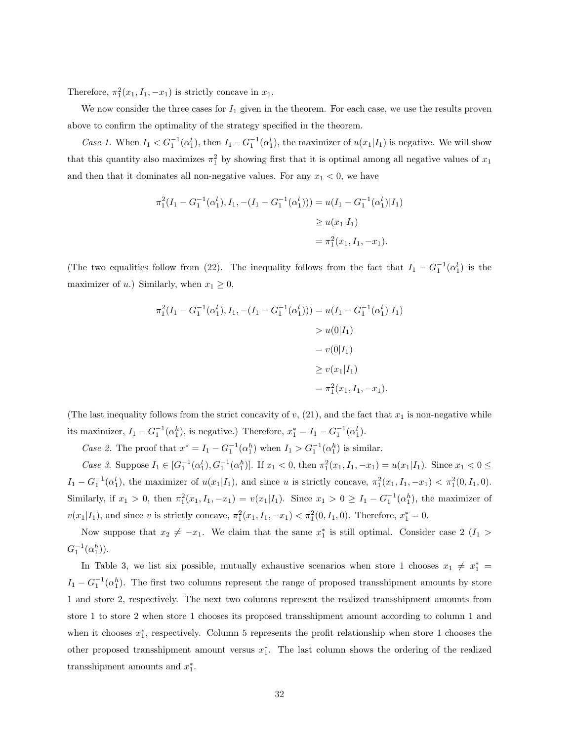Therefore, $\pi_1^2(x_1, I_1, -x_1)$ is strictly concave in $x_1$.

We now consider the three cases for $I_1$ given in the theorem. For each case, we use the results proven above to confirm the optimality of the strategy specified in the theorem.

*Case 1.* When $I_1 < G_1^{-1}(\alpha_1^l)$, then $I_1 - G_1^{-1}(\alpha_1^l)$, the maximizer of $u(x_1|I_1)$ is negative. We will show that this quantity also maximizes $\pi_1^2$ by showing first that it is optimal among all negative values of $x_1$ and then that it dominates all non-negative values. For any $x_1 < 0$, we have

$$
\begin{aligned}
\pi_1^2(I_1 - G_1^{-1}(\alpha_1^l), I_1, -(I_1 - G_1^{-1}(\alpha_1^l))) &= u(I_1 - G_1^{-1}(\alpha_1^l)|I_1) \\
&\geq u(x_1|I_1) \\
&= \pi_1^2(x_1, I_1, -x_1).
\end{aligned}
$$

(The two equalities follow from (22). The inequality follows from the fact that $I_1 - G_1^{-1}(\alpha_1^l)$ is the maximizer of $u$.) Similarly, when $x_1 \geq 0$,

$$
\begin{aligned}
\pi_1^2(I_1 - G_1^{-1}(\alpha_1^l), I_1, -(I_1 - G_1^{-1}(\alpha_1^l))) &= u(I_1 - G_1^{-1}(\alpha_1^l)|I_1) \\
&> u(0|I_1) \\
&= v(0|I_1) \\
&\geq v(x_1|I_1) \\
&= \pi_1^2(x_1, I_1, -x_1).
\end{aligned}
$$

(The last inequality follows from the strict concavity of $v$, (21), and the fact that $x_1$ is non-negative while its maximizer, $I_1 - G_1^{-1}(\alpha_1^h)$, is negative.) Therefore, $x_1^* = I_1 - G_1^{-1}(\alpha_1^l)$.

*Case 2.* The proof that $x^* = I_1 - G_1^{-1}(\alpha_1^h)$ when $I_1 > G_1^{-1}(\alpha_1^h)$ is similar.

*Case 3.* Suppose $I_1 \in [G_1^{-1}(\alpha_1^l), G_1^{-1}(\alpha_1^h)]$. If $x_1 < 0$, then $\pi_1^2(x_1, I_1, -x_1) = u(x_1|I_1)$. Since $x_1 < 0 \leq I_1 - G_1^{-1}(\alpha_1^l)$, the maximizer of $u(x_1|I_1)$, and since $u$ is strictly concave, $\pi_1^2(x_1, I_1, -x_1) < \pi_1^2(0, I_1, 0)$. Similarly, if $x_1 > 0$, then $\pi_1^2(x_1, I_1, -x_1) = v(x_1|I_1)$. Since $x_1 > 0 \geq I_1 - G_1^{-1}(\alpha_1^h)$, the maximizer of $v(x_1|I_1)$, and since $v$ is strictly concave, $\pi_1^2(x_1, I_1, -x_1) < \pi_1^2(0, I_1, 0)$. Therefore, $x_1^* = 0$.

Now suppose that $x_2 \neq -x_1$. We claim that the same $x_1^*$ is still optimal. Consider case 2 ($I_1 > G_1^{-1}(\alpha_1^h)$).

In Table 3, we list six possible, mutually exhaustive scenarios when store 1 chooses $x_1 \neq x_1^* = I_1 - G_1^{-1}(\alpha_1^h)$. The first two columns represent the range of proposed transshipment amounts by store 1 and store 2, respectively. The next two columns represent the realized transshipment amounts from store 1 to store 2 when store 1 chooses its proposed transshipment amount according to column 1 and when it chooses $x_1^*$, respectively. Column 5 represents the profit relationship when store 1 chooses the other proposed transshipment amount versus $x_1^*$. The last column shows the ordering of the realized transshipment amounts and $x_1^*$.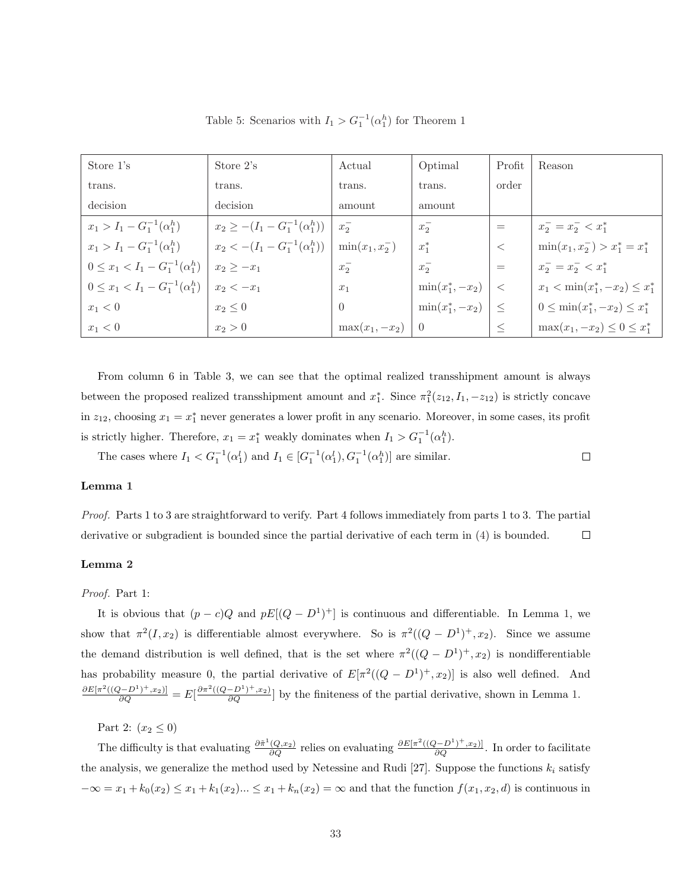Table 5: Scenarios with $I_1 > G_1^{-1}(\alpha_1^h)$ for Theorem 1

| Store 1's trans. decision | Store 2's trans. decision | Actual trans. amount | Optimal trans. amount | Profit order | Reason |
|---|---|---|---|---|---|
| $x_1 > I_1 - G_1^{-1}(\alpha_1^h)$ | $x_2 \geq -(I_1 - G_1^{-1}(\alpha_1^h))$ | $x_2^-$ | $x_2^-$ | $=$ | $x_2^- = x_2^- < x_1^*$ |
| $x_1 > I_1 - G_1^{-1}(\alpha_1^h)$ | $x_2 < -(I_1 - G_1^{-1}(\alpha_1^h))$ | $\min(x_1, x_2^-)$ | $x_1^*$ | $<$ | $\min(x_1, x_2^-) > x_1^* = x_1^*$ |
| $0 \leq x_1 < I_1 - G_1^{-1}(\alpha_1^h)$ | $x_2 \geq -x_1$ | $x_2^-$ | $x_2^-$ | $=$ | $x_2^- = x_2^- < x_1^*$ |
| $0 \leq x_1 < I_1 - G_1^{-1}(\alpha_1^h)$ | $x_2 < -x_1$ | $x_1$ | $\min(x_1^*, -x_2)$ | $<$ | $x_1 < \min(x_1^*, -x_2) \leq x_1^*$ |
| $x_1 < 0$ | $x_2 \leq 0$ | $0$ | $\min(x_1^*, -x_2)$ | $\leq$ | $0 \leq \min(x_1^*, -x_2) \leq x_1^*$ |
| $x_1 < 0$ | $x_2 > 0$ | $\max(x_1, -x_2)$ | $0$ | $\leq$ | $\max(x_1, -x_2) \leq 0 \leq x_1^*$ |

From column 6 in Table 3, we can see that the optimal realized transshipment amount is always between the proposed realized transshipment amount and $x_1^*$. Since $\pi_1^2(z_{12}, I_1, -z_{12})$ is strictly concave in $z_{12}$, choosing $x_1 = x_1^*$ never generates a lower profit in any scenario. Moreover, in some cases, its profit is strictly higher. Therefore, $x_1 = x_1^*$ weakly dominates when $I_1 > G_1^{-1}(\alpha_1^h)$.

The cases where $I_1 < G_1^{-1}(\alpha_1^l)$ and $I_1 \in [G_1^{-1}(\alpha_1^l), G_1^{-1}(\alpha_1^h)]$ are similar. □

**Lemma 1**

*Proof.* Parts 1 to 3 are straightforward to verify. Part 4 follows immediately from parts 1 to 3. The partial derivative or subgradient is bounded since the partial derivative of each term in (4) is bounded. □

**Lemma 2**

*Proof.* Part 1:

It is obvious that $(p-c)Q$ and $pE[(Q-D^1)^+]$ is continuous and differentiable. In Lemma 1, we show that $\pi^2(I, x_2)$ is differentiable almost everywhere. So is $\pi^2((Q-D^1)^+, x_2)$. Since we assume the demand distribution is well defined, that is the set where $\pi^2((Q-D^1)^+, x_2)$ is nondifferentiable has probability measure 0, the partial derivative of $E[\pi^2((Q-D^1)^+, x_2)]$ is also well defined. And $\frac{\partial E[\pi^2((Q-D^1)^+, x_2)]}{\partial Q} = E[\frac{\partial \pi^2((Q-D^1)^+, x_2)}{\partial Q}]$ by the finiteness of the partial derivative, shown in Lemma 1.

Part 2: ($x_2 \leq 0$)

The difficulty is that evaluating $\frac{\partial \tilde{\pi}^1(Q, x_2)}{\partial Q}$ relies on evaluating $\frac{\partial E[\pi^2((Q-D^1)^+, x_2)]}{\partial Q}$. In order to facilitate the analysis, we generalize the method used by Netessine and Rudi [27]. Suppose the functions $k_i$ satisfy $-\infty = x_1 + k_0(x_2) \leq x_1 + k_1(x_2) ... \leq x_1 + k_n(x_2) = \infty$ and that the function $f(x_1, x_2, d)$ is continuous in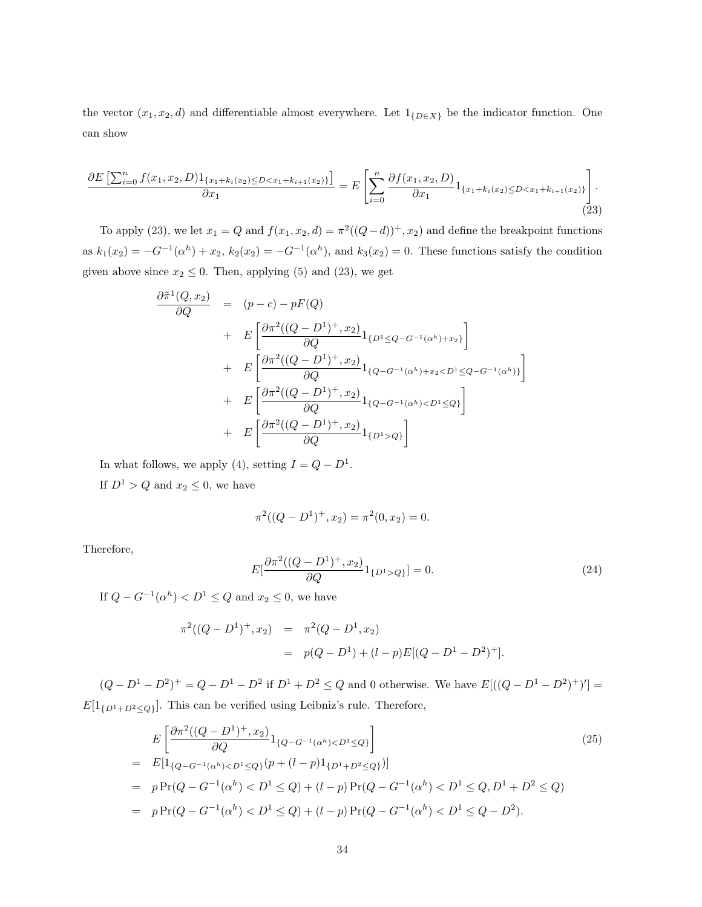the vector $(x_1, x_2, d)$ and differentiable almost everywhere. Let $1_{\{D \in X\}}$ be the indicator function. One can show

$$\frac{\partial E\left[\sum_{i=0}^{n} f(x_1,x_2,D) 1_{\{x_1+k_i(x_2) \le D < x_1+k_{i+1}(x_2)\}}\right]}{\partial x_1} = E\left[\sum_{i=0}^{n} \frac{\partial f(x_1,x_2,D)}{\partial x_1} 1_{\{x_1+k_i(x_2) \le D < x_1+k_{i+1}(x_2)\}}\right]. \tag{23}$$

To apply (23), we let $x_1 = Q$ and $f(x_1, x_2, d) = \pi^2((Q-d))^+, x_2)$ and define the breakpoint functions as $k_1(x_2) = -G^{-1}(\alpha^h) + x_2$, $k_2(x_2) = -G^{-1}(\alpha^h)$, and $k_3(x_2) = 0$. These functions satisfy the condition given above since $x_2 \le 0$. Then, applying (5) and (23), we get

$$\begin{aligned}
\frac{\partial \tilde{\pi}^1(Q,x_2)}{\partial Q} &= (p-c) - pF(Q) \\
&+ E\left[\frac{\partial \pi^2((Q-D^1)^+, x_2)}{\partial Q} 1_{\{D^1 \le Q - G^{-1}(\alpha^h) + x_2\}}\right] \\
&+ E\left[\frac{\partial \pi^2((Q-D^1)^+, x_2)}{\partial Q} 1_{\{Q - G^{-1}(\alpha^h) + x_2 < D^1 \le Q - G^{-1}(\alpha^h)\}}\right] \\
&+ E\left[\frac{\partial \pi^2((Q-D^1)^+, x_2)}{\partial Q} 1_{\{Q - G^{-1}(\alpha^h) < D^1 \le Q\}}\right] \\
&+ E\left[\frac{\partial \pi^2((Q-D^1)^+, x_2)}{\partial Q} 1_{\{D^1 > Q\}}\right]
\end{aligned}$$

In what follows, we apply (4), setting $I = Q - D^1$.

If $D^1 > Q$ and $x_2 \le 0$, we have

$$\pi^2((Q-D^1)^+, x_2) = \pi^2(0, x_2) = 0.$$

Therefore,

$$E\left[\frac{\partial \pi^2((Q-D^1)^+, x_2)}{\partial Q} 1_{\{D^1 > Q\}}\right] = 0. \tag{24}$$

If $Q - G^{-1}(\alpha^h) < D^1 \le Q$ and $x_2 \le 0$, we have

$$\begin{aligned}
\pi^2((Q-D^1)^+, x_2) &= \pi^2(Q - D^1, x_2) \\
&= p(Q - D^1) + (l-p)E[(Q - D^1 - D^2)^+].
\end{aligned}$$

$(Q - D^1 - D^2)^+ = Q - D^1 - D^2$ if $D^1 + D^2 \le Q$ and 0 otherwise. We have $E[((Q - D^1 - D^2)^+)'] = E[1_{\{D^1+D^2 \le Q\}}]$. This can be verified using Leibniz's rule. Therefore,

$$\begin{aligned}
& E\left[\frac{\partial \pi^2((Q-D^1)^+, x_2)}{\partial Q} 1_{\{Q - G^{-1}(\alpha^h) < D^1 \le Q\}}\right] \\
=\ & E[1_{\{Q - G^{-1}(\alpha^h) < D^1 \le Q\}}(p + (l-p)1_{\{D^1+D^2 \le Q\}})] \\
=\ & p\Pr(Q - G^{-1}(\alpha^h) < D^1 \le Q) + (l-p)\Pr(Q - G^{-1}(\alpha^h) < D^1 \le Q, D^1 + D^2 \le Q) \\
=\ & p\Pr(Q - G^{-1}(\alpha^h) < D^1 \le Q) + (l-p)\Pr(Q - G^{-1}(\alpha^h) < D^1 \le Q - D^2).
\end{aligned} \tag{25}$$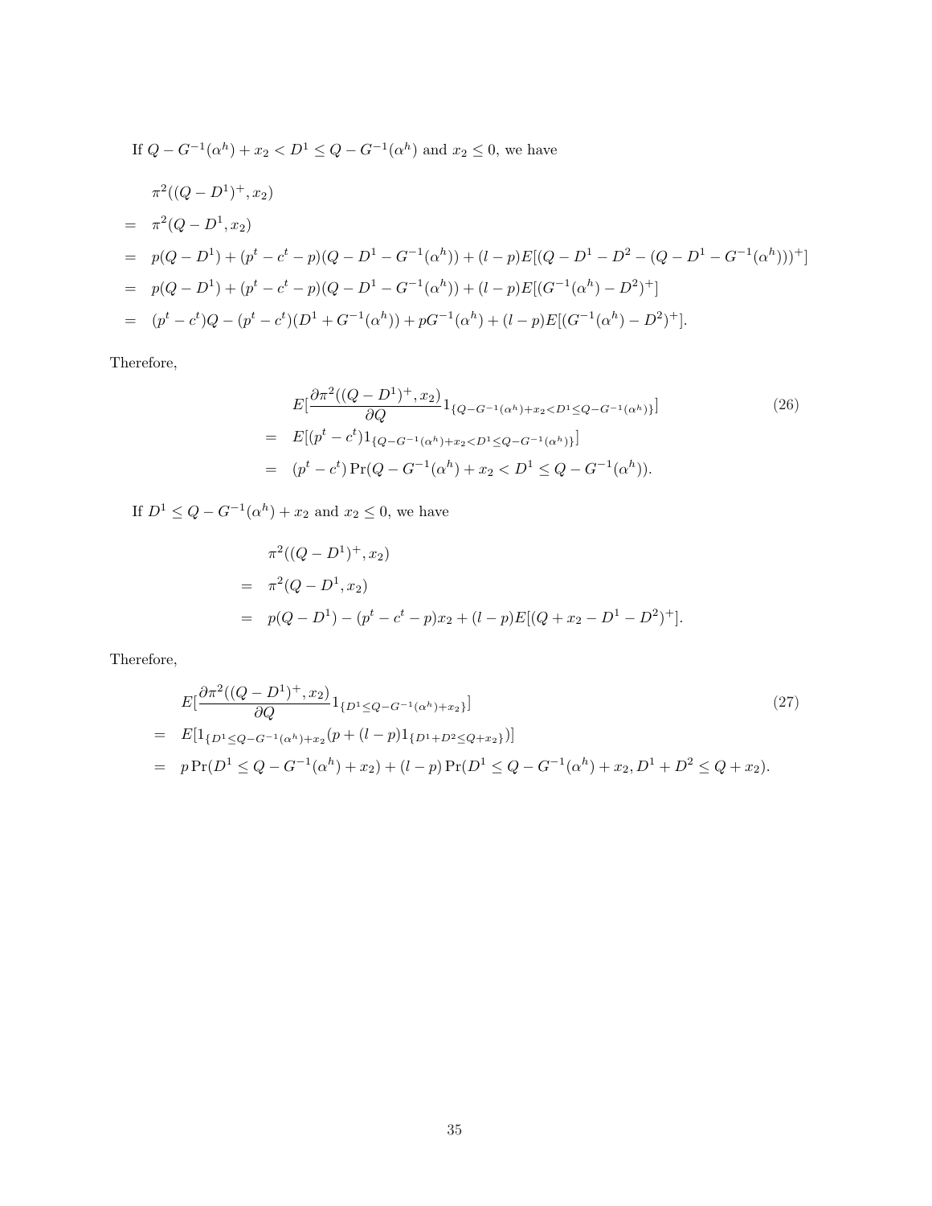If $Q - G^{-1}(\alpha^h) + x_2 < D^1 \leq Q - G^{-1}(\alpha^h)$ and $x_2 \leq 0$, we have

$$
\begin{aligned}
& \pi^2((Q-D^1)^+, x_2) \\
= \; & \pi^2(Q - D^1, x_2) \\
= \; & p(Q - D^1) + (p^t - c^t - p)(Q - D^1 - G^{-1}(\alpha^h)) + (l-p)E[(Q - D^1 - D^2 - (Q - D^1 - G^{-1}(\alpha^h)))^+] \\
= \; & p(Q - D^1) + (p^t - c^t - p)(Q - D^1 - G^{-1}(\alpha^h)) + (l-p)E[(G^{-1}(\alpha^h) - D^2)^+] \\
= \; & (p^t - c^t)Q - (p^t - c^t)(D^1 + G^{-1}(\alpha^h)) + pG^{-1}(\alpha^h) + (l-p)E[(G^{-1}(\alpha^h) - D^2)^+].
\end{aligned}
$$

Therefore,

$$
\begin{aligned}
& E[\frac{\partial \pi^2((Q-D^1)^+, x_2)}{\partial Q} 1_{\{Q - G^{-1}(\alpha^h) + x_2 < D^1 \leq Q - G^{-1}(\alpha^h)\}}] \\
= \; & E[(p^t - c^t) 1_{\{Q - G^{-1}(\alpha^h) + x_2 < D^1 \leq Q - G^{-1}(\alpha^h)\}}] \\
= \; & (p^t - c^t) \Pr(Q - G^{-1}(\alpha^h) + x_2 < D^1 \leq Q - G^{-1}(\alpha^h)).
\end{aligned}
\tag{26}
$$

If $D^1 \leq Q - G^{-1}(\alpha^h) + x_2$ and $x_2 \leq 0$, we have

$$
\begin{aligned}
& \pi^2((Q-D^1)^+, x_2) \\
= \; & \pi^2(Q - D^1, x_2) \\
= \; & p(Q - D^1) - (p^t - c^t - p)x_2 + (l-p)E[(Q + x_2 - D^1 - D^2)^+].
\end{aligned}
$$

Therefore,

$$
\begin{aligned}
& E[\frac{\partial \pi^2((Q-D^1)^+, x_2)}{\partial Q} 1_{\{D^1 \leq Q - G^{-1}(\alpha^h) + x_2\}}] \\
= \; & E[1_{\{D^1 \leq Q - G^{-1}(\alpha^h) + x_2}(p + (l-p)1_{\{D^1 + D^2 \leq Q + x_2\}})] \\
= \; & p \Pr(D^1 \leq Q - G^{-1}(\alpha^h) + x_2) + (l-p)\Pr(D^1 \leq Q - G^{-1}(\alpha^h) + x_2, D^1 + D^2 \leq Q + x_2).
\end{aligned}
\tag{27}
$$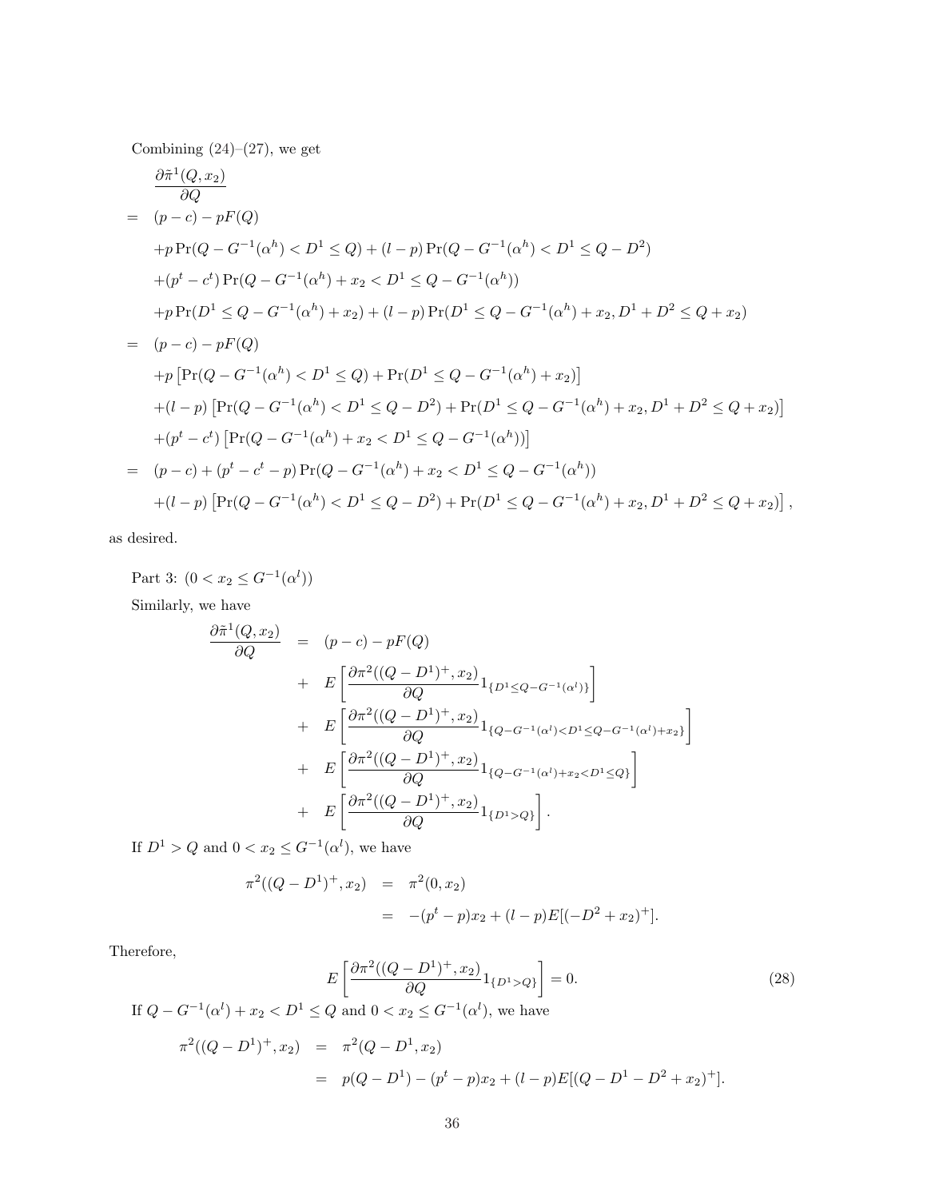Combining (24)–(27), we get

$$
\begin{aligned}
&\frac{\partial \tilde{\pi}^1(Q, x_2)}{\partial Q} \\
= \quad & (p-c) - pF(Q) \\
& + p \Pr(Q - G^{-1}(\alpha^h) < D^1 \leq Q) + (l-p)\Pr(Q - G^{-1}(\alpha^h) < D^1 \leq Q - D^2) \\
& + (p^t - c^t)\Pr(Q - G^{-1}(\alpha^h) + x_2 < D^1 \leq Q - G^{-1}(\alpha^h)) \\
& + p\Pr(D^1 \leq Q - G^{-1}(\alpha^h) + x_2) + (l-p)\Pr(D^1 \leq Q - G^{-1}(\alpha^h) + x_2, D^1 + D^2 \leq Q + x_2) \\
= \quad & (p-c) - pF(Q) \\
& + p\left[\Pr(Q - G^{-1}(\alpha^h) < D^1 \leq Q) + \Pr(D^1 \leq Q - G^{-1}(\alpha^h) + x_2)\right] \\
& + (l-p)\left[\Pr(Q - G^{-1}(\alpha^h) < D^1 \leq Q - D^2) + \Pr(D^1 \leq Q - G^{-1}(\alpha^h) + x_2, D^1 + D^2 \leq Q + x_2)\right] \\
& + (p^t - c^t)\left[\Pr(Q - G^{-1}(\alpha^h) + x_2 < D^1 \leq Q - G^{-1}(\alpha^h))\right] \\
= \quad & (p-c) + (p^t - c^t - p)\Pr(Q - G^{-1}(\alpha^h) + x_2 < D^1 \leq Q - G^{-1}(\alpha^h)) \\
& + (l-p)\left[\Pr(Q - G^{-1}(\alpha^h) < D^1 \leq Q - D^2) + \Pr(D^1 \leq Q - G^{-1}(\alpha^h) + x_2, D^1 + D^2 \leq Q + x_2)\right],
\end{aligned}
$$

as desired.

Part 3: $(0 < x_2 \leq G^{-1}(\alpha^l))$

Similarly, we have

$$
\begin{aligned}
\frac{\partial \tilde{\pi}^1(Q, x_2)}{\partial Q} \quad = \quad & (p-c) - pF(Q) \\
+ \quad & E\left[\frac{\partial \pi^2((Q-D^1)^+, x_2)}{\partial Q} 1_{\{D^1 \leq Q - G^{-1}(\alpha^l)\}}\right] \\
+ \quad & E\left[\frac{\partial \pi^2((Q-D^1)^+, x_2)}{\partial Q} 1_{\{Q - G^{-1}(\alpha^l) < D^1 \leq Q - G^{-1}(\alpha^l) + x_2\}}\right] \\
+ \quad & E\left[\frac{\partial \pi^2((Q-D^1)^+, x_2)}{\partial Q} 1_{\{Q - G^{-1}(\alpha^l) + x_2 < D^1 \leq Q\}}\right] \\
+ \quad & E\left[\frac{\partial \pi^2((Q-D^1)^+, x_2)}{\partial Q} 1_{\{D^1 > Q\}}\right].
\end{aligned}
$$

If $D^1 > Q$ and $0 < x_2 \leq G^{-1}(\alpha^l)$, we have

$$
\begin{aligned}
\pi^2((Q-D^1)^+, x_2) \quad &= \quad \pi^2(0, x_2) \\
&= \quad -(p^t - p)x_2 + (l-p)E[(-D^2 + x_2)^+].
\end{aligned}
$$

Therefore,

$$
E\left[\frac{\partial \pi^2((Q-D^1)^+, x_2)}{\partial Q} 1_{\{D^1 > Q\}}\right] = 0. \tag{28}
$$

If $Q - G^{-1}(\alpha^l) + x_2 < D^1 \leq Q$ and $0 < x_2 \leq G^{-1}(\alpha^l)$, we have

$$
\begin{aligned}
\pi^2((Q-D^1)^+, x_2) \quad &= \quad \pi^2(Q - D^1, x_2) \\
&= \quad p(Q - D^1) - (p^t - p)x_2 + (l-p)E[(Q - D^1 - D^2 + x_2)^+].
\end{aligned}
$$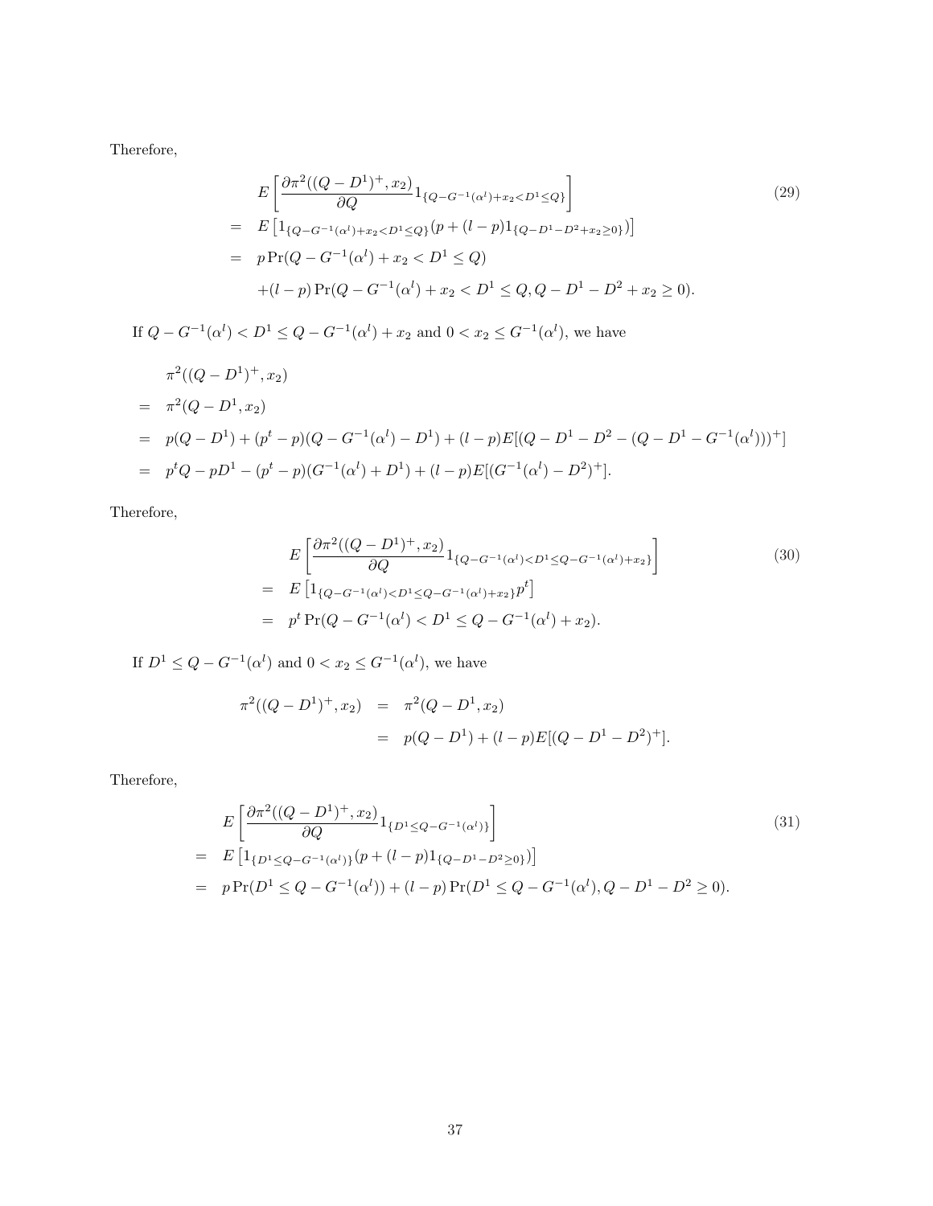Therefore,

$$
\begin{aligned}
& E\left[\frac{\partial \pi^2((Q-D^1)^+, x_2)}{\partial Q} 1_{\{Q-G^{-1}(\alpha^l)+x_2<D^1\leq Q\}}\right] \\
= \;& E\left[1_{\{Q-G^{-1}(\alpha^l)+x_2<D^1\leq Q\}}(p+(l-p)1_{\{Q-D^1-D^2+x_2\geq 0\}})\right] \\
= \;& p\Pr(Q-G^{-1}(\alpha^l)+x_2<D^1\leq Q) \\
& +(l-p)\Pr(Q-G^{-1}(\alpha^l)+x_2<D^1\leq Q, Q-D^1-D^2+x_2\geq 0).
\end{aligned} \tag{29}
$$

If $Q-G^{-1}(\alpha^l)<D^1\leq Q-G^{-1}(\alpha^l)+x_2$ and $0<x_2\leq G^{-1}(\alpha^l)$, we have

$$
\begin{aligned}
& \pi^2((Q-D^1)^+, x_2) \\
= \;& \pi^2(Q-D^1, x_2) \\
= \;& p(Q-D^1)+(p^t-p)(Q-G^{-1}(\alpha^l)-D^1)+(l-p)E[(Q-D^1-D^2-(Q-D^1-G^{-1}(\alpha^l)))^+] \\
= \;& p^tQ-pD^1-(p^t-p)(G^{-1}(\alpha^l)+D^1)+(l-p)E[(G^{-1}(\alpha^l)-D^2)^+].
\end{aligned}
$$

Therefore,

$$
\begin{aligned}
& E\left[\frac{\partial \pi^2((Q-D^1)^+, x_2)}{\partial Q} 1_{\{Q-G^{-1}(\alpha^l)<D^1\leq Q-G^{-1}(\alpha^l)+x_2\}}\right] \\
= \;& E\left[1_{\{Q-G^{-1}(\alpha^l)<D^1\leq Q-G^{-1}(\alpha^l)+x_2\}}p^t\right] \\
= \;& p^t\Pr(Q-G^{-1}(\alpha^l)<D^1\leq Q-G^{-1}(\alpha^l)+x_2).
\end{aligned} \tag{30}
$$

If $D^1\leq Q-G^{-1}(\alpha^l)$ and $0<x_2\leq G^{-1}(\alpha^l)$, we have

$$
\begin{aligned}
\pi^2((Q-D^1)^+, x_2) &= \pi^2(Q-D^1, x_2) \\
&= p(Q-D^1)+(l-p)E[(Q-D^1-D^2)^+].
\end{aligned}
$$

Therefore,

$$
\begin{aligned}
& E\left[\frac{\partial \pi^2((Q-D^1)^+, x_2)}{\partial Q} 1_{\{D^1\leq Q-G^{-1}(\alpha^l)\}}\right] \\
= \;& E\left[1_{\{D^1\leq Q-G^{-1}(\alpha^l)\}}(p+(l-p)1_{\{Q-D^1-D^2\geq 0\}})\right] \\
= \;& p\Pr(D^1\leq Q-G^{-1}(\alpha^l))+(l-p)\Pr(D^1\leq Q-G^{-1}(\alpha^l), Q-D^1-D^2\geq 0).
\end{aligned} \tag{31}
$$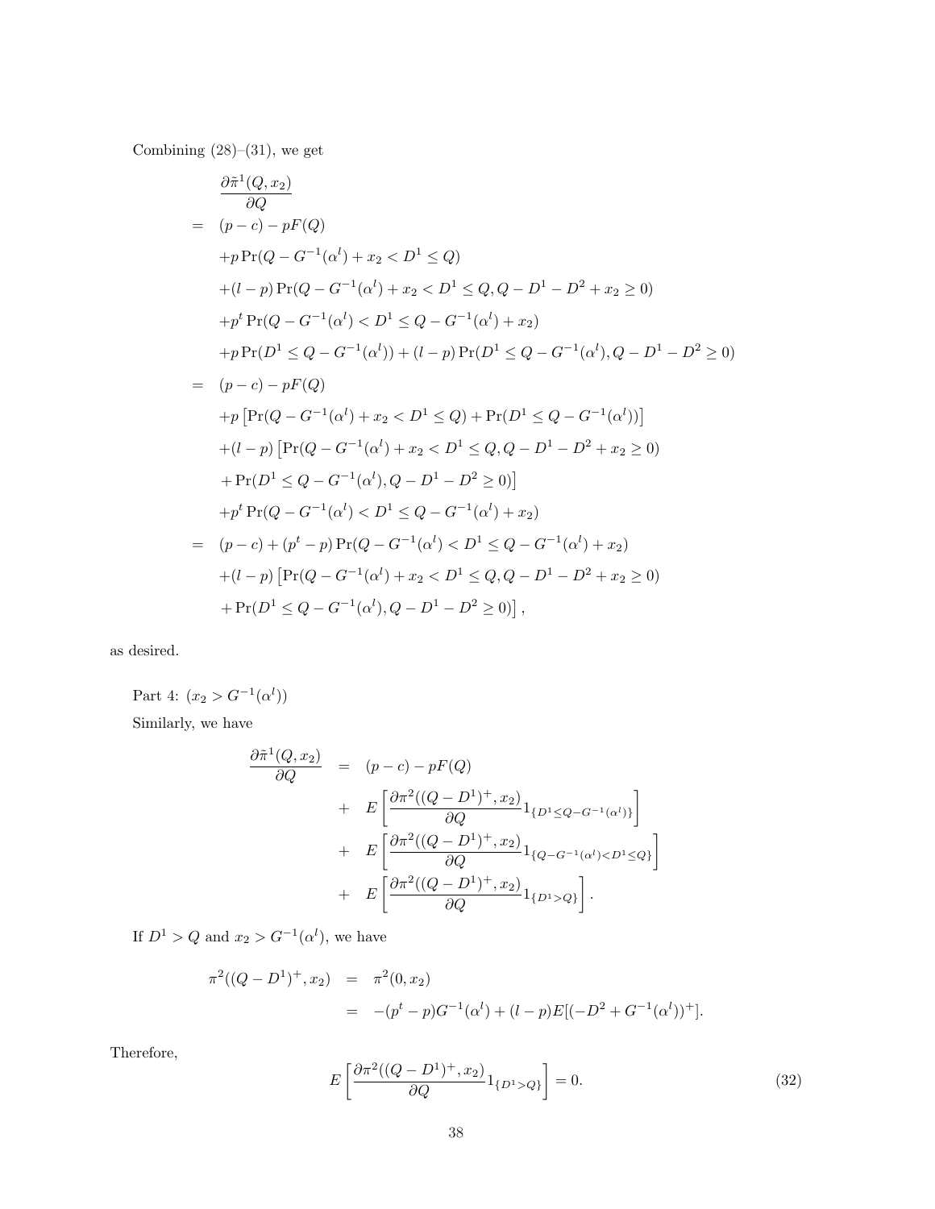Combining (28)–(31), we get

$$
\begin{aligned}
& \frac{\partial \tilde{\pi}^1(Q, x_2)}{\partial Q} \\
= \;& (p - c) - pF(Q) \\
& + p \Pr(Q - G^{-1}(\alpha^l) + x_2 < D^1 \leq Q) \\
& + (l - p) \Pr(Q - G^{-1}(\alpha^l) + x_2 < D^1 \leq Q, Q - D^1 - D^2 + x_2 \geq 0) \\
& + p^t \Pr(Q - G^{-1}(\alpha^l) < D^1 \leq Q - G^{-1}(\alpha^l) + x_2) \\
& + p \Pr(D^1 \leq Q - G^{-1}(\alpha^l)) + (l - p) \Pr(D^1 \leq Q - G^{-1}(\alpha^l), Q - D^1 - D^2 \geq 0) \\
= \;& (p - c) - pF(Q) \\
& + p \left[ \Pr(Q - G^{-1}(\alpha^l) + x_2 < D^1 \leq Q) + \Pr(D^1 \leq Q - G^{-1}(\alpha^l)) \right] \\
& + (l - p) \left[ \Pr(Q - G^{-1}(\alpha^l) + x_2 < D^1 \leq Q, Q - D^1 - D^2 + x_2 \geq 0) \right. \\
& \left. + \Pr(D^1 \leq Q - G^{-1}(\alpha^l), Q - D^1 - D^2 \geq 0) \right] \\
& + p^t \Pr(Q - G^{-1}(\alpha^l) < D^1 \leq Q - G^{-1}(\alpha^l) + x_2) \\
= \;& (p - c) + (p^t - p) \Pr(Q - G^{-1}(\alpha^l) < D^1 \leq Q - G^{-1}(\alpha^l) + x_2) \\
& + (l - p) \left[ \Pr(Q - G^{-1}(\alpha^l) + x_2 < D^1 \leq Q, Q - D^1 - D^2 + x_2 \geq 0) \right. \\
& \left. + \Pr(D^1 \leq Q - G^{-1}(\alpha^l), Q - D^1 - D^2 \geq 0) \right],
\end{aligned}
$$

as desired.

Part 4: ($x_2 > G^{-1}(\alpha^l)$)

Similarly, we have

$$
\begin{aligned}
\frac{\partial \tilde{\pi}^1(Q, x_2)}{\partial Q} &= (p - c) - pF(Q) \\
&+ E\left[ \frac{\partial \pi^2((Q - D^1)^+, x_2)}{\partial Q} 1_{\{D^1 \leq Q - G^{-1}(\alpha^l)\}} \right] \\
&+ E\left[ \frac{\partial \pi^2((Q - D^1)^+, x_2)}{\partial Q} 1_{\{Q - G^{-1}(\alpha^l) < D^1 \leq Q\}} \right] \\
&+ E\left[ \frac{\partial \pi^2((Q - D^1)^+, x_2)}{\partial Q} 1_{\{D^1 > Q\}} \right].
\end{aligned}
$$

If $D^1 > Q$ and $x_2 > G^{-1}(\alpha^l)$, we have

$$
\begin{aligned}
\pi^2((Q - D^1)^+, x_2) &= \pi^2(0, x_2) \\
&= -(p^t - p)G^{-1}(\alpha^l) + (l - p)E[(-D^2 + G^{-1}(\alpha^l))^+].
\end{aligned}
$$

Therefore,

$$
E\left[ \frac{\partial \pi^2((Q - D^1)^+, x_2)}{\partial Q} 1_{\{D^1 > Q\}} \right] = 0. \tag{32}
$$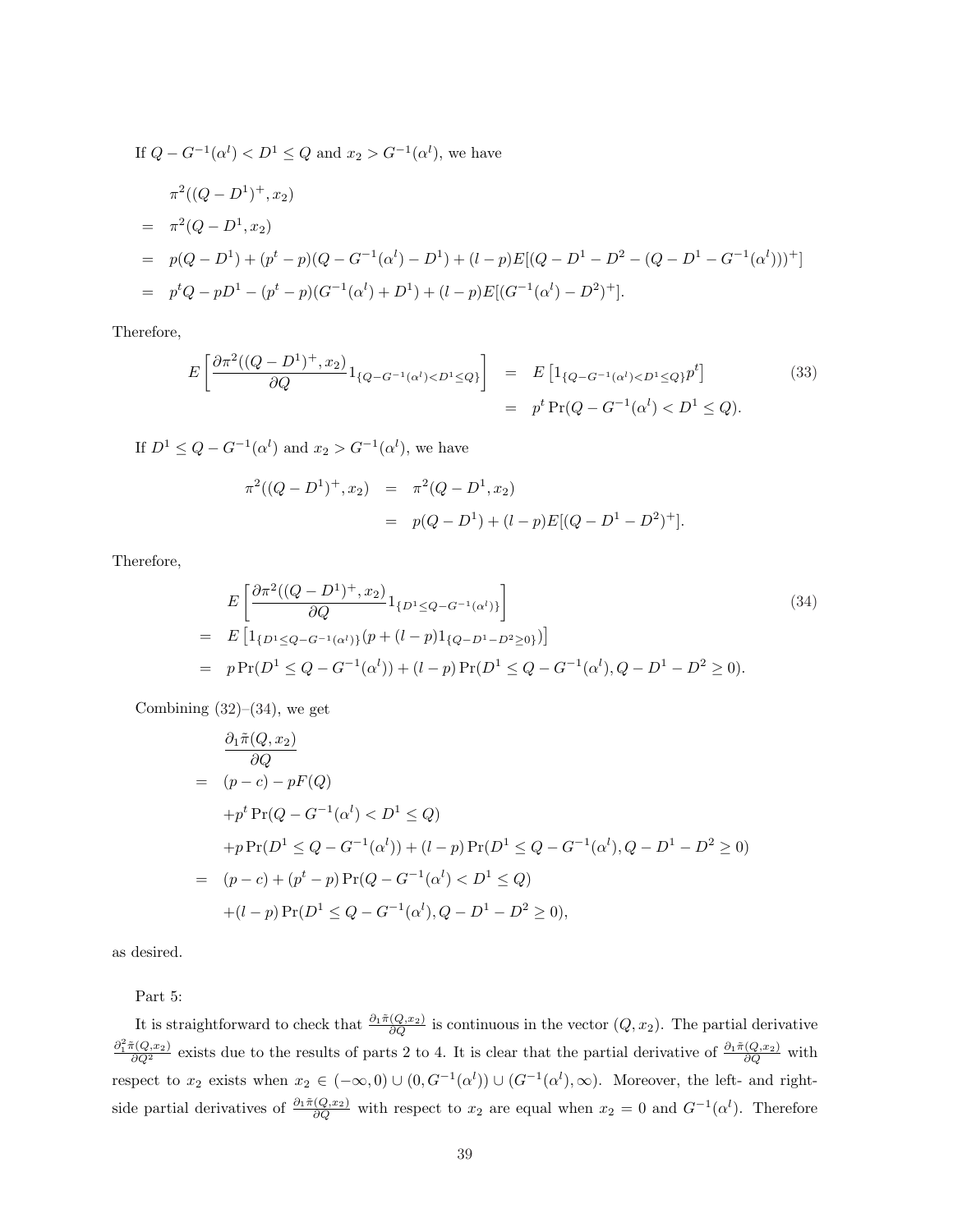If $Q - G^{-1}(\alpha^l) < D^1 \leq Q$ and $x_2 > G^{-1}(\alpha^l)$, we have

$$
\begin{aligned}
& \pi^2((Q-D^1)^+, x_2) \\
= \;& \pi^2(Q-D^1, x_2) \\
= \;& p(Q-D^1) + (p^t - p)(Q - G^{-1}(\alpha^l) - D^1) + (l-p)E[(Q - D^1 - D^2 - (Q - D^1 - G^{-1}(\alpha^l)))^+] \\
= \;& p^t Q - pD^1 - (p^t - p)(G^{-1}(\alpha^l) + D^1) + (l-p)E[(G^{-1}(\alpha^l) - D^2)^+].
\end{aligned}
$$

Therefore,

$$
\begin{aligned}
E\left[\frac{\partial \pi^2((Q-D^1)^+, x_2)}{\partial Q} 1_{\{Q - G^{-1}(\alpha^l) < D^1 \leq Q\}}\right] &= E\left[1_{\{Q - G^{-1}(\alpha^l) < D^1 \leq Q\}} p^t\right] \\
&= p^t \Pr(Q - G^{-1}(\alpha^l) < D^1 \leq Q).
\end{aligned} \tag{33}
$$

If $D^1 \leq Q - G^{-1}(\alpha^l)$ and $x_2 > G^{-1}(\alpha^l)$, we have

$$
\begin{aligned}
\pi^2((Q-D^1)^+, x_2) &= \pi^2(Q - D^1, x_2) \\
&= p(Q-D^1) + (l-p)E[(Q - D^1 - D^2)^+].
\end{aligned}
$$

Therefore,

$$
\begin{aligned}
& E\left[\frac{\partial \pi^2((Q-D^1)^+, x_2)}{\partial Q} 1_{\{D^1 \leq Q - G^{-1}(\alpha^l)\}}\right] \\
= \;& E\left[1_{\{D^1 \leq Q - G^{-1}(\alpha^l)\}}(p + (l-p)1_{\{Q - D^1 - D^2 \geq 0\}})\right] \\
= \;& p \Pr(D^1 \leq Q - G^{-1}(\alpha^l)) + (l-p)\Pr(D^1 \leq Q - G^{-1}(\alpha^l), Q - D^1 - D^2 \geq 0).
\end{aligned} \tag{34}
$$

Combining (32)–(34), we get

$$
\begin{aligned}
& \frac{\partial_1 \tilde{\pi}(Q, x_2)}{\partial Q} \\
= \;& (p - c) - pF(Q) \\
& + p^t \Pr(Q - G^{-1}(\alpha^l) < D^1 \leq Q) \\
& + p \Pr(D^1 \leq Q - G^{-1}(\alpha^l)) + (l-p)\Pr(D^1 \leq Q - G^{-1}(\alpha^l), Q - D^1 - D^2 \geq 0) \\
= \;& (p - c) + (p^t - p)\Pr(Q - G^{-1}(\alpha^l) < D^1 \leq Q) \\
& + (l-p)\Pr(D^1 \leq Q - G^{-1}(\alpha^l), Q - D^1 - D^2 \geq 0),
\end{aligned}
$$

as desired.

Part 5:

It is straightforward to check that $\frac{\partial_1 \tilde{\pi}(Q, x_2)}{\partial Q}$ is continuous in the vector $(Q, x_2)$. The partial derivative $\frac{\partial_1^2 \tilde{\pi}(Q, x_2)}{\partial Q^2}$ exists due to the results of parts 2 to 4. It is clear that the partial derivative of $\frac{\partial_1 \tilde{\pi}(Q, x_2)}{\partial Q}$ with respect to $x_2$ exists when $x_2 \in (-\infty, 0) \cup (0, G^{-1}(\alpha^l)) \cup (G^{-1}(\alpha^l), \infty)$. Moreover, the left- and right-side partial derivatives of $\frac{\partial_1 \tilde{\pi}(Q, x_2)}{\partial Q}$ with respect to $x_2$ are equal when $x_2 = 0$ and $G^{-1}(\alpha^l)$. Therefore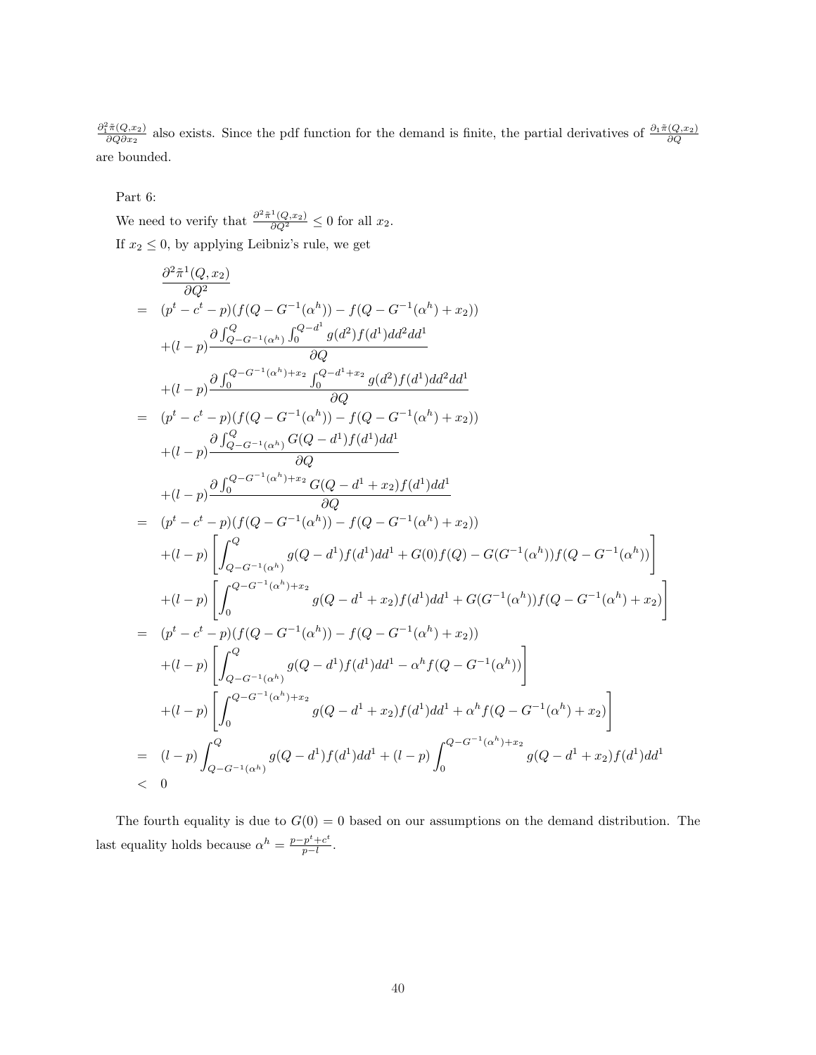$\frac{\partial_1^2 \tilde{\pi}(Q,x_2)}{\partial Q \partial x_2}$ also exists. Since the pdf function for the demand is finite, the partial derivatives of $\frac{\partial_1 \tilde{\pi}(Q,x_2)}{\partial Q}$ are bounded.

Part 6:

We need to verify that $\frac{\partial^2 \tilde{\pi}^1(Q,x_2)}{\partial Q^2} \leq 0$ for all $x_2$.

If $x_2 \leq 0$, by applying Leibniz's rule, we get

$$
\begin{aligned}
& \frac{\partial^2 \tilde{\pi}^1(Q,x_2)}{\partial Q^2} \\
= \; & (p^t - c^t - p)(f(Q - G^{-1}(\alpha^h)) - f(Q - G^{-1}(\alpha^h) + x_2)) \\
& + (l-p)\frac{\partial \int_{Q-G^{-1}(\alpha^h)}^{Q} \int_0^{Q-d^1} g(d^2) f(d^1) dd^2 dd^1}{\partial Q} \\
& + (l-p)\frac{\partial \int_0^{Q-G^{-1}(\alpha^h)+x_2} \int_0^{Q-d^1+x_2} g(d^2) f(d^1) dd^2 dd^1}{\partial Q} \\
= \; & (p^t - c^t - p)(f(Q - G^{-1}(\alpha^h)) - f(Q - G^{-1}(\alpha^h) + x_2)) \\
& + (l-p)\frac{\partial \int_{Q-G^{-1}(\alpha^h)}^{Q} G(Q-d^1) f(d^1) dd^1}{\partial Q} \\
& + (l-p)\frac{\partial \int_0^{Q-G^{-1}(\alpha^h)+x_2} G(Q-d^1+x_2) f(d^1) dd^1}{\partial Q} \\
= \; & (p^t - c^t - p)(f(Q - G^{-1}(\alpha^h)) - f(Q - G^{-1}(\alpha^h) + x_2)) \\
& + (l-p)\left[\int_{Q-G^{-1}(\alpha^h)}^{Q} g(Q-d^1) f(d^1) dd^1 + G(0) f(Q) - G(G^{-1}(\alpha^h)) f(Q - G^{-1}(\alpha^h))\right] \\
& + (l-p)\left[\int_0^{Q-G^{-1}(\alpha^h)+x_2} g(Q-d^1+x_2) f(d^1) dd^1 + G(G^{-1}(\alpha^h)) f(Q - G^{-1}(\alpha^h) + x_2)\right] \\
= \; & (p^t - c^t - p)(f(Q - G^{-1}(\alpha^h)) - f(Q - G^{-1}(\alpha^h) + x_2)) \\
& + (l-p)\left[\int_{Q-G^{-1}(\alpha^h)}^{Q} g(Q-d^1) f(d^1) dd^1 - \alpha^h f(Q - G^{-1}(\alpha^h))\right] \\
& + (l-p)\left[\int_0^{Q-G^{-1}(\alpha^h)+x_2} g(Q-d^1+x_2) f(d^1) dd^1 + \alpha^h f(Q - G^{-1}(\alpha^h) + x_2)\right] \\
= \; & (l-p)\int_{Q-G^{-1}(\alpha^h)}^{Q} g(Q-d^1) f(d^1) dd^1 + (l-p)\int_0^{Q-G^{-1}(\alpha^h)+x_2} g(Q-d^1+x_2) f(d^1) dd^1 \\
< \; & 0
\end{aligned}
$$

The fourth equality is due to $G(0) = 0$ based on our assumptions on the demand distribution. The last equality holds because $\alpha^h = \frac{p - p^t + c^t}{p - l}$.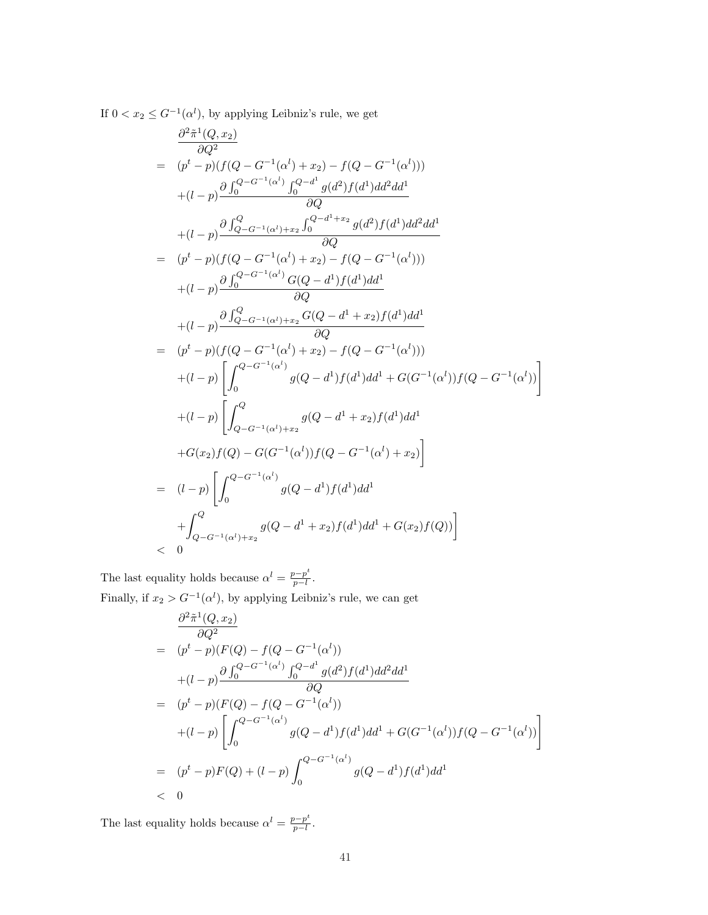If $0 < x_2 \leq G^{-1}(\alpha^l)$, by applying Leibniz's rule, we get

$$
\begin{aligned}
& \frac{\partial^2 \tilde{\pi}^1(Q, x_2)}{\partial Q^2} \\
= \ & (p^t - p)(f(Q - G^{-1}(\alpha^l) + x_2) - f(Q - G^{-1}(\alpha^l))) \\
& + (l - p)\frac{\partial \int_0^{Q-G^{-1}(\alpha^l)} \int_0^{Q-d^1} g(d^2) f(d^1) dd^2 dd^1}{\partial Q} \\
& + (l - p)\frac{\partial \int_{Q-G^{-1}(\alpha^l)+x_2}^{Q} \int_0^{Q-d^1+x_2} g(d^2) f(d^1) dd^2 dd^1}{\partial Q} \\
= \ & (p^t - p)(f(Q - G^{-1}(\alpha^l) + x_2) - f(Q - G^{-1}(\alpha^l))) \\
& + (l - p)\frac{\partial \int_0^{Q-G^{-1}(\alpha^l)} G(Q - d^1) f(d^1) dd^1}{\partial Q} \\
& + (l - p)\frac{\partial \int_{Q-G^{-1}(\alpha^l)+x_2}^{Q} G(Q - d^1 + x_2) f(d^1) dd^1}{\partial Q} \\
= \ & (p^t - p)(f(Q - G^{-1}(\alpha^l) + x_2) - f(Q - G^{-1}(\alpha^l))) \\
& + (l - p)\left[\int_0^{Q-G^{-1}(\alpha^l)} g(Q - d^1) f(d^1) dd^1 + G(G^{-1}(\alpha^l)) f(Q - G^{-1}(\alpha^l))\right] \\
& + (l - p)\left[\int_{Q-G^{-1}(\alpha^l)+x_2}^{Q} g(Q - d^1 + x_2) f(d^1) dd^1\right. \\
& \left. + G(x_2) f(Q) - G(G^{-1}(\alpha^l)) f(Q - G^{-1}(\alpha^l) + x_2)\right] \\
= \ & (l - p)\left[\int_0^{Q-G^{-1}(\alpha^l)} g(Q - d^1) f(d^1) dd^1\right. \\
& \left. + \int_{Q-G^{-1}(\alpha^l)+x_2}^{Q} g(Q - d^1 + x_2) f(d^1) dd^1 + G(x_2) f(Q)\right] \\
< \ & 0
\end{aligned}
$$

The last equality holds because $\alpha^l = \frac{p-p^t}{p-l}$.

Finally, if $x_2 > G^{-1}(\alpha^l)$, by applying Leibniz's rule, we can get

$$
\begin{aligned}
& \frac{\partial^2 \tilde{\pi}^1(Q, x_2)}{\partial Q^2} \\
= \ & (p^t - p)(F(Q) - f(Q - G^{-1}(\alpha^l)) \\
& + (l - p)\frac{\partial \int_0^{Q-G^{-1}(\alpha^l)} \int_0^{Q-d^1} g(d^2) f(d^1) dd^2 dd^1}{\partial Q} \\
= \ & (p^t - p)(F(Q) - f(Q - G^{-1}(\alpha^l)) \\
& + (l - p)\left[\int_0^{Q-G^{-1}(\alpha^l)} g(Q - d^1) f(d^1) dd^1 + G(G^{-1}(\alpha^l)) f(Q - G^{-1}(\alpha^l))\right] \\
= \ & (p^t - p) F(Q) + (l - p)\int_0^{Q-G^{-1}(\alpha^l)} g(Q - d^1) f(d^1) dd^1 \\
< \ & 0
\end{aligned}
$$

The last equality holds because $\alpha^l = \frac{p-p^t}{p-l}$.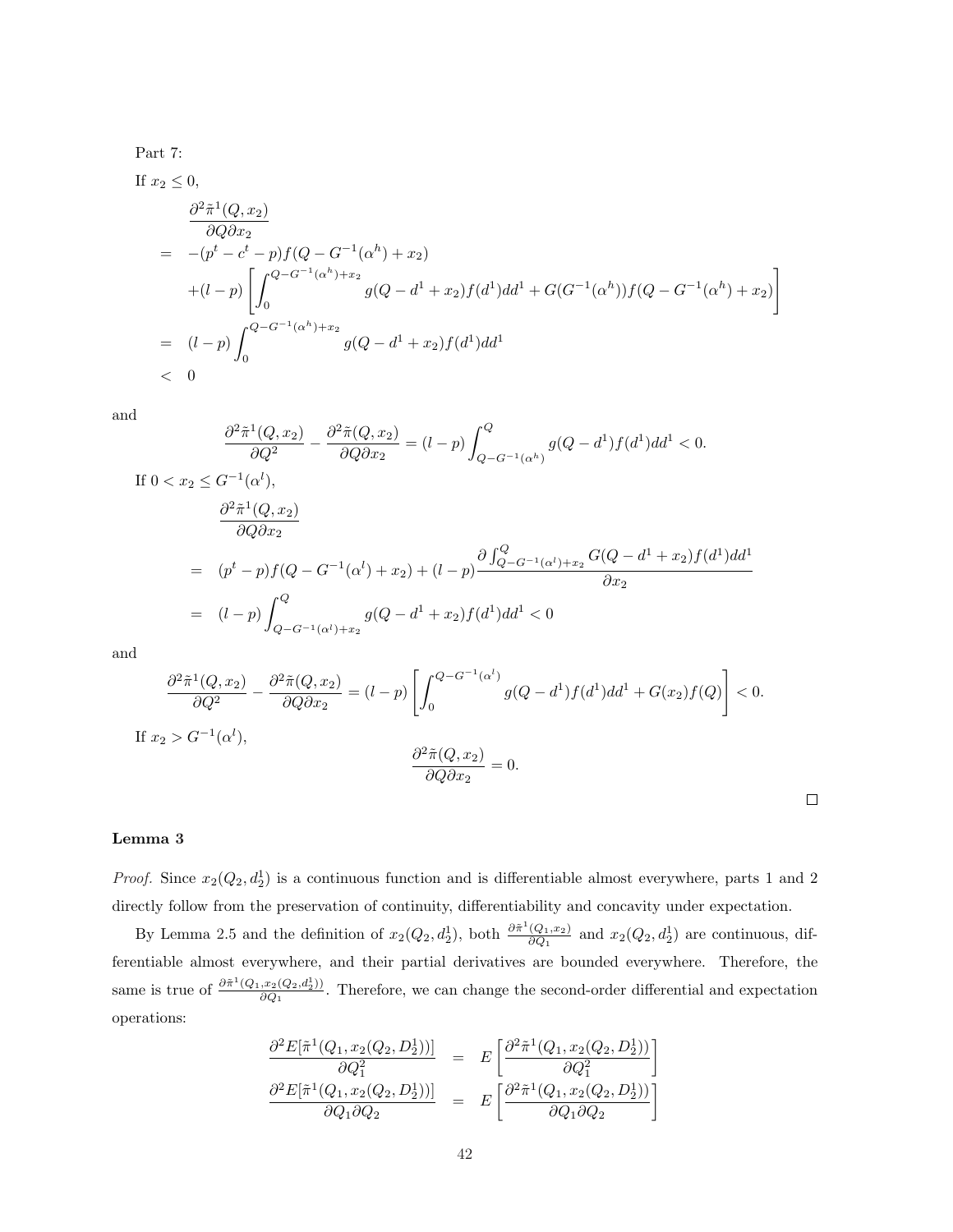Part 7:

If $x_2 \leq 0$,

$$
\begin{aligned}
& \frac{\partial^2 \tilde{\pi}^1(Q, x_2)}{\partial Q \partial x_2} \\
= & -(p^t - c^t - p) f(Q - G^{-1}(\alpha^h) + x_2) \\
& + (l - p) \left[ \int_0^{Q - G^{-1}(\alpha^h) + x_2} g(Q - d^1 + x_2) f(d^1) dd^1 + G(G^{-1}(\alpha^h)) f(Q - G^{-1}(\alpha^h) + x_2) \right] \\
= & (l - p) \int_0^{Q - G^{-1}(\alpha^h) + x_2} g(Q - d^1 + x_2) f(d^1) dd^1 \\
< & \ 0
\end{aligned}
$$

and

$$
\frac{\partial^2 \tilde{\pi}^1(Q, x_2)}{\partial Q^2} - \frac{\partial^2 \tilde{\pi}(Q, x_2)}{\partial Q \partial x_2} = (l - p) \int_{Q - G^{-1}(\alpha^h)}^{Q} g(Q - d^1) f(d^1) dd^1 < 0.
$$

If $0 < x_2 \leq G^{-1}(\alpha^l)$,

$$
\begin{aligned}
& \frac{\partial^2 \tilde{\pi}^1(Q, x_2)}{\partial Q \partial x_2} \\
= & (p^t - p) f(Q - G^{-1}(\alpha^l) + x_2) + (l - p) \frac{\partial \int_{Q - G^{-1}(\alpha^l) + x_2}^{Q} G(Q - d^1 + x_2) f(d^1) dd^1}{\partial x_2} \\
= & (l - p) \int_{Q - G^{-1}(\alpha^l) + x_2}^{Q} g(Q - d^1 + x_2) f(d^1) dd^1 < 0
\end{aligned}
$$

and

$$
\frac{\partial^2 \tilde{\pi}^1(Q, x_2)}{\partial Q^2} - \frac{\partial^2 \tilde{\pi}(Q, x_2)}{\partial Q \partial x_2} = (l - p) \left[ \int_0^{Q - G^{-1}(\alpha^l)} g(Q - d^1) f(d^1) dd^1 + G(x_2) f(Q) \right] < 0.
$$

If $x_2 > G^{-1}(\alpha^l)$,

$$
\frac{\partial^2 \tilde{\pi}(Q, x_2)}{\partial Q \partial x_2} = 0.
$$

□

**Lemma 3**

*Proof.* Since $x_2(Q_2, d_2^1)$ is a continuous function and is differentiable almost everywhere, parts 1 and 2 directly follow from the preservation of continuity, differentiability and concavity under expectation.

By Lemma 2.5 and the definition of $x_2(Q_2, d_2^1)$, both $\frac{\partial \tilde{\pi}^1(Q_1, x_2)}{\partial Q_1}$ and $x_2(Q_2, d_2^1)$ are continuous, differentiable almost everywhere, and their partial derivatives are bounded everywhere. Therefore, the same is true of $\frac{\partial \tilde{\pi}^1(Q_1, x_2(Q_2, d_2^1))}{\partial Q_1}$. Therefore, we can change the second-order differential and expectation operations:

$$
\begin{aligned}
\frac{\partial^2 E[\tilde{\pi}^1(Q_1, x_2(Q_2, D_2^1))]}{\partial Q_1^2} &= E\left[ \frac{\partial^2 \tilde{\pi}^1(Q_1, x_2(Q_2, D_2^1))}{\partial Q_1^2} \right] \\
\frac{\partial^2 E[\tilde{\pi}^1(Q_1, x_2(Q_2, D_2^1))]}{\partial Q_1 \partial Q_2} &= E\left[ \frac{\partial^2 \tilde{\pi}^1(Q_1, x_2(Q_2, D_2^1))}{\partial Q_1 \partial Q_2} \right]
\end{aligned}
$$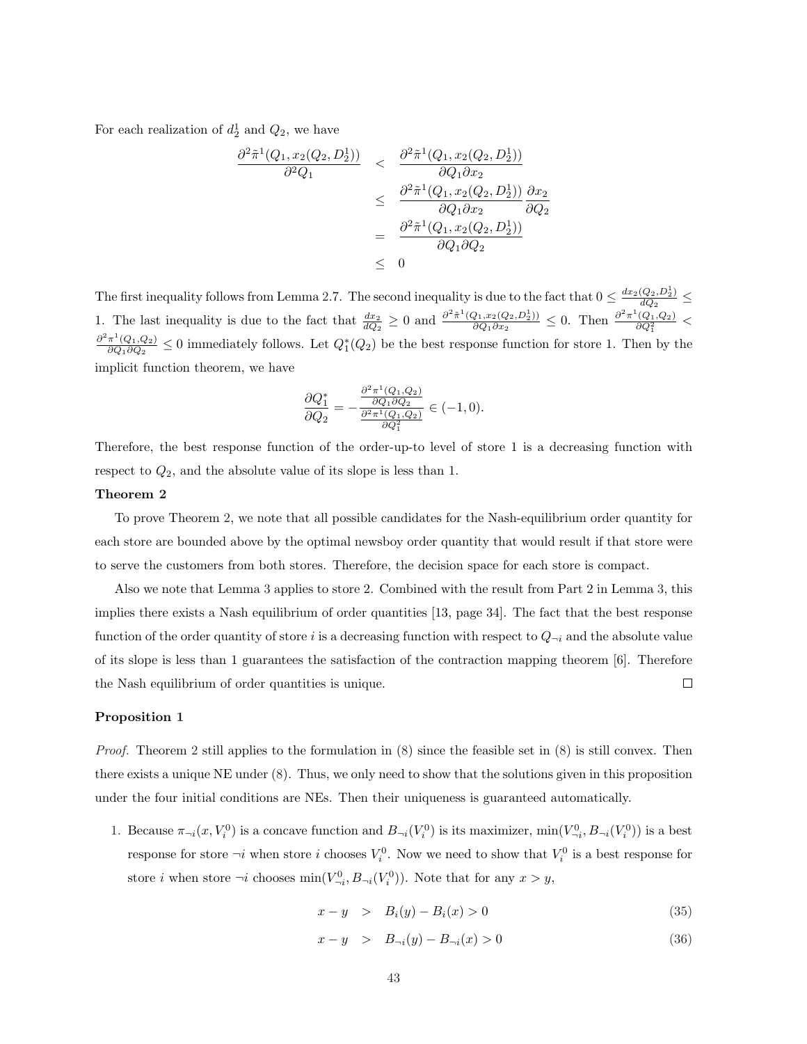For each realization of $d_2^1$ and $Q_2$, we have

$$
\begin{aligned}
\frac{\partial^2 \tilde{\pi}^1(Q_1, x_2(Q_2, D_2^1))}{\partial^2 Q_1} &< \frac{\partial^2 \tilde{\pi}^1(Q_1, x_2(Q_2, D_2^1))}{\partial Q_1 \partial x_2} \\
&\leq \frac{\partial^2 \tilde{\pi}^1(Q_1, x_2(Q_2, D_2^1))}{\partial Q_1 \partial x_2} \frac{\partial x_2}{\partial Q_2} \\
&= \frac{\partial^2 \tilde{\pi}^1(Q_1, x_2(Q_2, D_2^1))}{\partial Q_1 \partial Q_2} \\
&\leq 0
\end{aligned}
$$

The first inequality follows from Lemma 2.7. The second inequality is due to the fact that $0 \leq \frac{dx_2(Q_2, D_2^1)}{dQ_2} \leq 1$. The last inequality is due to the fact that $\frac{dx_2}{dQ_2} \geq 0$ and $\frac{\partial^2 \tilde{\pi}^1(Q_1, x_2(Q_2, D_2^1))}{\partial Q_1 \partial x_2} \leq 0$. Then $\frac{\partial^2 \pi^1(Q_1, Q_2)}{\partial Q_1^2} < \frac{\partial^2 \pi^1(Q_1, Q_2)}{\partial Q_1 \partial Q_2} \leq 0$ immediately follows. Let $Q_1^*(Q_2)$ be the best response function for store 1. Then by the implicit function theorem, we have

$$
\frac{\partial Q_1^*}{\partial Q_2} = -\frac{\frac{\partial^2 \pi^1(Q_1, Q_2)}{\partial Q_1 \partial Q_2}}{\frac{\partial^2 \pi^1(Q_1, Q_2)}{\partial Q_1^2}} \in (-1, 0).
$$

Therefore, the best response function of the order-up-to level of store 1 is a decreasing function with respect to $Q_2$, and the absolute value of its slope is less than 1.

**Theorem 2**

To prove Theorem 2, we note that all possible candidates for the Nash-equilibrium order quantity for each store are bounded above by the optimal newsboy order quantity that would result if that store were to serve the customers from both stores. Therefore, the decision space for each store is compact.

Also we note that Lemma 3 applies to store 2. Combined with the result from Part 2 in Lemma 3, this implies there exists a Nash equilibrium of order quantities [13, page 34]. The fact that the best response function of the order quantity of store $i$ is a decreasing function with respect to $Q_{\neg i}$ and the absolute value of its slope is less than 1 guarantees the satisfaction of the contraction mapping theorem [6]. Therefore the Nash equilibrium of order quantities is unique. □

**Proposition 1**

*Proof.* Theorem 2 still applies to the formulation in (8) since the feasible set in (8) is still convex. Then there exists a unique NE under (8). Thus, we only need to show that the solutions given in this proposition under the four initial conditions are NEs. Then their uniqueness is guaranteed automatically.

1. Because $\pi_{\neg i}(x, V_i^0)$ is a concave function and $B_{\neg i}(V_i^0)$ is its maximizer, $\min(V_{\neg i}^0, B_{\neg i}(V_i^0))$ is a best response for store $\neg i$ when store $i$ chooses $V_i^0$. Now we need to show that $V_i^0$ is a best response for store $i$ when store $\neg i$ chooses $\min(V_{\neg i}^0, B_{\neg i}(V_i^0))$. Note that for any $x > y$,

$$
x - y > B_i(y) - B_i(x) > 0 \tag{35}
$$

$$
x - y > B_{\neg i}(y) - B_{\neg i}(x) > 0 \tag{36}
$$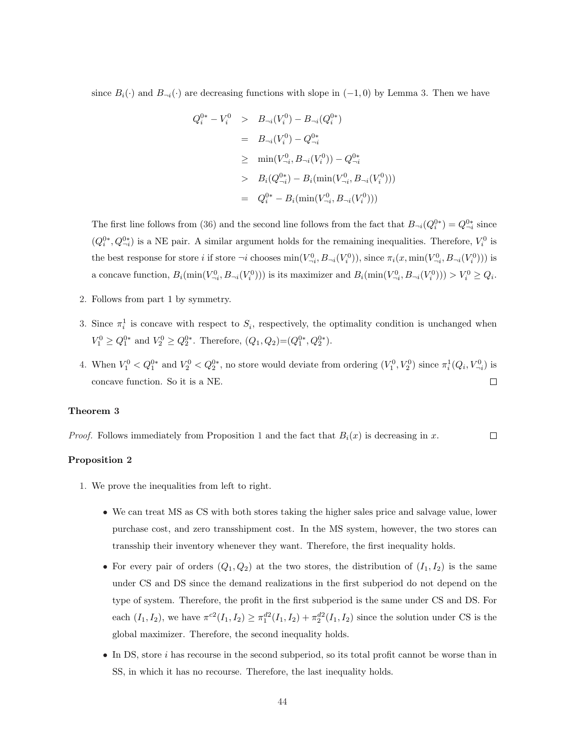since $B_i(\cdot)$ and $B_{\neg i}(\cdot)$ are decreasing functions with slope in $(-1, 0)$ by Lemma 3. Then we have

$$
\begin{aligned}
Q_i^{0*} - V_i^0 &> B_{\neg i}(V_i^0) - B_{\neg i}(Q_i^{0*}) \\
&= B_{\neg i}(V_i^0) - Q_{\neg i}^{0*} \\
&\geq \min(V_{\neg i}^0, B_{\neg i}(V_i^0)) - Q_{\neg i}^{0*} \\
&> B_i(Q_{\neg i}^{0*}) - B_i(\min(V_{\neg i}^0, B_{\neg i}(V_i^0))) \\
&= Q_i^{0*} - B_i(\min(V_{\neg i}^0, B_{\neg i}(V_i^0)))
\end{aligned}
$$

The first line follows from (36) and the second line follows from the fact that $B_{\neg i}(Q_i^{0*}) = Q_{\neg i}^{0*}$ since $(Q_i^{0*}, Q_{\neg i}^{0*})$ is a NE pair. A similar argument holds for the remaining inequalities. Therefore, $V_i^0$ is the best response for store $i$ if store $\neg i$ chooses $\min(V_{\neg i}^0, B_{\neg i}(V_i^0))$, since $\pi_i(x, \min(V_{\neg i}^0, B_{\neg i}(V_i^0)))$ is a concave function, $B_i(\min(V_{\neg i}^0, B_{\neg i}(V_i^0)))$ is its maximizer and $B_i(\min(V_{\neg i}^0, B_{\neg i}(V_i^0))) > V_i^0 \geq Q_i$.

2. Follows from part 1 by symmetry.

3. Since $\pi_i^1$ is concave with respect to $S_i$, respectively, the optimality condition is unchanged when $V_1^0 \geq Q_1^{0*}$ and $V_2^0 \geq Q_2^{0*}$. Therefore, $(Q_1, Q_2) = (Q_1^{0*}, Q_2^{0*})$.

4. When $V_1^0 < Q_1^{0*}$ and $V_2^0 < Q_2^{0*}$, no store would deviate from ordering $(V_1^0, V_2^0)$ since $\pi_i^1(Q_i, V_{\neg i}^0)$ is concave function. So it is a NE. ☐

**Theorem 3**

*Proof.* Follows immediately from Proposition 1 and the fact that $B_i(x)$ is decreasing in $x$. ☐

**Proposition 2**

1. We prove the inequalities from left to right.

   - We can treat MS as CS with both stores taking the higher sales price and salvage value, lower purchase cost, and zero transshipment cost. In the MS system, however, the two stores can transship their inventory whenever they want. Therefore, the first inequality holds.
   - For every pair of orders $(Q_1, Q_2)$ at the two stores, the distribution of $(I_1, I_2)$ is the same under CS and DS since the demand realizations in the first subperiod do not depend on the type of system. Therefore, the profit in the first subperiod is the same under CS and DS. For each $(I_1, I_2)$, we have $\pi^{c2}(I_1, I_2) \geq \pi_1^{d2}(I_1, I_2) + \pi_2^{d2}(I_1, I_2)$ since the solution under CS is the global maximizer. Therefore, the second inequality holds.
   - In DS, store $i$ has recourse in the second subperiod, so its total profit cannot be worse than in SS, in which it has no recourse. Therefore, the last inequality holds.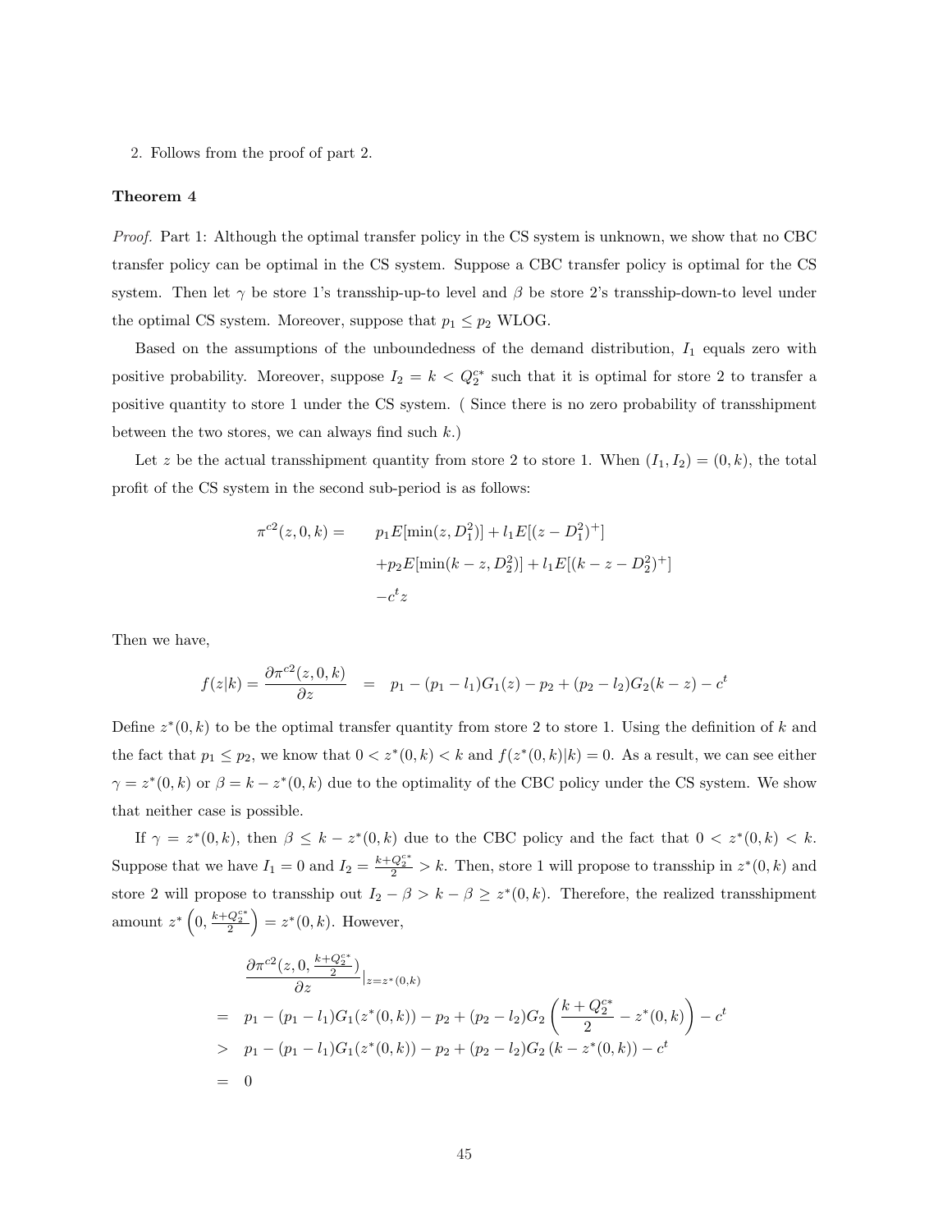2. Follows from the proof of part 2.

**Theorem 4**

*Proof.* Part 1: Although the optimal transfer policy in the CS system is unknown, we show that no CBC transfer policy can be optimal in the CS system. Suppose a CBC transfer policy is optimal for the CS system. Then let $\gamma$ be store 1's transship-up-to level and $\beta$ be store 2's transship-down-to level under the optimal CS system. Moreover, suppose that $p_1 \leq p_2$ WLOG.

Based on the assumptions of the unboundedness of the demand distribution, $I_1$ equals zero with positive probability. Moreover, suppose $I_2 = k < Q_2^{c*}$ such that it is optimal for store 2 to transfer a positive quantity to store 1 under the CS system. ( Since there is no zero probability of transshipment between the two stores, we can always find such $k$.)

Let $z$ be the actual transshipment quantity from store 2 to store 1. When $(I_1, I_2) = (0, k)$, the total profit of the CS system in the second sub-period is as follows:

$$
\begin{aligned}
\pi^{c2}(z, 0, k) = \quad & p_1 E[\min(z, D_1^2)] + l_1 E[(z - D_1^2)^+] \\
& + p_2 E[\min(k - z, D_2^2)] + l_1 E[(k - z - D_2^2)^+] \\
& - c^t z
\end{aligned}
$$

Then we have,

$$
f(z|k) = \frac{\partial \pi^{c2}(z, 0, k)}{\partial z} \quad = \quad p_1 - (p_1 - l_1) G_1(z) - p_2 + (p_2 - l_2) G_2(k - z) - c^t
$$

Define $z^*(0, k)$ to be the optimal transfer quantity from store 2 to store 1. Using the definition of $k$ and the fact that $p_1 \leq p_2$, we know that $0 < z^*(0, k) < k$ and $f(z^*(0, k)|k) = 0$. As a result, we can see either $\gamma = z^*(0, k)$ or $\beta = k - z^*(0, k)$ due to the optimality of the CBC policy under the CS system. We show that neither case is possible.

If $\gamma = z^*(0, k)$, then $\beta \leq k - z^*(0, k)$ due to the CBC policy and the fact that $0 < z^*(0, k) < k$. Suppose that we have $I_1 = 0$ and $I_2 = \frac{k + Q_2^{c*}}{2} > k$. Then, store 1 will propose to transship in $z^*(0, k)$ and store 2 will propose to transship out $I_2 - \beta > k - \beta \geq z^*(0, k)$. Therefore, the realized transshipment amount $z^*\left(0, \frac{k + Q_2^{c*}}{2}\right) = z^*(0, k)$. However,

$$
\begin{aligned}
& \frac{\partial \pi^{c2}(z, 0, \frac{k + Q_2^{c*}}{2})}{\partial z}|_{z = z^*(0,k)} \\
= \quad & p_1 - (p_1 - l_1) G_1(z^*(0, k)) - p_2 + (p_2 - l_2) G_2\left(\frac{k + Q_2^{c*}}{2} - z^*(0, k)\right) - c^t \\
> \quad & p_1 - (p_1 - l_1) G_1(z^*(0, k)) - p_2 + (p_2 - l_2) G_2\left(k - z^*(0, k)\right) - c^t \\
= \quad & 0
\end{aligned}
$$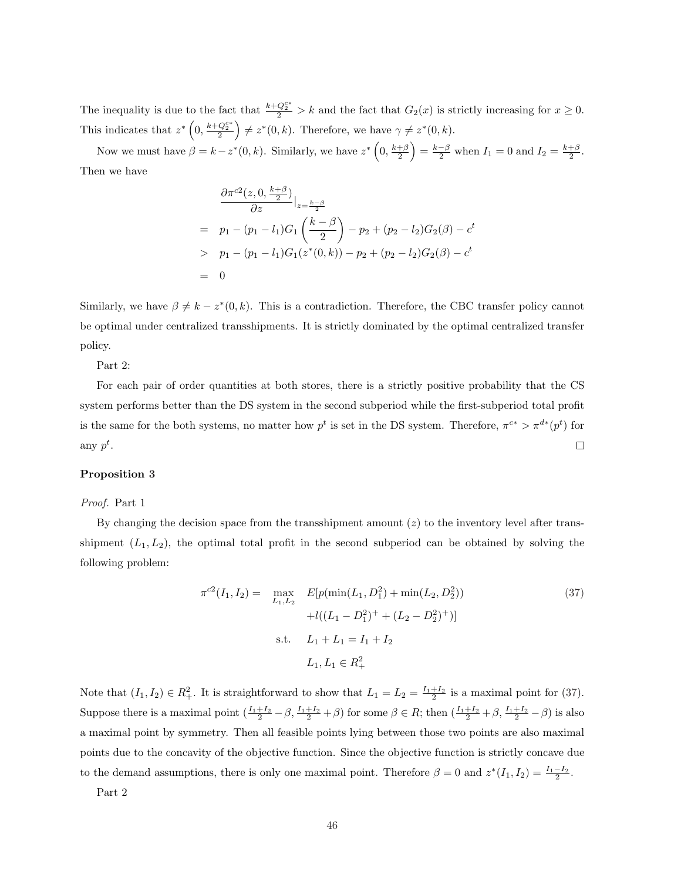The inequality is due to the fact that $\frac{k+Q_2^{c*}}{2} > k$ and the fact that $G_2(x)$ is strictly increasing for $x \geq 0$. This indicates that $z^*\left(0, \frac{k+Q_2^{c*}}{2}\right) \neq z^*(0,k)$. Therefore, we have $\gamma \neq z^*(0,k)$.

Now we must have $\beta = k - z^*(0,k)$. Similarly, we have $z^*\left(0, \frac{k+\beta}{2}\right) = \frac{k-\beta}{2}$ when $I_1 = 0$ and $I_2 = \frac{k+\beta}{2}$. Then we have

$$
\begin{aligned}
& \frac{\partial \pi^{c2}(z, 0, \frac{k+\beta}{2})}{\partial z}\Big|_{z=\frac{k-\beta}{2}} \\
= \;& p_1 - (p_1 - l_1)G_1\left(\frac{k-\beta}{2}\right) - p_2 + (p_2 - l_2)G_2(\beta) - c^t \\
> \;& p_1 - (p_1 - l_1)G_1(z^*(0,k)) - p_2 + (p_2 - l_2)G_2(\beta) - c^t \\
= \;& 0
\end{aligned}
$$

Similarly, we have $\beta \neq k - z^*(0,k)$. This is a contradiction. Therefore, the CBC transfer policy cannot be optimal under centralized transshipments. It is strictly dominated by the optimal centralized transfer policy.

Part 2:

For each pair of order quantities at both stores, there is a strictly positive probability that the CS system performs better than the DS system in the second subperiod while the first-subperiod total profit is the same for the both systems, no matter how $p^t$ is set in the DS system. Therefore, $\pi^{c*} > \pi^{d*}(p^t)$ for any $p^t$. ∎

**Proposition 3**

*Proof.* Part 1

By changing the decision space from the transshipment amount ($z$) to the inventory level after transshipment ($L_1, L_2$), the optimal total profit in the second subperiod can be obtained by solving the following problem:

$$
\begin{aligned}
\pi^{c2}(I_1, I_2) = \quad & \max_{L_1, L_2} \quad E[p(\min(L_1, D_1^2) + \min(L_2, D_2^2)) \\
& \qquad\quad + l((L_1 - D_1^2)^+ + (L_2 - D_2^2)^+)] \\
& \text{s.t.} \quad L_1 + L_1 = I_1 + I_2 \\
& \qquad\quad L_1, L_1 \in R_+^2
\end{aligned} \tag{37}
$$

Note that $(I_1, I_2) \in R_+^2$. It is straightforward to show that $L_1 = L_2 = \frac{I_1+I_2}{2}$ is a maximal point for (37). Suppose there is a maximal point $(\frac{I_1+I_2}{2} - \beta, \frac{I_1+I_2}{2} + \beta)$ for some $\beta \in R$; then $(\frac{I_1+I_2}{2} + \beta, \frac{I_1+I_2}{2} - \beta)$ is also a maximal point by symmetry. Then all feasible points lying between those two points are also maximal points due to the concavity of the objective function. Since the objective function is strictly concave due to the demand assumptions, there is only one maximal point. Therefore $\beta = 0$ and $z^*(I_1, I_2) = \frac{I_1 - I_2}{2}$.

Part 2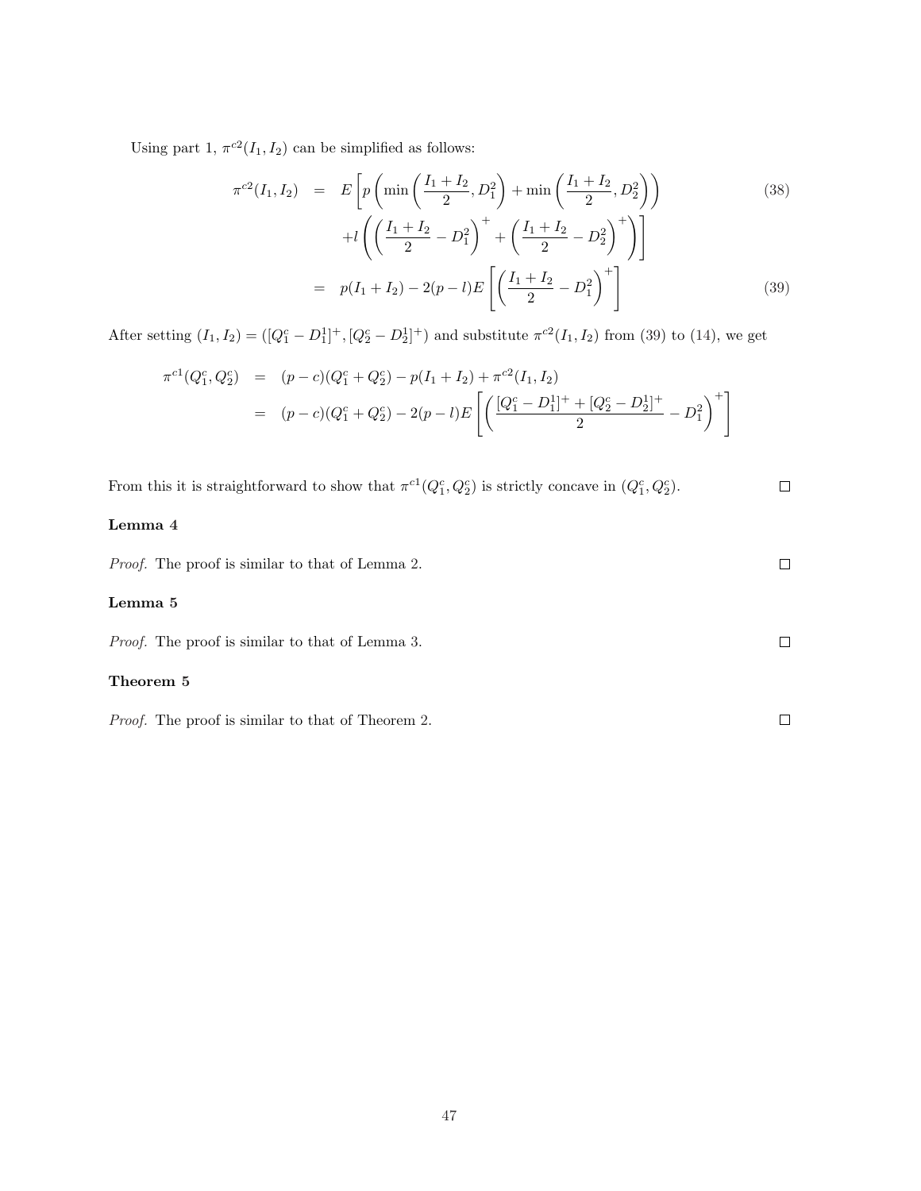Using part 1, $\pi^{c2}(I_1, I_2)$ can be simplified as follows:

$$
\begin{aligned}
\pi^{c2}(I_1, I_2) &= E\left[p\left(\min\left(\frac{I_1+I_2}{2}, D_1^2\right) + \min\left(\frac{I_1+I_2}{2}, D_2^2\right)\right)\right. \\
&\quad \left. + l\left(\left(\frac{I_1+I_2}{2} - D_1^2\right)^+ + \left(\frac{I_1+I_2}{2} - D_2^2\right)^+\right)\right] \qquad (38) \\
&= p(I_1+I_2) - 2(p-l)E\left[\left(\frac{I_1+I_2}{2} - D_1^2\right)^+\right] \qquad (39)
\end{aligned}
$$

After setting $(I_1, I_2) = ([Q_1^c - D_1^1]^+, [Q_2^c - D_2^1]^+)$ and substitute $\pi^{c2}(I_1, I_2)$ from (39) to (14), we get

$$
\begin{aligned}
\pi^{c1}(Q_1^c, Q_2^c) &= (p-c)(Q_1^c + Q_2^c) - p(I_1+I_2) + \pi^{c2}(I_1, I_2) \\
&= (p-c)(Q_1^c + Q_2^c) - 2(p-l)E\left[\left(\frac{[Q_1^c - D_1^1]^+ + [Q_2^c - D_2^1]^+}{2} - D_1^2\right)^+\right]
\end{aligned}
$$

From this it is straightforward to show that $\pi^{c1}(Q_1^c, Q_2^c)$ is strictly concave in $(Q_1^c, Q_2^c)$. □

**Lemma 4**

*Proof.* The proof is similar to that of Lemma 2. □

**Lemma 5**

*Proof.* The proof is similar to that of Lemma 3. □

**Theorem 5**

*Proof.* The proof is similar to that of Theorem 2. □